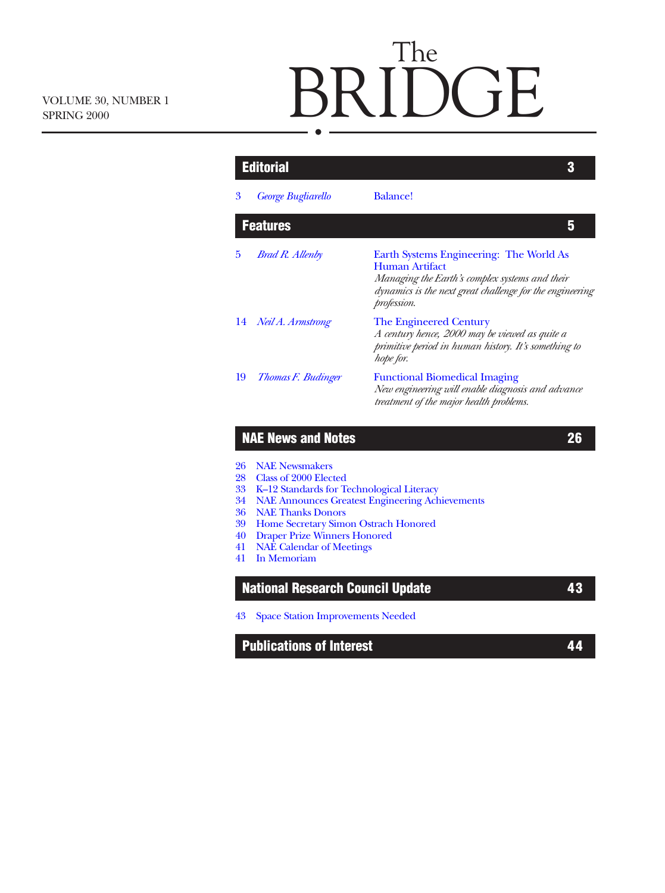# The BRIDGE

VOLUME 30, NUMBER 1
SPRING 2000

## Editorial 3

3 *George Bugliarello* — Balance!

## Features 5

5 *Brad R. Allenby* — Earth Systems Engineering: The World As Human Artifact
*Managing the Earth's complex systems and their dynamics is the next great challenge for the engineering profession.*

14 *Neil A. Armstrong* — The Engineered Century
*A century hence, 2000 may be viewed as quite a primitive period in human history. It's something to hope for.*

19 *Thomas F. Budinger* — Functional Biomedical Imaging
*New engineering will enable diagnosis and advance treatment of the major health problems.*

## NAE News and Notes 26

26 NAE Newsmakers
28 Class of 2000 Elected
33 K–12 Standards for Technological Literacy
34 NAE Announces Greatest Engineering Achievements
36 NAE Thanks Donors
39 Home Secretary Simon Ostrach Honored
40 Draper Prize Winners Honored
41 NAE Calendar of Meetings
41 In Memoriam

## National Research Council Update 43

43 Space Station Improvements Needed

## Publications of Interest 44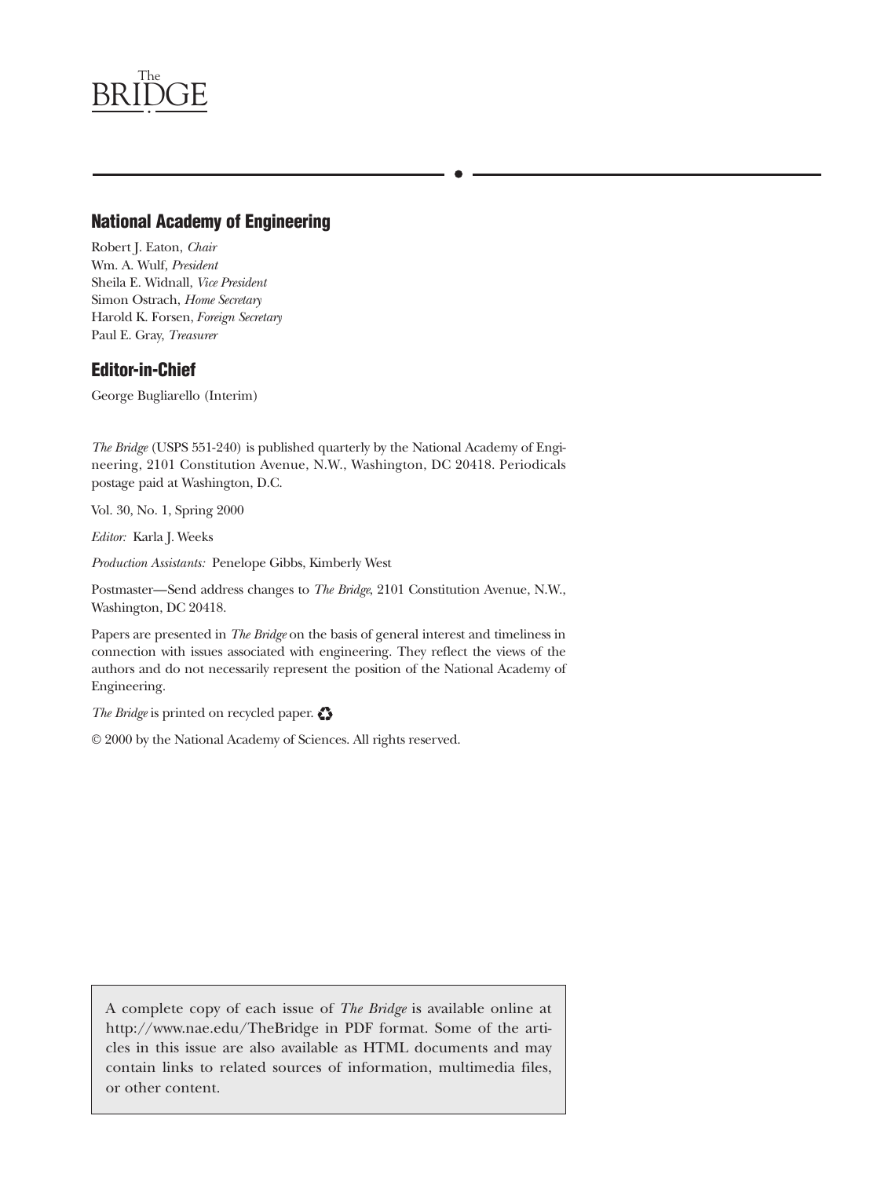## National Academy of Engineering

Robert J. Eaton, *Chair*
Wm. A. Wulf, *President*
Sheila E. Widnall, *Vice President*
Simon Ostrach, *Home Secretary*
Harold K. Forsen, *Foreign Secretary*
Paul E. Gray, *Treasurer*

## Editor-in-Chief

George Bugliarello (Interim)

*The Bridge* (USPS 551-240) is published quarterly by the National Academy of Engineering, 2101 Constitution Avenue, N.W., Washington, DC 20418. Periodicals postage paid at Washington, D.C.

Vol. 30, No. 1, Spring 2000

*Editor:* Karla J. Weeks

*Production Assistants:* Penelope Gibbs, Kimberly West

Postmaster—Send address changes to *The Bridge*, 2101 Constitution Avenue, N.W., Washington, DC 20418.

Papers are presented in *The Bridge* on the basis of general interest and timeliness in connection with issues associated with engineering. They reflect the views of the authors and do not necessarily represent the position of the National Academy of Engineering.

*The Bridge* is printed on recycled paper. ♻

© 2000 by the National Academy of Sciences. All rights reserved.

A complete copy of each issue of *The Bridge* is available online at http://www.nae.edu/TheBridge in PDF format. Some of the articles in this issue are also available as HTML documents and may contain links to related sources of information, multimedia files, or other content.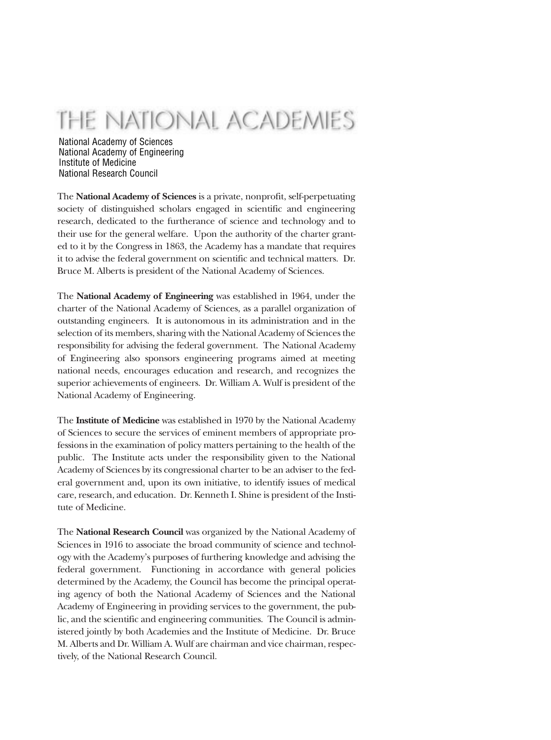# THE NATIONAL ACADEMIES

National Academy of Sciences
National Academy of Engineering
Institute of Medicine
National Research Council

The **National Academy of Sciences** is a private, nonprofit, self-perpetuating society of distinguished scholars engaged in scientific and engineering research, dedicated to the furtherance of science and technology and to their use for the general welfare. Upon the authority of the charter granted to it by the Congress in 1863, the Academy has a mandate that requires it to advise the federal government on scientific and technical matters. Dr. Bruce M. Alberts is president of the National Academy of Sciences.

The **National Academy of Engineering** was established in 1964, under the charter of the National Academy of Sciences, as a parallel organization of outstanding engineers. It is autonomous in its administration and in the selection of its members, sharing with the National Academy of Sciences the responsibility for advising the federal government. The National Academy of Engineering also sponsors engineering programs aimed at meeting national needs, encourages education and research, and recognizes the superior achievements of engineers. Dr. William A. Wulf is president of the National Academy of Engineering.

The **Institute of Medicine** was established in 1970 by the National Academy of Sciences to secure the services of eminent members of appropriate professions in the examination of policy matters pertaining to the health of the public. The Institute acts under the responsibility given to the National Academy of Sciences by its congressional charter to be an adviser to the federal government and, upon its own initiative, to identify issues of medical care, research, and education. Dr. Kenneth I. Shine is president of the Institute of Medicine.

The **National Research Council** was organized by the National Academy of Sciences in 1916 to associate the broad community of science and technology with the Academy's purposes of furthering knowledge and advising the federal government. Functioning in accordance with general policies determined by the Academy, the Council has become the principal operating agency of both the National Academy of Sciences and the National Academy of Engineering in providing services to the government, the public, and the scientific and engineering communities. The Council is administered jointly by both Academies and the Institute of Medicine. Dr. Bruce M. Alberts and Dr. William A. Wulf are chairman and vice chairman, respectively, of the National Research Council.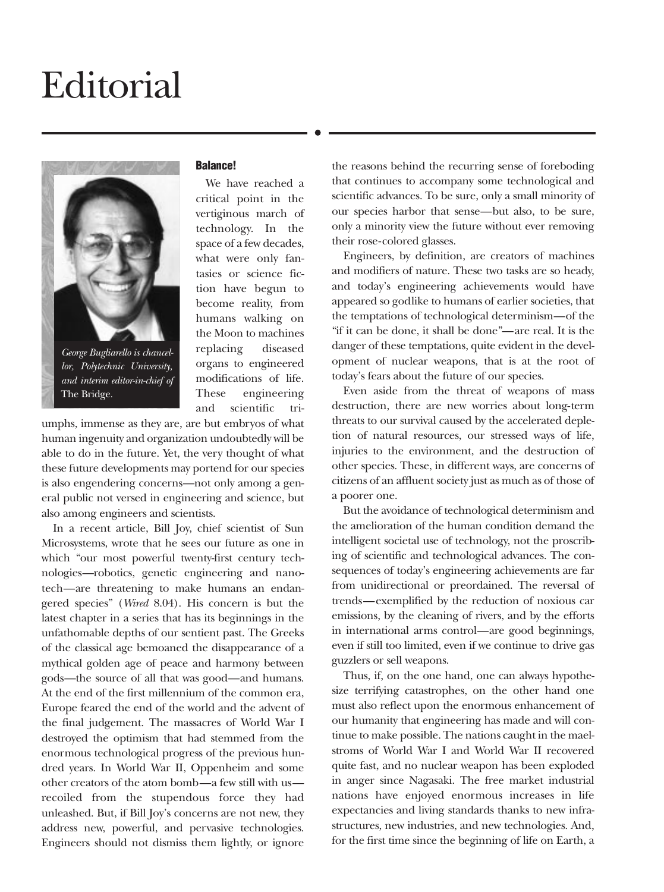# Editorial

*George Bugliarello is chancellor, Polytechnic University, and interim editor-in-chief of* The Bridge.

### Balance!

We have reached a critical point in the vertiginous march of technology. In the space of a few decades, what were only fantasies or science fiction have begun to become reality, from humans walking on the Moon to machines replacing diseased organs to engineered modifications of life. These engineering and scientific triumphs, immense as they are, are but embryos of what human ingenuity and organization undoubtedly will be able to do in the future. Yet, the very thought of what these future developments may portend for our species is also engendering concerns—not only among a general public not versed in engineering and science, but also among engineers and scientists.

In a recent article, Bill Joy, chief scientist of Sun Microsystems, wrote that he sees our future as one in which "our most powerful twenty-first century technologies—robotics, genetic engineering and nanotech—are threatening to make humans an endangered species" (*Wired* 8.04). His concern is but the latest chapter in a series that has its beginnings in the unfathomable depths of our sentient past. The Greeks of the classical age bemoaned the disappearance of a mythical golden age of peace and harmony between gods—the source of all that was good—and humans. At the end of the first millennium of the common era, Europe feared the end of the world and the advent of the final judgement. The massacres of World War I destroyed the optimism that had stemmed from the enormous technological progress of the previous hundred years. In World War II, Oppenheim and some other creators of the atom bomb—a few still with us—recoiled from the stupendous force they had unleashed. But, if Bill Joy's concerns are not new, they address new, powerful, and pervasive technologies. Engineers should not dismiss them lightly, or ignore the reasons behind the recurring sense of foreboding that continues to accompany some technological and scientific advances. To be sure, only a small minority of our species harbor that sense—but also, to be sure, only a minority view the future without ever removing their rose-colored glasses.

Engineers, by definition, are creators of machines and modifiers of nature. These two tasks are so heady, and today's engineering achievements would have appeared so godlike to humans of earlier societies, that the temptations of technological determinism—of the "if it can be done, it shall be done"—are real. It is the danger of these temptations, quite evident in the development of nuclear weapons, that is at the root of today's fears about the future of our species.

Even aside from the threat of weapons of mass destruction, there are new worries about long-term threats to our survival caused by the accelerated depletion of natural resources, our stressed ways of life, injuries to the environment, and the destruction of other species. These, in different ways, are concerns of citizens of an affluent society just as much as of those of a poorer one.

But the avoidance of technological determinism and the amelioration of the human condition demand the intelligent societal use of technology, not the proscribing of scientific and technological advances. The consequences of today's engineering achievements are far from unidirectional or preordained. The reversal of trends—exemplified by the reduction of noxious car emissions, by the cleaning of rivers, and by the efforts in international arms control—are good beginnings, even if still too limited, even if we continue to drive gas guzzlers or sell weapons.

Thus, if, on the one hand, one can always hypothesize terrifying catastrophes, on the other hand one must also reflect upon the enormous enhancement of our humanity that engineering has made and will continue to make possible. The nations caught in the maelstroms of World War I and World War II recovered quite fast, and no nuclear weapon has been exploded in anger since Nagasaki. The free market industrial nations have enjoyed enormous increases in life expectancies and living standards thanks to new infrastructures, new industries, and new technologies. And, for the first time since the beginning of life on Earth, a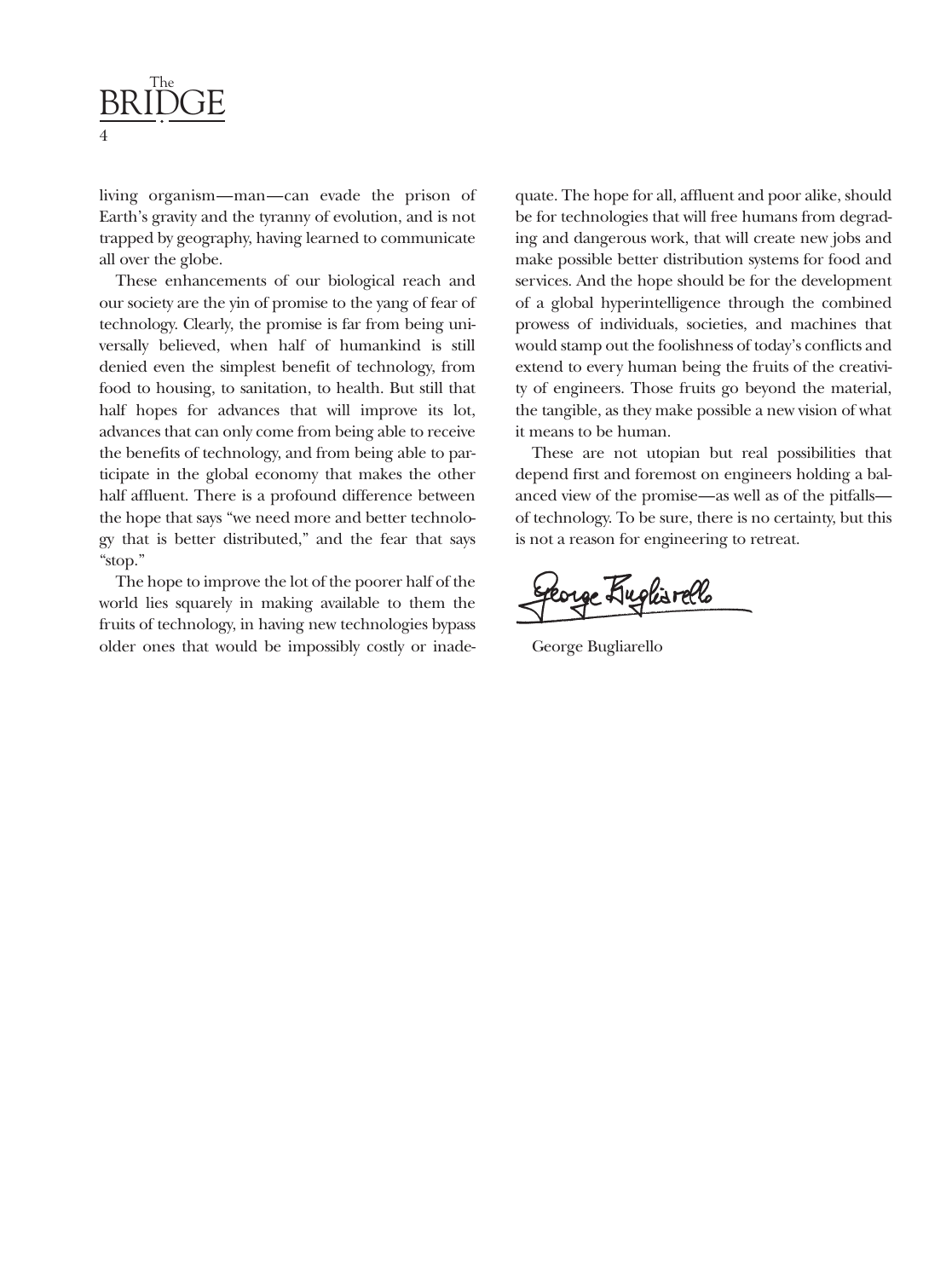living organism—man—can evade the prison of Earth's gravity and the tyranny of evolution, and is not trapped by geography, having learned to communicate all over the globe.

These enhancements of our biological reach and our society are the yin of promise to the yang of fear of technology. Clearly, the promise is far from being universally believed, when half of humankind is still denied even the simplest benefit of technology, from food to housing, to sanitation, to health. But still that half hopes for advances that will improve its lot, advances that can only come from being able to receive the benefits of technology, and from being able to participate in the global economy that makes the other half affluent. There is a profound difference between the hope that says "we need more and better technology that is better distributed," and the fear that says "stop."

The hope to improve the lot of the poorer half of the world lies squarely in making available to them the fruits of technology, in having new technologies bypass older ones that would be impossibly costly or inadequate. The hope for all, affluent and poor alike, should be for technologies that will free humans from degrading and dangerous work, that will create new jobs and make possible better distribution systems for food and services. And the hope should be for the development of a global hyperintelligence through the combined prowess of individuals, societies, and machines that would stamp out the foolishness of today's conflicts and extend to every human being the fruits of the creativity of engineers. Those fruits go beyond the material, the tangible, as they make possible a new vision of what it means to be human.

These are not utopian but real possibilities that depend first and foremost on engineers holding a balanced view of the promise—as well as of the pitfalls—of technology. To be sure, there is no certainty, but this is not a reason for engineering to retreat.

George Bugliarello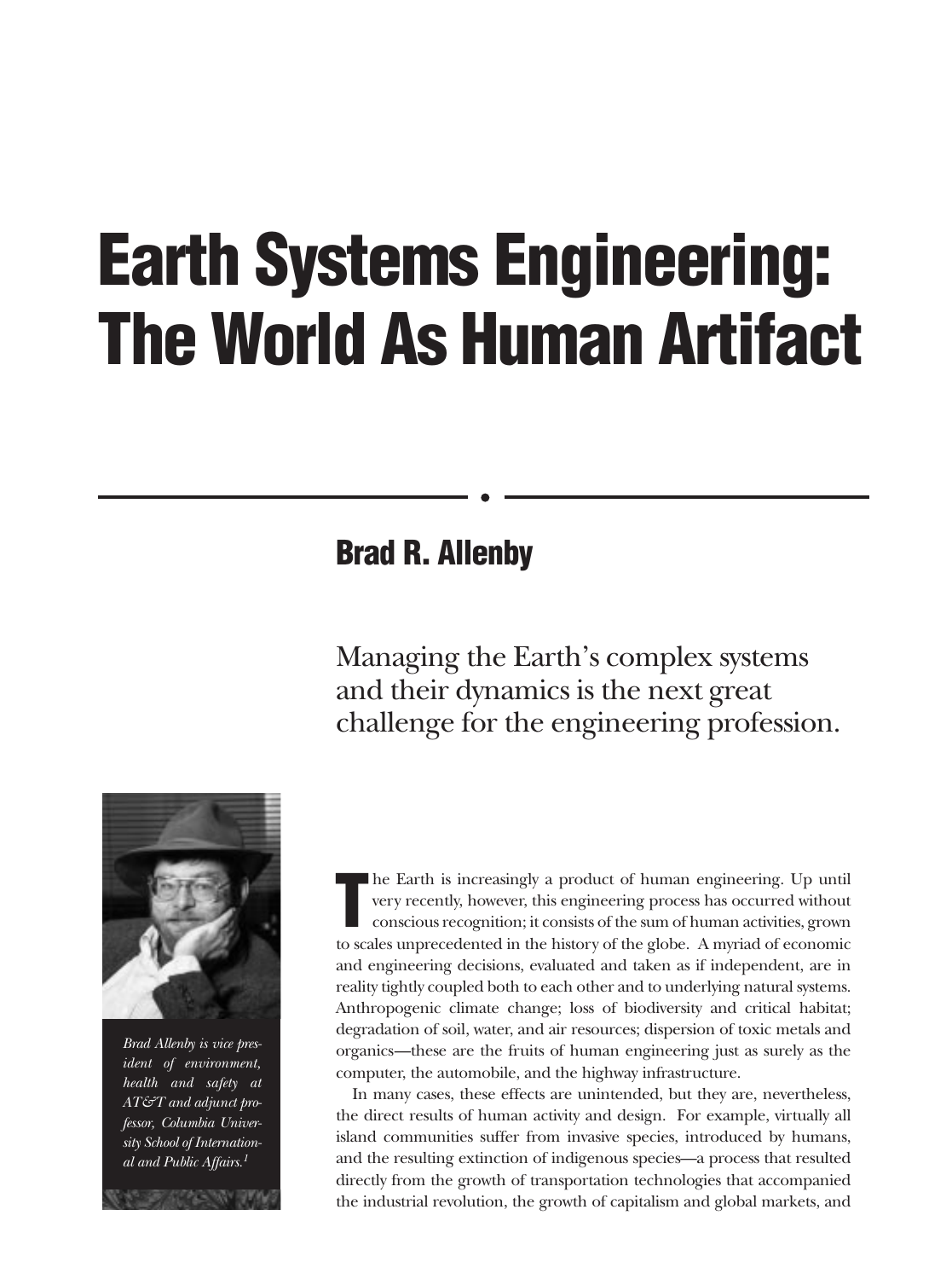# Earth Systems Engineering: The World As Human Artifact

## Brad R. Allenby

Managing the Earth's complex systems and their dynamics is the next great challenge for the engineering profession.

*Brad Allenby is vice president of environment, health and safety at AT&T and adjunct professor, Columbia University School of International and Public Affairs.[1]*

The Earth is increasingly a product of human engineering. Up until very recently, however, this engineering process has occurred without conscious recognition; it consists of the sum of human activities, grown to scales unprecedented in the history of the globe. A myriad of economic and engineering decisions, evaluated and taken as if independent, are in reality tightly coupled both to each other and to underlying natural systems. Anthropogenic climate change; loss of biodiversity and critical habitat; degradation of soil, water, and air resources; dispersion of toxic metals and organics—these are the fruits of human engineering just as surely as the computer, the automobile, and the highway infrastructure.

In many cases, these effects are unintended, but they are, nevertheless, the direct results of human activity and design. For example, virtually all island communities suffer from invasive species, introduced by humans, and the resulting extinction of indigenous species—a process that resulted directly from the growth of transportation technologies that accompanied the industrial revolution, the growth of capitalism and global markets, and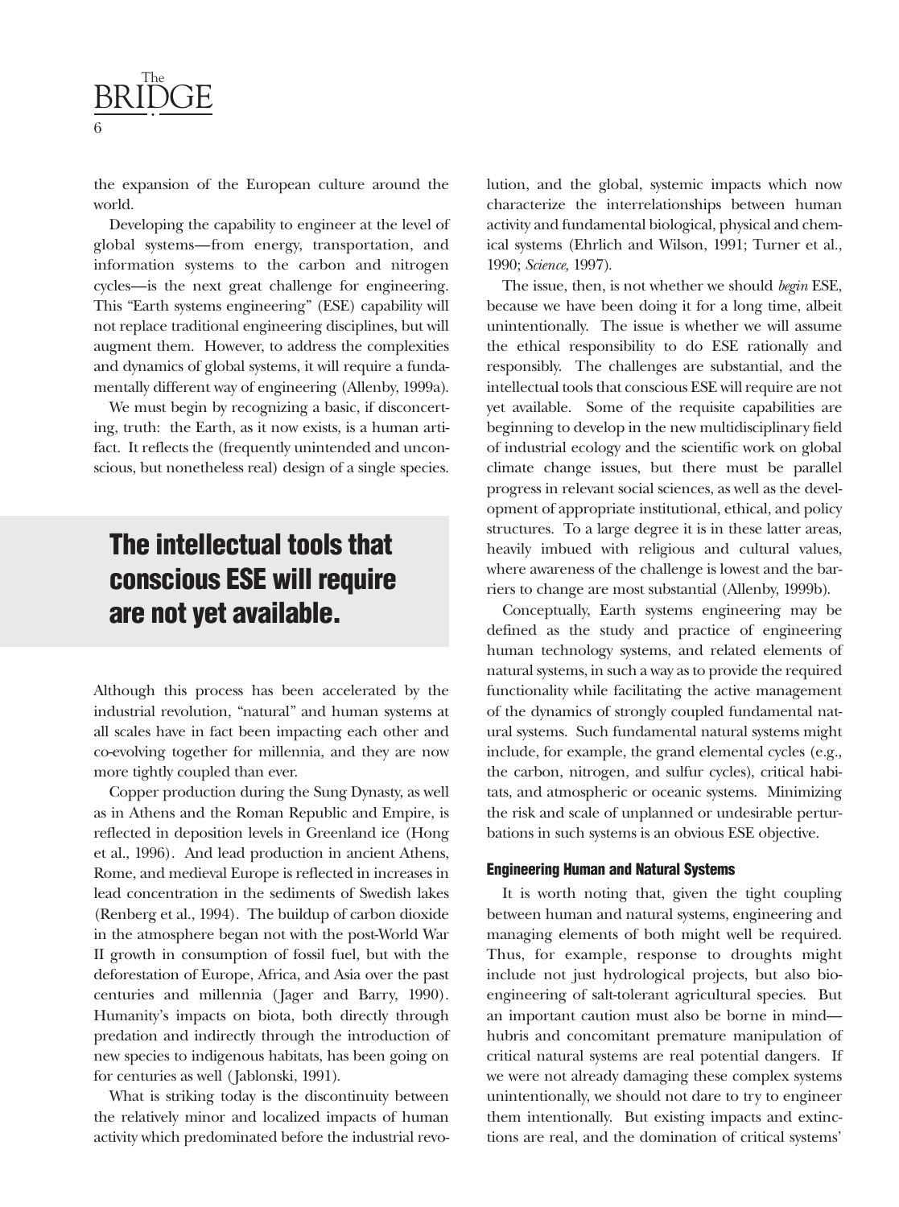the expansion of the European culture around the world.

Developing the capability to engineer at the level of global systems—from energy, transportation, and information systems to the carbon and nitrogen cycles—is the next great challenge for engineering. This "Earth systems engineering" (ESE) capability will not replace traditional engineering disciplines, but will augment them. However, to address the complexities and dynamics of global systems, it will require a fundamentally different way of engineering (Allenby, 1999a).

We must begin by recognizing a basic, if disconcerting, truth: the Earth, as it now exists, is a human artifact. It reflects the (frequently unintended and unconscious, but nonetheless real) design of a single species.

**The intellectual tools that conscious ESE will require are not yet available.**

Although this process has been accelerated by the industrial revolution, "natural" and human systems at all scales have in fact been impacting each other and co-evolving together for millennia, and they are now more tightly coupled than ever.

Copper production during the Sung Dynasty, as well as in Athens and the Roman Republic and Empire, is reflected in deposition levels in Greenland ice (Hong et al., 1996). And lead production in ancient Athens, Rome, and medieval Europe is reflected in increases in lead concentration in the sediments of Swedish lakes (Renberg et al., 1994). The buildup of carbon dioxide in the atmosphere began not with the post-World War II growth in consumption of fossil fuel, but with the deforestation of Europe, Africa, and Asia over the past centuries and millennia (Jager and Barry, 1990). Humanity's impacts on biota, both directly through predation and indirectly through the introduction of new species to indigenous habitats, has been going on for centuries as well (Jablonski, 1991).

What is striking today is the discontinuity between the relatively minor and localized impacts of human activity which predominated before the industrial revolution, and the global, systemic impacts which now characterize the interrelationships between human activity and fundamental biological, physical and chemical systems (Ehrlich and Wilson, 1991; Turner et al., 1990; *Science*, 1997).

The issue, then, is not whether we should *begin* ESE, because we have been doing it for a long time, albeit unintentionally. The issue is whether we will assume the ethical responsibility to do ESE rationally and responsibly. The challenges are substantial, and the intellectual tools that conscious ESE will require are not yet available. Some of the requisite capabilities are beginning to develop in the new multidisciplinary field of industrial ecology and the scientific work on global climate change issues, but there must be parallel progress in relevant social sciences, as well as the development of appropriate institutional, ethical, and policy structures. To a large degree it is in these latter areas, heavily imbued with religious and cultural values, where awareness of the challenge is lowest and the barriers to change are most substantial (Allenby, 1999b).

Conceptually, Earth systems engineering may be defined as the study and practice of engineering human technology systems, and related elements of natural systems, in such a way as to provide the required functionality while facilitating the active management of the dynamics of strongly coupled fundamental natural systems. Such fundamental natural systems might include, for example, the grand elemental cycles (e.g., the carbon, nitrogen, and sulfur cycles), critical habitats, and atmospheric or oceanic systems. Minimizing the risk and scale of unplanned or undesirable perturbations in such systems is an obvious ESE objective.

### Engineering Human and Natural Systems

It is worth noting that, given the tight coupling between human and natural systems, engineering and managing elements of both might well be required. Thus, for example, response to droughts might include not just hydrological projects, but also bioengineering of salt-tolerant agricultural species. But an important caution must also be borne in mind—hubris and concomitant premature manipulation of critical natural systems are real potential dangers. If we were not already damaging these complex systems unintentionally, we should not dare to try to engineer them intentionally. But existing impacts and extinctions are real, and the domination of critical systems'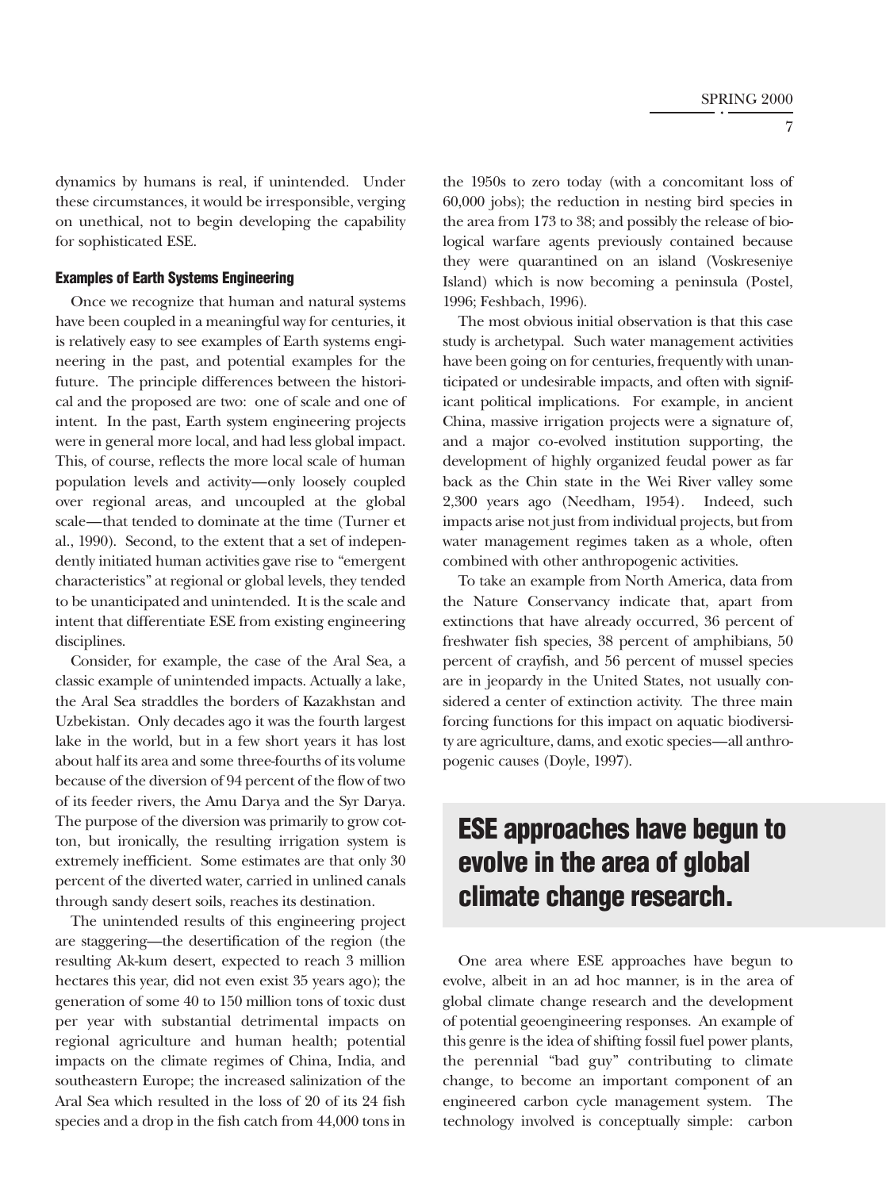dynamics by humans is real, if unintended. Under these circumstances, it would be irresponsible, verging on unethical, not to begin developing the capability for sophisticated ESE.

### Examples of Earth Systems Engineering

Once we recognize that human and natural systems have been coupled in a meaningful way for centuries, it is relatively easy to see examples of Earth systems engineering in the past, and potential examples for the future. The principle differences between the historical and the proposed are two: one of scale and one of intent. In the past, Earth system engineering projects were in general more local, and had less global impact. This, of course, reflects the more local scale of human population levels and activity—only loosely coupled over regional areas, and uncoupled at the global scale—that tended to dominate at the time (Turner et al., 1990). Second, to the extent that a set of independently initiated human activities gave rise to "emergent characteristics" at regional or global levels, they tended to be unanticipated and unintended. It is the scale and intent that differentiate ESE from existing engineering disciplines.

Consider, for example, the case of the Aral Sea, a classic example of unintended impacts. Actually a lake, the Aral Sea straddles the borders of Kazakhstan and Uzbekistan. Only decades ago it was the fourth largest lake in the world, but in a few short years it has lost about half its area and some three-fourths of its volume because of the diversion of 94 percent of the flow of two of its feeder rivers, the Amu Darya and the Syr Darya. The purpose of the diversion was primarily to grow cotton, but ironically, the resulting irrigation system is extremely inefficient. Some estimates are that only 30 percent of the diverted water, carried in unlined canals through sandy desert soils, reaches its destination.

The unintended results of this engineering project are staggering—the desertification of the region (the resulting Ak-kum desert, expected to reach 3 million hectares this year, did not even exist 35 years ago); the generation of some 40 to 150 million tons of toxic dust per year with substantial detrimental impacts on regional agriculture and human health; potential impacts on the climate regimes of China, India, and southeastern Europe; the increased salinization of the Aral Sea which resulted in the loss of 20 of its 24 fish species and a drop in the fish catch from 44,000 tons in the 1950s to zero today (with a concomitant loss of 60,000 jobs); the reduction in nesting bird species in the area from 173 to 38; and possibly the release of biological warfare agents previously contained because they were quarantined on an island (Voskreseniye Island) which is now becoming a peninsula (Postel, 1996; Feshbach, 1996).

The most obvious initial observation is that this case study is archetypal. Such water management activities have been going on for centuries, frequently with unanticipated or undesirable impacts, and often with significant political implications. For example, in ancient China, massive irrigation projects were a signature of, and a major co-evolved institution supporting, the development of highly organized feudal power as far back as the Chin state in the Wei River valley some 2,300 years ago (Needham, 1954). Indeed, such impacts arise not just from individual projects, but from water management regimes taken as a whole, often combined with other anthropogenic activities.

To take an example from North America, data from the Nature Conservancy indicate that, apart from extinctions that have already occurred, 36 percent of freshwater fish species, 38 percent of amphibians, 50 percent of crayfish, and 56 percent of mussel species are in jeopardy in the United States, not usually considered a center of extinction activity. The three main forcing functions for this impact on aquatic biodiversity are agriculture, dams, and exotic species—all anthropogenic causes (Doyle, 1997).

**ESE approaches have begun to evolve in the area of global climate change research.**

One area where ESE approaches have begun to evolve, albeit in an ad hoc manner, is in the area of global climate change research and the development of potential geoengineering responses. An example of this genre is the idea of shifting fossil fuel power plants, the perennial "bad guy" contributing to climate change, to become an important component of an engineered carbon cycle management system. The technology involved is conceptually simple: carbon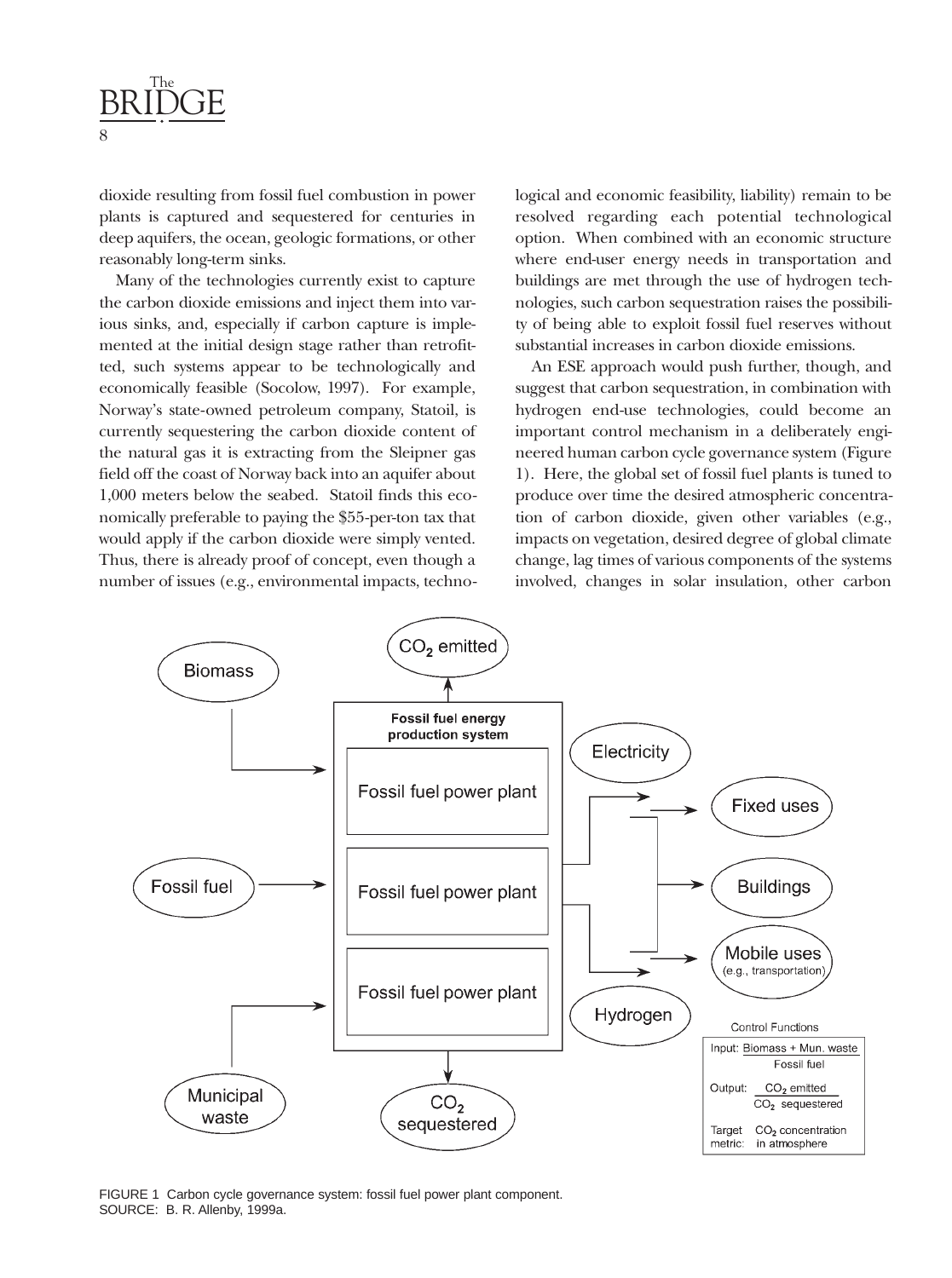dioxide resulting from fossil fuel combustion in power plants is captured and sequestered for centuries in deep aquifers, the ocean, geologic formations, or other reasonably long-term sinks.

Many of the technologies currently exist to capture the carbon dioxide emissions and inject them into various sinks, and, especially if carbon capture is implemented at the initial design stage rather than retrofitted, such systems appear to be technologically and economically feasible (Socolow, 1997). For example, Norway's state-owned petroleum company, Statoil, is currently sequestering the carbon dioxide content of the natural gas it is extracting from the Sleipner gas field off the coast of Norway back into an aquifer about 1,000 meters below the seabed. Statoil finds this economically preferable to paying the $55-per-ton tax that would apply if the carbon dioxide were simply vented. Thus, there is already proof of concept, even though a number of issues (e.g., environmental impacts, technological and economic feasibility, liability) remain to be resolved regarding each potential technological option. When combined with an economic structure where end-user energy needs in transportation and buildings are met through the use of hydrogen technologies, such carbon sequestration raises the possibility of being able to exploit fossil fuel reserves without substantial increases in carbon dioxide emissions.

An ESE approach would push further, though, and suggest that carbon sequestration, in combination with hydrogen end-use technologies, could become an important control mechanism in a deliberately engineered human carbon cycle governance system (Figure 1). Here, the global set of fossil fuel plants is tuned to produce over time the desired atmospheric concentration of carbon dioxide, given other variables (e.g., impacts on vegetation, desired degree of global climate change, lag times of various components of the systems involved, changes in solar insulation, other carbon

Biomass | Fossil fuel | Municipal waste → Fossil fuel energy production system (Fossil fuel power plant; Fossil fuel power plant; Fossil fuel power plant) → $CO_2$ emitted; $CO_2$ sequestered; Electricity; Hydrogen → Fixed uses; Buildings; Mobile uses (e.g., transportation)

Control Functions

Input: $\frac{\text{Biomass + Mun. waste}}{\text{Fossil fuel}}$

Output: $\frac{CO_2 \text{ emitted}}{CO_2 \text{ sequestered}}$

Target metric: $CO_2$ concentration in atmosphere

FIGURE 1 Carbon cycle governance system: fossil fuel power plant component.
SOURCE: B. R. Allenby, 1999a.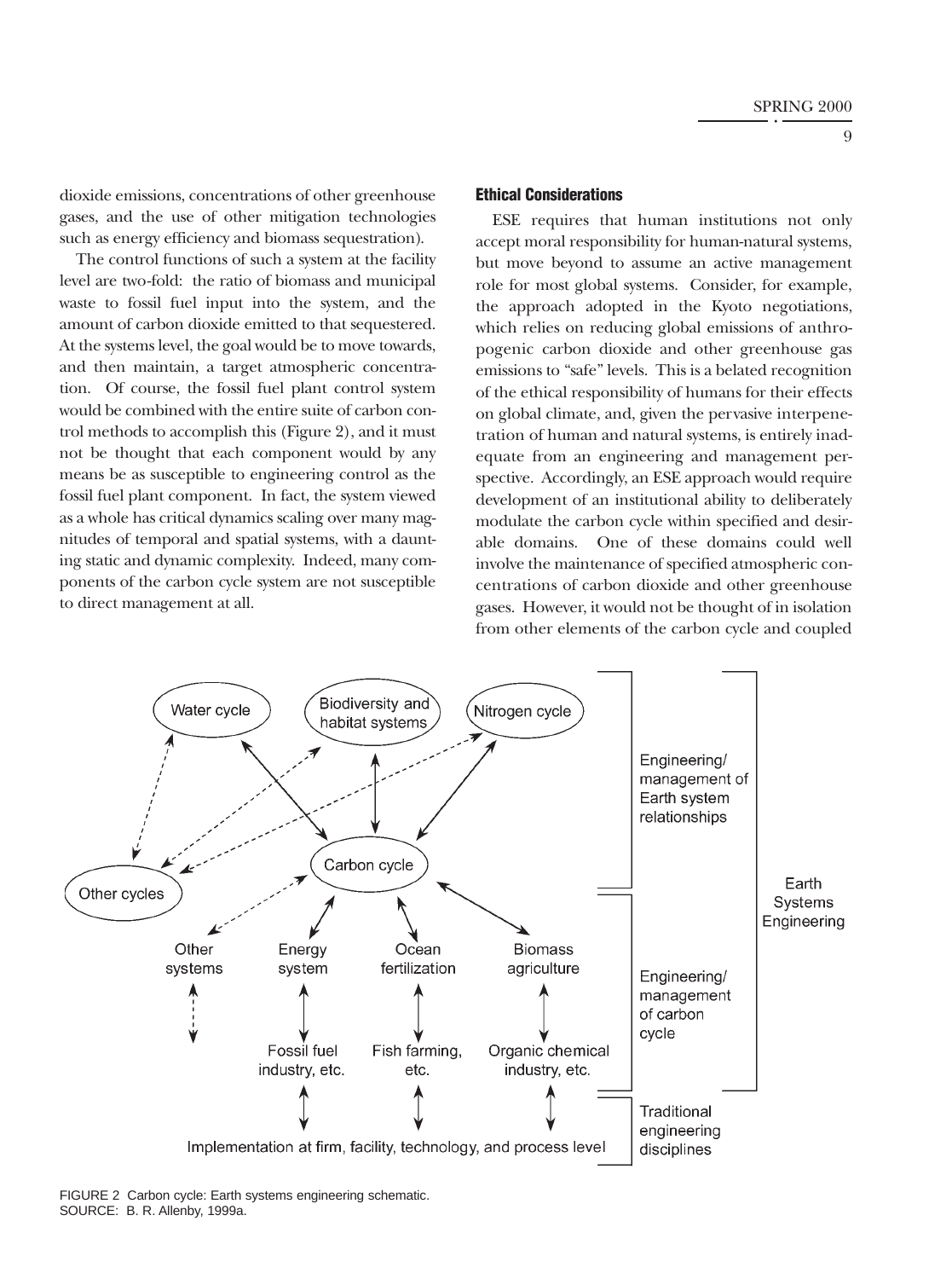dioxide emissions, concentrations of other greenhouse gases, and the use of other mitigation technologies such as energy efficiency and biomass sequestration).

The control functions of such a system at the facility level are two-fold: the ratio of biomass and municipal waste to fossil fuel input into the system, and the amount of carbon dioxide emitted to that sequestered. At the systems level, the goal would be to move towards, and then maintain, a target atmospheric concentration. Of course, the fossil fuel plant control system would be combined with the entire suite of carbon control methods to accomplish this (Figure 2), and it must not be thought that each component would by any means be as susceptible to engineering control as the fossil fuel plant component. In fact, the system viewed as a whole has critical dynamics scaling over many magnitudes of temporal and spatial systems, with a daunting static and dynamic complexity. Indeed, many components of the carbon cycle system are not susceptible to direct management at all.

### Ethical Considerations

ESE requires that human institutions not only accept moral responsibility for human-natural systems, but move beyond to assume an active management role for most global systems. Consider, for example, the approach adopted in the Kyoto negotiations, which relies on reducing global emissions of anthropogenic carbon dioxide and other greenhouse gas emissions to "safe" levels. This is a belated recognition of the ethical responsibility of humans for their effects on global climate, and, given the pervasive interpenetration of human and natural systems, is entirely inadequate from an engineering and management perspective. Accordingly, an ESE approach would require development of an institutional ability to deliberately modulate the carbon cycle within specified and desirable domains. One of these domains could well involve the maintenance of specified atmospheric concentrations of carbon dioxide and other greenhouse gases. However, it would not be thought of in isolation from other elements of the carbon cycle and coupled

FIGURE 2 Carbon cycle: Earth systems engineering schematic.
SOURCE: B. R. Allenby, 1999a.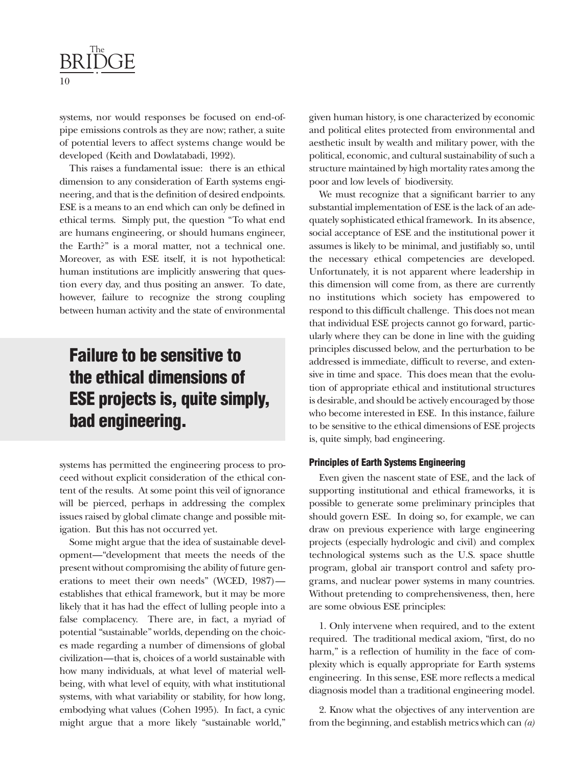systems, nor would responses be focused on end-of-pipe emissions controls as they are now; rather, a suite of potential levers to affect systems change would be developed (Keith and Dowlatabadi, 1992).

This raises a fundamental issue: there is an ethical dimension to any consideration of Earth systems engineering, and that is the definition of desired endpoints. ESE is a means to an end which can only be defined in ethical terms. Simply put, the question "To what end are humans engineering, or should humans engineer, the Earth?" is a moral matter, not a technical one. Moreover, as with ESE itself, it is not hypothetical: human institutions are implicitly answering that question every day, and thus positing an answer. To date, however, failure to recognize the strong coupling between human activity and the state of environmental systems has permitted the engineering process to proceed without explicit consideration of the ethical content of the results. At some point this veil of ignorance will be pierced, perhaps in addressing the complex issues raised by global climate change and possible mitigation. But this has not occurred yet.

Some might argue that the idea of sustainable development—"development that meets the needs of the present without compromising the ability of future generations to meet their own needs" (WCED, 1987)—establishes that ethical framework, but it may be more likely that it has had the effect of lulling people into a false complacency. There are, in fact, a myriad of potential "sustainable" worlds, depending on the choices made regarding a number of dimensions of global civilization—that is, choices of a world sustainable with how many individuals, at what level of material well-being, with what level of equity, with what institutional systems, with what variability or stability, for how long, embodying what values (Cohen 1995). In fact, a cynic might argue that a more likely "sustainable world," given human history, is one characterized by economic and political elites protected from environmental and aesthetic insult by wealth and military power, with the political, economic, and cultural sustainability of such a structure maintained by high mortality rates among the poor and low levels of biodiversity.

We must recognize that a significant barrier to any substantial implementation of ESE is the lack of an adequately sophisticated ethical framework. In its absence, social acceptance of ESE and the institutional power it assumes is likely to be minimal, and justifiably so, until the necessary ethical competencies are developed. Unfortunately, it is not apparent where leadership in this dimension will come from, as there are currently no institutions which society has empowered to respond to this difficult challenge. This does not mean that individual ESE projects cannot go forward, particularly where they can be done in line with the guiding principles discussed below, and the perturbation to be addressed is immediate, difficult to reverse, and extensive in time and space. This does mean that the evolution of appropriate ethical and institutional structures is desirable, and should be actively encouraged by those who become interested in ESE. In this instance, failure to be sensitive to the ethical dimensions of ESE projects is, quite simply, bad engineering.

> **Failure to be sensitive to the ethical dimensions of ESE projects is, quite simply, bad engineering.**

#### Principles of Earth Systems Engineering

Even given the nascent state of ESE, and the lack of supporting institutional and ethical frameworks, it is possible to generate some preliminary principles that should govern ESE. In doing so, for example, we can draw on previous experience with large engineering projects (especially hydrologic and civil) and complex technological systems such as the U.S. space shuttle program, global air transport control and safety programs, and nuclear power systems in many countries. Without pretending to comprehensiveness, then, here are some obvious ESE principles:

1. Only intervene when required, and to the extent required. The traditional medical axiom, "first, do no harm," is a reflection of humility in the face of complexity which is equally appropriate for Earth systems engineering. In this sense, ESE more reflects a medical diagnosis model than a traditional engineering model.

2. Know what the objectives of any intervention are from the beginning, and establish metrics which can *(a)*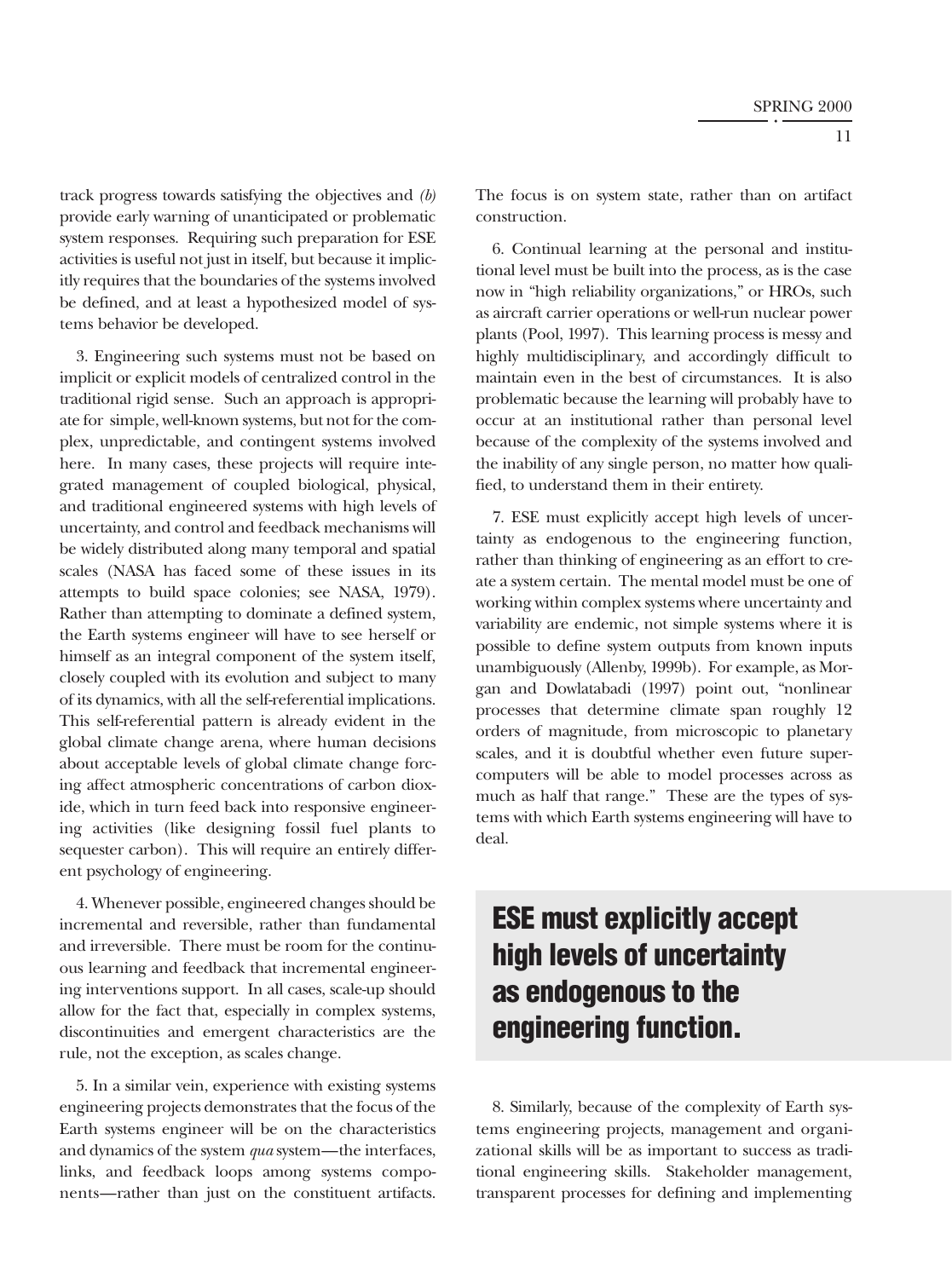track progress towards satisfying the objectives and *(b)* provide early warning of unanticipated or problematic system responses. Requiring such preparation for ESE activities is useful not just in itself, but because it implicitly requires that the boundaries of the systems involved be defined, and at least a hypothesized model of systems behavior be developed.

3. Engineering such systems must not be based on implicit or explicit models of centralized control in the traditional rigid sense. Such an approach is appropriate for simple, well-known systems, but not for the complex, unpredictable, and contingent systems involved here. In many cases, these projects will require integrated management of coupled biological, physical, and traditional engineered systems with high levels of uncertainty, and control and feedback mechanisms will be widely distributed along many temporal and spatial scales (NASA has faced some of these issues in its attempts to build space colonies; see NASA, 1979). Rather than attempting to dominate a defined system, the Earth systems engineer will have to see herself or himself as an integral component of the system itself, closely coupled with its evolution and subject to many of its dynamics, with all the self-referential implications. This self-referential pattern is already evident in the global climate change arena, where human decisions about acceptable levels of global climate change forcing affect atmospheric concentrations of carbon dioxide, which in turn feed back into responsive engineering activities (like designing fossil fuel plants to sequester carbon). This will require an entirely different psychology of engineering.

4. Whenever possible, engineered changes should be incremental and reversible, rather than fundamental and irreversible. There must be room for the continuous learning and feedback that incremental engineering interventions support. In all cases, scale-up should allow for the fact that, especially in complex systems, discontinuities and emergent characteristics are the rule, not the exception, as scales change.

5. In a similar vein, experience with existing systems engineering projects demonstrates that the focus of the Earth systems engineer will be on the characteristics and dynamics of the system *qua* system—the interfaces, links, and feedback loops among systems components—rather than just on the constituent artifacts. The focus is on system state, rather than on artifact construction.

6. Continual learning at the personal and institutional level must be built into the process, as is the case now in "high reliability organizations," or HROs, such as aircraft carrier operations or well-run nuclear power plants (Pool, 1997). This learning process is messy and highly multidisciplinary, and accordingly difficult to maintain even in the best of circumstances. It is also problematic because the learning will probably have to occur at an institutional rather than personal level because of the complexity of the systems involved and the inability of any single person, no matter how qualified, to understand them in their entirety.

7. ESE must explicitly accept high levels of uncertainty as endogenous to the engineering function, rather than thinking of engineering as an effort to create a system certain. The mental model must be one of working within complex systems where uncertainty and variability are endemic, not simple systems where it is possible to define system outputs from known inputs unambiguously (Allenby, 1999b). For example, as Morgan and Dowlatabadi (1997) point out, "nonlinear processes that determine climate span roughly 12 orders of magnitude, from microscopic to planetary scales, and it is doubtful whether even future supercomputers will be able to model processes across as much as half that range." These are the types of systems with which Earth systems engineering will have to deal.

**ESE must explicitly accept high levels of uncertainty as endogenous to the engineering function.**

8. Similarly, because of the complexity of Earth systems engineering projects, management and organizational skills will be as important to success as traditional engineering skills. Stakeholder management, transparent processes for defining and implementing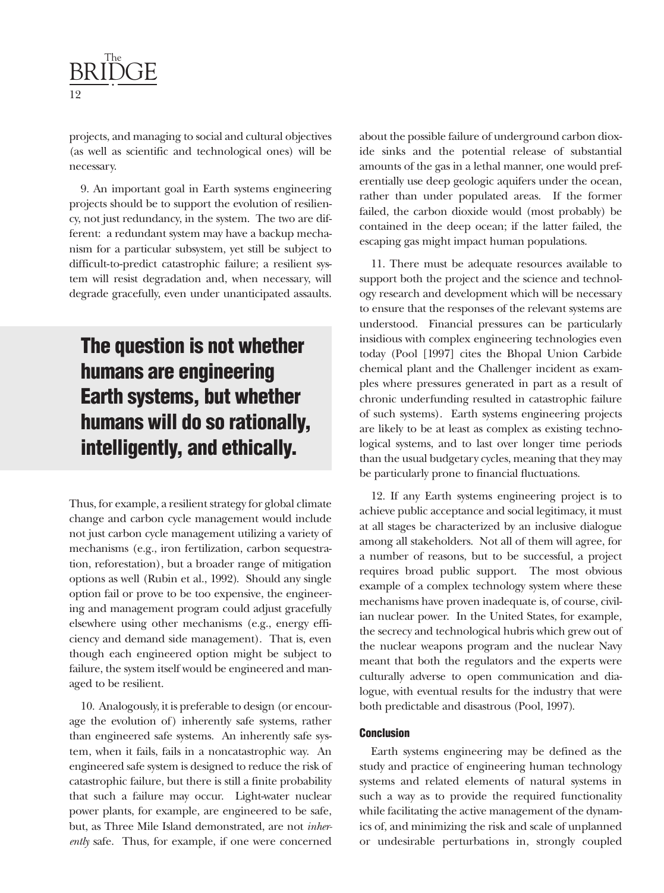projects, and managing to social and cultural objectives (as well as scientific and technological ones) will be necessary.

9. An important goal in Earth systems engineering projects should be to support the evolution of resiliency, not just redundancy, in the system. The two are different: a redundant system may have a backup mechanism for a particular subsystem, yet still be subject to difficult-to-predict catastrophic failure; a resilient system will resist degradation and, when necessary, will degrade gracefully, even under unanticipated assaults.

> **The question is not whether humans are engineering Earth systems, but whether humans will do so rationally, intelligently, and ethically.**

Thus, for example, a resilient strategy for global climate change and carbon cycle management would include not just carbon cycle management utilizing a variety of mechanisms (e.g., iron fertilization, carbon sequestration, reforestation), but a broader range of mitigation options as well (Rubin et al., 1992). Should any single option fail or prove to be too expensive, the engineering and management program could adjust gracefully elsewhere using other mechanisms (e.g., energy efficiency and demand side management). That is, even though each engineered option might be subject to failure, the system itself would be engineered and managed to be resilient.

10. Analogously, it is preferable to design (or encourage the evolution of) inherently safe systems, rather than engineered safe systems. An inherently safe system, when it fails, fails in a noncatastrophic way. An engineered safe system is designed to reduce the risk of catastrophic failure, but there is still a finite probability that such a failure may occur. Light-water nuclear power plants, for example, are engineered to be safe, but, as Three Mile Island demonstrated, are not *inherently* safe. Thus, for example, if one were concerned about the possible failure of underground carbon dioxide sinks and the potential release of substantial amounts of the gas in a lethal manner, one would preferentially use deep geologic aquifers under the ocean, rather than under populated areas. If the former failed, the carbon dioxide would (most probably) be contained in the deep ocean; if the latter failed, the escaping gas might impact human populations.

11. There must be adequate resources available to support both the project and the science and technology research and development which will be necessary to ensure that the responses of the relevant systems are understood. Financial pressures can be particularly insidious with complex engineering technologies even today (Pool [1997] cites the Bhopal Union Carbide chemical plant and the Challenger incident as examples where pressures generated in part as a result of chronic underfunding resulted in catastrophic failure of such systems). Earth systems engineering projects are likely to be at least as complex as existing technological systems, and to last over longer time periods than the usual budgetary cycles, meaning that they may be particularly prone to financial fluctuations.

12. If any Earth systems engineering project is to achieve public acceptance and social legitimacy, it must at all stages be characterized by an inclusive dialogue among all stakeholders. Not all of them will agree, for a number of reasons, but to be successful, a project requires broad public support. The most obvious example of a complex technology system where these mechanisms have proven inadequate is, of course, civilian nuclear power. In the United States, for example, the secrecy and technological hubris which grew out of the nuclear weapons program and the nuclear Navy meant that both the regulators and the experts were culturally adverse to open communication and dialogue, with eventual results for the industry that were both predictable and disastrous (Pool, 1997).

### Conclusion

Earth systems engineering may be defined as the study and practice of engineering human technology systems and related elements of natural systems in such a way as to provide the required functionality while facilitating the active management of the dynamics of, and minimizing the risk and scale of unplanned or undesirable perturbations in, strongly coupled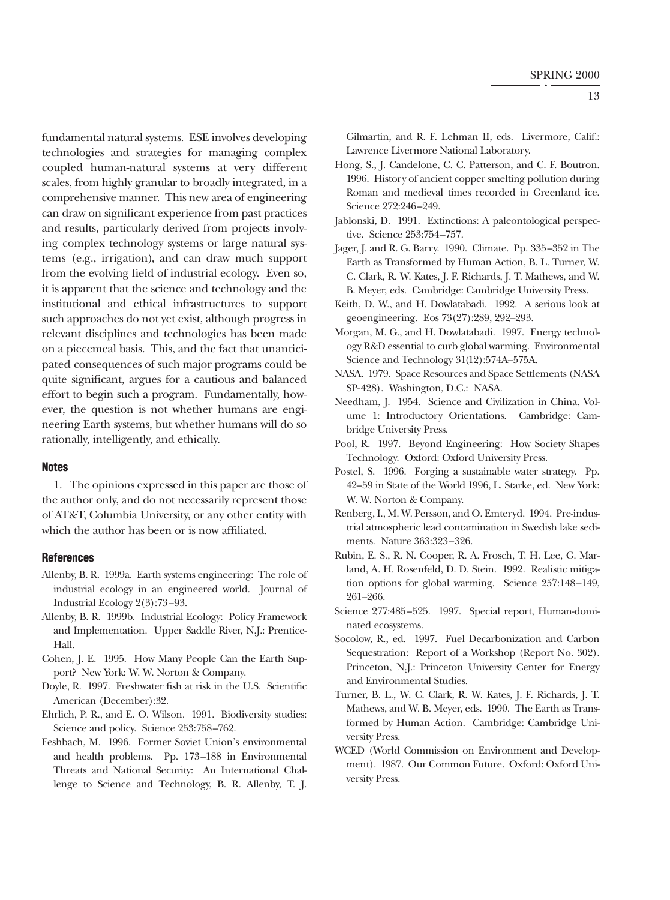fundamental natural systems. ESE involves developing technologies and strategies for managing complex coupled human-natural systems at very different scales, from highly granular to broadly integrated, in a comprehensive manner. This new area of engineering can draw on significant experience from past practices and results, particularly derived from projects involving complex technology systems or large natural systems (e.g., irrigation), and can draw much support from the evolving field of industrial ecology. Even so, it is apparent that the science and technology and the institutional and ethical infrastructures to support such approaches do not yet exist, although progress in relevant disciplines and technologies has been made on a piecemeal basis. This, and the fact that unanticipated consequences of such major programs could be quite significant, argues for a cautious and balanced effort to begin such a program. Fundamentally, however, the question is not whether humans are engineering Earth systems, but whether humans will do so rationally, intelligently, and ethically.

## Notes

1. The opinions expressed in this paper are those of the author only, and do not necessarily represent those of AT&T, Columbia University, or any other entity with which the author has been or is now affiliated.

## References

Allenby, B. R. 1999a. Earth systems engineering: The role of industrial ecology in an engineered world. Journal of Industrial Ecology 2(3):73–93.

Allenby, B. R. 1999b. Industrial Ecology: Policy Framework and Implementation. Upper Saddle River, N.J.: Prentice-Hall.

Cohen, J. E. 1995. How Many People Can the Earth Support? New York: W. W. Norton & Company.

Doyle, R. 1997. Freshwater fish at risk in the U.S. Scientific American (December):32.

Ehrlich, P. R., and E. O. Wilson. 1991. Biodiversity studies: Science and policy. Science 253:758–762.

Feshbach, M. 1996. Former Soviet Union's environmental and health problems. Pp. 173–188 in Environmental Threats and National Security: An International Challenge to Science and Technology, B. R. Allenby, T. J. Gilmartin, and R. F. Lehman II, eds. Livermore, Calif.: Lawrence Livermore National Laboratory.

Hong, S., J. Candelone, C. C. Patterson, and C. F. Boutron. 1996. History of ancient copper smelting pollution during Roman and medieval times recorded in Greenland ice. Science 272:246–249.

Jablonski, D. 1991. Extinctions: A paleontological perspective. Science 253:754–757.

Jager, J. and R. G. Barry. 1990. Climate. Pp. 335–352 in The Earth as Transformed by Human Action, B. L. Turner, W. C. Clark, R. W. Kates, J. F. Richards, J. T. Mathews, and W. B. Meyer, eds. Cambridge: Cambridge University Press.

Keith, D. W., and H. Dowlatabadi. 1992. A serious look at geoengineering. Eos 73(27):289, 292–293.

Morgan, M. G., and H. Dowlatabadi. 1997. Energy technology R&D essential to curb global warming. Environmental Science and Technology 31(12):574A–575A.

NASA. 1979. Space Resources and Space Settlements (NASA SP-428). Washington, D.C.: NASA.

Needham, J. 1954. Science and Civilization in China, Volume 1: Introductory Orientations. Cambridge: Cambridge University Press.

Pool, R. 1997. Beyond Engineering: How Society Shapes Technology. Oxford: Oxford University Press.

Postel, S. 1996. Forging a sustainable water strategy. Pp. 42–59 in State of the World 1996, L. Starke, ed. New York: W. W. Norton & Company.

Renberg, I., M. W. Persson, and O. Emteryd. 1994. Pre-industrial atmospheric lead contamination in Swedish lake sediments. Nature 363:323–326.

Rubin, E. S., R. N. Cooper, R. A. Frosch, T. H. Lee, G. Marland, A. H. Rosenfeld, D. D. Stein. 1992. Realistic mitigation options for global warming. Science 257:148–149, 261–266.

Science 277:485–525. 1997. Special report, Human-dominated ecosystems.

Socolow, R., ed. 1997. Fuel Decarbonization and Carbon Sequestration: Report of a Workshop (Report No. 302). Princeton, N.J.: Princeton University Center for Energy and Environmental Studies.

Turner, B. L., W. C. Clark, R. W. Kates, J. F. Richards, J. T. Mathews, and W. B. Meyer, eds. 1990. The Earth as Transformed by Human Action. Cambridge: Cambridge University Press.

WCED (World Commission on Environment and Development). 1987. Our Common Future. Oxford: Oxford University Press.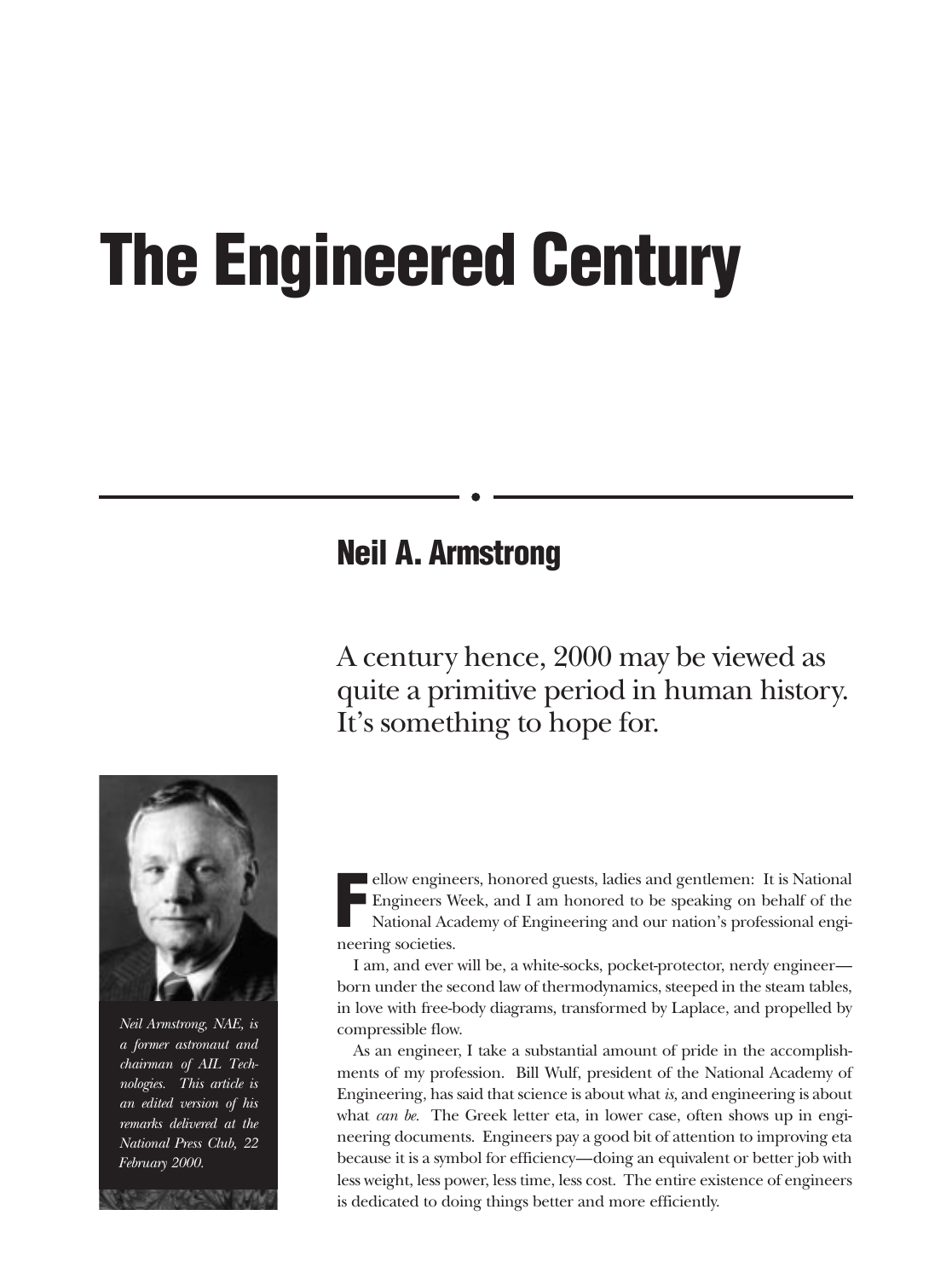# The Engineered Century

## Neil A. Armstrong

A century hence, 2000 may be viewed as quite a primitive period in human history. It's something to hope for.

*Neil Armstrong, NAE, is a former astronaut and chairman of AIL Technologies. This article is an edited version of his remarks delivered at the National Press Club, 22 February 2000.*

Fellow engineers, honored guests, ladies and gentlemen: It is National Engineers Week, and I am honored to be speaking on behalf of the National Academy of Engineering and our nation's professional engineering societies.

I am, and ever will be, a white-socks, pocket-protector, nerdy engineer—born under the second law of thermodynamics, steeped in the steam tables, in love with free-body diagrams, transformed by Laplace, and propelled by compressible flow.

As an engineer, I take a substantial amount of pride in the accomplishments of my profession. Bill Wulf, president of the National Academy of Engineering, has said that science is about what *is,* and engineering is about what *can be*. The Greek letter eta, in lower case, often shows up in engineering documents. Engineers pay a good bit of attention to improving eta because it is a symbol for efficiency—doing an equivalent or better job with less weight, less power, less time, less cost. The entire existence of engineers is dedicated to doing things better and more efficiently.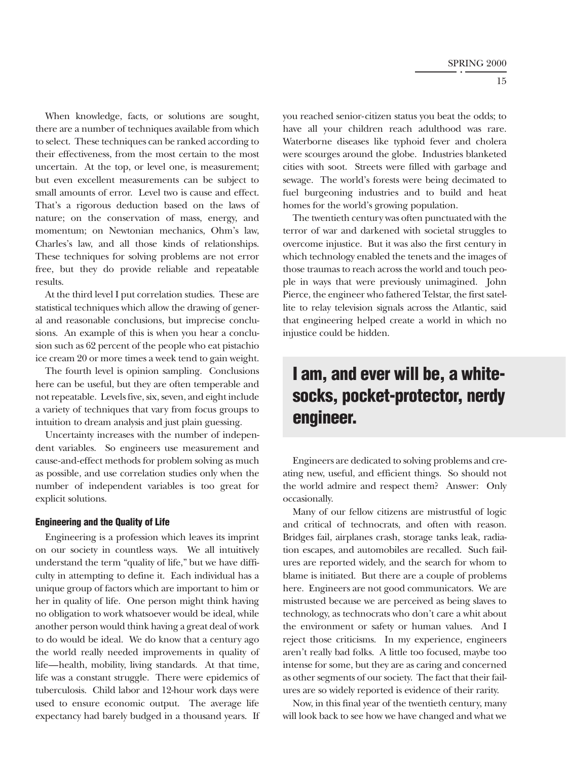When knowledge, facts, or solutions are sought, there are a number of techniques available from which to select. These techniques can be ranked according to their effectiveness, from the most certain to the most uncertain. At the top, or level one, is measurement; but even excellent measurements can be subject to small amounts of error. Level two is cause and effect. That's a rigorous deduction based on the laws of nature; on the conservation of mass, energy, and momentum; on Newtonian mechanics, Ohm's law, Charles's law, and all those kinds of relationships. These techniques for solving problems are not error free, but they do provide reliable and repeatable results.

At the third level I put correlation studies. These are statistical techniques which allow the drawing of general and reasonable conclusions, but imprecise conclusions. An example of this is when you hear a conclusion such as 62 percent of the people who eat pistachio ice cream 20 or more times a week tend to gain weight.

The fourth level is opinion sampling. Conclusions here can be useful, but they are often temperable and not repeatable. Levels five, six, seven, and eight include a variety of techniques that vary from focus groups to intuition to dream analysis and just plain guessing.

Uncertainty increases with the number of independent variables. So engineers use measurement and cause-and-effect methods for problem solving as much as possible, and use correlation studies only when the number of independent variables is too great for explicit solutions.

### Engineering and the Quality of Life

Engineering is a profession which leaves its imprint on our society in countless ways. We all intuitively understand the term "quality of life," but we have difficulty in attempting to define it. Each individual has a unique group of factors which are important to him or her in quality of life. One person might think having no obligation to work whatsoever would be ideal, while another person would think having a great deal of work to do would be ideal. We do know that a century ago the world really needed improvements in quality of life—health, mobility, living standards. At that time, life was a constant struggle. There were epidemics of tuberculosis. Child labor and 12-hour work days were used to ensure economic output. The average life expectancy had barely budged in a thousand years. If you reached senior-citizen status you beat the odds; to have all your children reach adulthood was rare. Waterborne diseases like typhoid fever and cholera were scourges around the globe. Industries blanketed cities with soot. Streets were filled with garbage and sewage. The world's forests were being decimated to fuel burgeoning industries and to build and heat homes for the world's growing population.

The twentieth century was often punctuated with the terror of war and darkened with societal struggles to overcome injustice. But it was also the first century in which technology enabled the tenets and the images of those traumas to reach across the world and touch people in ways that were previously unimagined. John Pierce, the engineer who fathered Telstar, the first satellite to relay television signals across the Atlantic, said that engineering helped create a world in which no injustice could be hidden.

> **I am, and ever will be, a white-socks, pocket-protector, nerdy engineer.**

Engineers are dedicated to solving problems and creating new, useful, and efficient things. So should not the world admire and respect them? Answer: Only occasionally.

Many of our fellow citizens are mistrustful of logic and critical of technocrats, and often with reason. Bridges fail, airplanes crash, storage tanks leak, radiation escapes, and automobiles are recalled. Such failures are reported widely, and the search for whom to blame is initiated. But there are a couple of problems here. Engineers are not good communicators. We are mistrusted because we are perceived as being slaves to technology, as technocrats who don't care a whit about the environment or safety or human values. And I reject those criticisms. In my experience, engineers aren't really bad folks. A little too focused, maybe too intense for some, but they are as caring and concerned as other segments of our society. The fact that their failures are so widely reported is evidence of their rarity.

Now, in this final year of the twentieth century, many will look back to see how we have changed and what we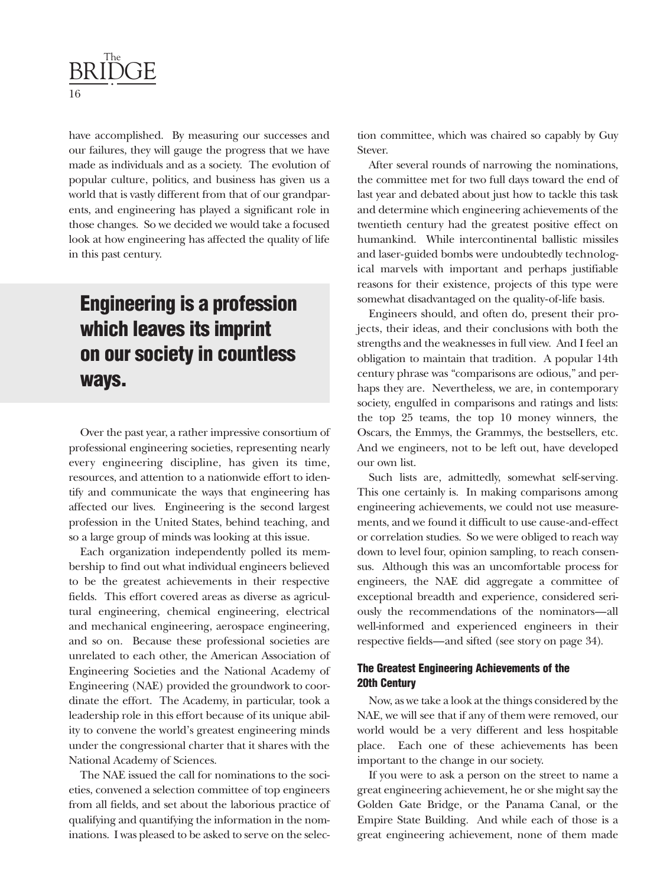have accomplished. By measuring our successes and our failures, they will gauge the progress that we have made as individuals and as a society. The evolution of popular culture, politics, and business has given us a world that is vastly different from that of our grandparents, and engineering has played a significant role in those changes. So we decided we would take a focused look at how engineering has affected the quality of life in this past century.

**Engineering is a profession which leaves its imprint on our society in countless ways.**

Over the past year, a rather impressive consortium of professional engineering societies, representing nearly every engineering discipline, has given its time, resources, and attention to a nationwide effort to identify and communicate the ways that engineering has affected our lives. Engineering is the second largest profession in the United States, behind teaching, and so a large group of minds was looking at this issue.

Each organization independently polled its membership to find out what individual engineers believed to be the greatest achievements in their respective fields. This effort covered areas as diverse as agricultural engineering, chemical engineering, electrical and mechanical engineering, aerospace engineering, and so on. Because these professional societies are unrelated to each other, the American Association of Engineering Societies and the National Academy of Engineering (NAE) provided the groundwork to coordinate the effort. The Academy, in particular, took a leadership role in this effort because of its unique ability to convene the world's greatest engineering minds under the congressional charter that it shares with the National Academy of Sciences.

The NAE issued the call for nominations to the societies, convened a selection committee of top engineers from all fields, and set about the laborious practice of qualifying and quantifying the information in the nominations. I was pleased to be asked to serve on the selection committee, which was chaired so capably by Guy Stever.

After several rounds of narrowing the nominations, the committee met for two full days toward the end of last year and debated about just how to tackle this task and determine which engineering achievements of the twentieth century had the greatest positive effect on humankind. While intercontinental ballistic missiles and laser-guided bombs were undoubtedly technological marvels with important and perhaps justifiable reasons for their existence, projects of this type were somewhat disadvantaged on the quality-of-life basis.

Engineers should, and often do, present their projects, their ideas, and their conclusions with both the strengths and the weaknesses in full view. And I feel an obligation to maintain that tradition. A popular 14th century phrase was "comparisons are odious," and perhaps they are. Nevertheless, we are, in contemporary society, engulfed in comparisons and ratings and lists: the top 25 teams, the top 10 money winners, the Oscars, the Emmys, the Grammys, the bestsellers, etc. And we engineers, not to be left out, have developed our own list.

Such lists are, admittedly, somewhat self-serving. This one certainly is. In making comparisons among engineering achievements, we could not use measurements, and we found it difficult to use cause-and-effect or correlation studies. So we were obliged to reach way down to level four, opinion sampling, to reach consensus. Although this was an uncomfortable process for engineers, the NAE did aggregate a committee of exceptional breadth and experience, considered seriously the recommendations of the nominators—all well-informed and experienced engineers in their respective fields—and sifted (see story on page 34).

### The Greatest Engineering Achievements of the 20th Century

Now, as we take a look at the things considered by the NAE, we will see that if any of them were removed, our world would be a very different and less hospitable place. Each one of these achievements has been important to the change in our society.

If you were to ask a person on the street to name a great engineering achievement, he or she might say the Golden Gate Bridge, or the Panama Canal, or the Empire State Building. And while each of those is a great engineering achievement, none of them made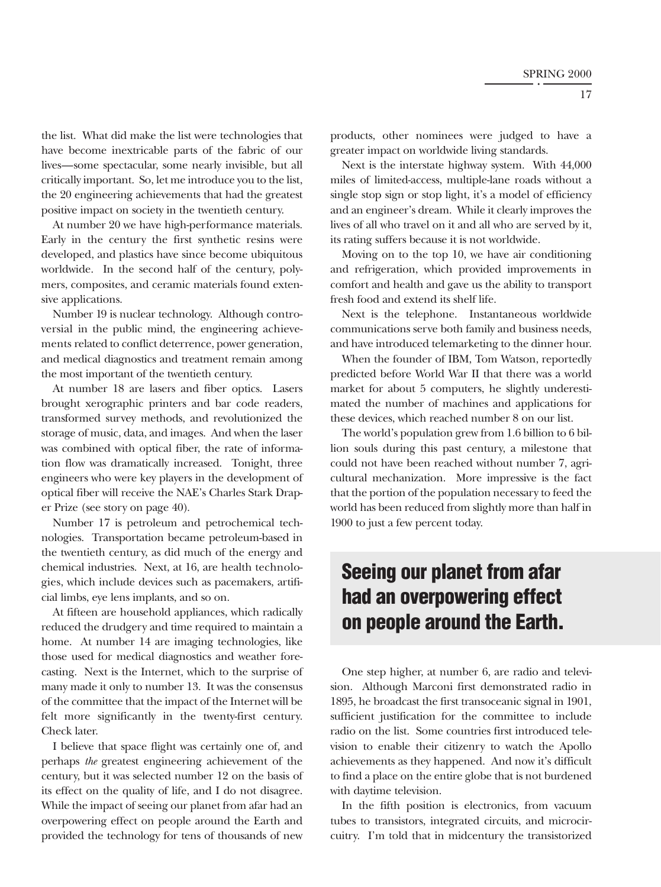the list. What did make the list were technologies that have become inextricable parts of the fabric of our lives—some spectacular, some nearly invisible, but all critically important. So, let me introduce you to the list, the 20 engineering achievements that had the greatest positive impact on society in the twentieth century.

At number 20 we have high-performance materials. Early in the century the first synthetic resins were developed, and plastics have since become ubiquitous worldwide. In the second half of the century, polymers, composites, and ceramic materials found extensive applications.

Number 19 is nuclear technology. Although controversial in the public mind, the engineering achievements related to conflict deterrence, power generation, and medical diagnostics and treatment remain among the most important of the twentieth century.

At number 18 are lasers and fiber optics. Lasers brought xerographic printers and bar code readers, transformed survey methods, and revolutionized the storage of music, data, and images. And when the laser was combined with optical fiber, the rate of information flow was dramatically increased. Tonight, three engineers who were key players in the development of optical fiber will receive the NAE's Charles Stark Draper Prize (see story on page 40).

Number 17 is petroleum and petrochemical technologies. Transportation became petroleum-based in the twentieth century, as did much of the energy and chemical industries. Next, at 16, are health technologies, which include devices such as pacemakers, artificial limbs, eye lens implants, and so on.

At fifteen are household appliances, which radically reduced the drudgery and time required to maintain a home. At number 14 are imaging technologies, like those used for medical diagnostics and weather forecasting. Next is the Internet, which to the surprise of many made it only to number 13. It was the consensus of the committee that the impact of the Internet will be felt more significantly in the twenty-first century. Check later.

I believe that space flight was certainly one of, and perhaps *the* greatest engineering achievement of the century, but it was selected number 12 on the basis of its effect on the quality of life, and I do not disagree. While the impact of seeing our planet from afar had an overpowering effect on people around the Earth and provided the technology for tens of thousands of new products, other nominees were judged to have a greater impact on worldwide living standards.

Next is the interstate highway system. With 44,000 miles of limited-access, multiple-lane roads without a single stop sign or stop light, it's a model of efficiency and an engineer's dream. While it clearly improves the lives of all who travel on it and all who are served by it, its rating suffers because it is not worldwide.

Moving on to the top 10, we have air conditioning and refrigeration, which provided improvements in comfort and health and gave us the ability to transport fresh food and extend its shelf life.

Next is the telephone. Instantaneous worldwide communications serve both family and business needs, and have introduced telemarketing to the dinner hour.

When the founder of IBM, Tom Watson, reportedly predicted before World War II that there was a world market for about 5 computers, he slightly underestimated the number of machines and applications for these devices, which reached number 8 on our list.

The world's population grew from 1.6 billion to 6 billion souls during this past century, a milestone that could not have been reached without number 7, agricultural mechanization. More impressive is the fact that the portion of the population necessary to feed the world has been reduced from slightly more than half in 1900 to just a few percent today.

**Seeing our planet from afar had an overpowering effect on people around the Earth.**

One step higher, at number 6, are radio and television. Although Marconi first demonstrated radio in 1895, he broadcast the first transoceanic signal in 1901, sufficient justification for the committee to include radio on the list. Some countries first introduced television to enable their citizenry to watch the Apollo achievements as they happened. And now it's difficult to find a place on the entire globe that is not burdened with daytime television.

In the fifth position is electronics, from vacuum tubes to transistors, integrated circuits, and microcircuitry. I'm told that in midcentury the transistorized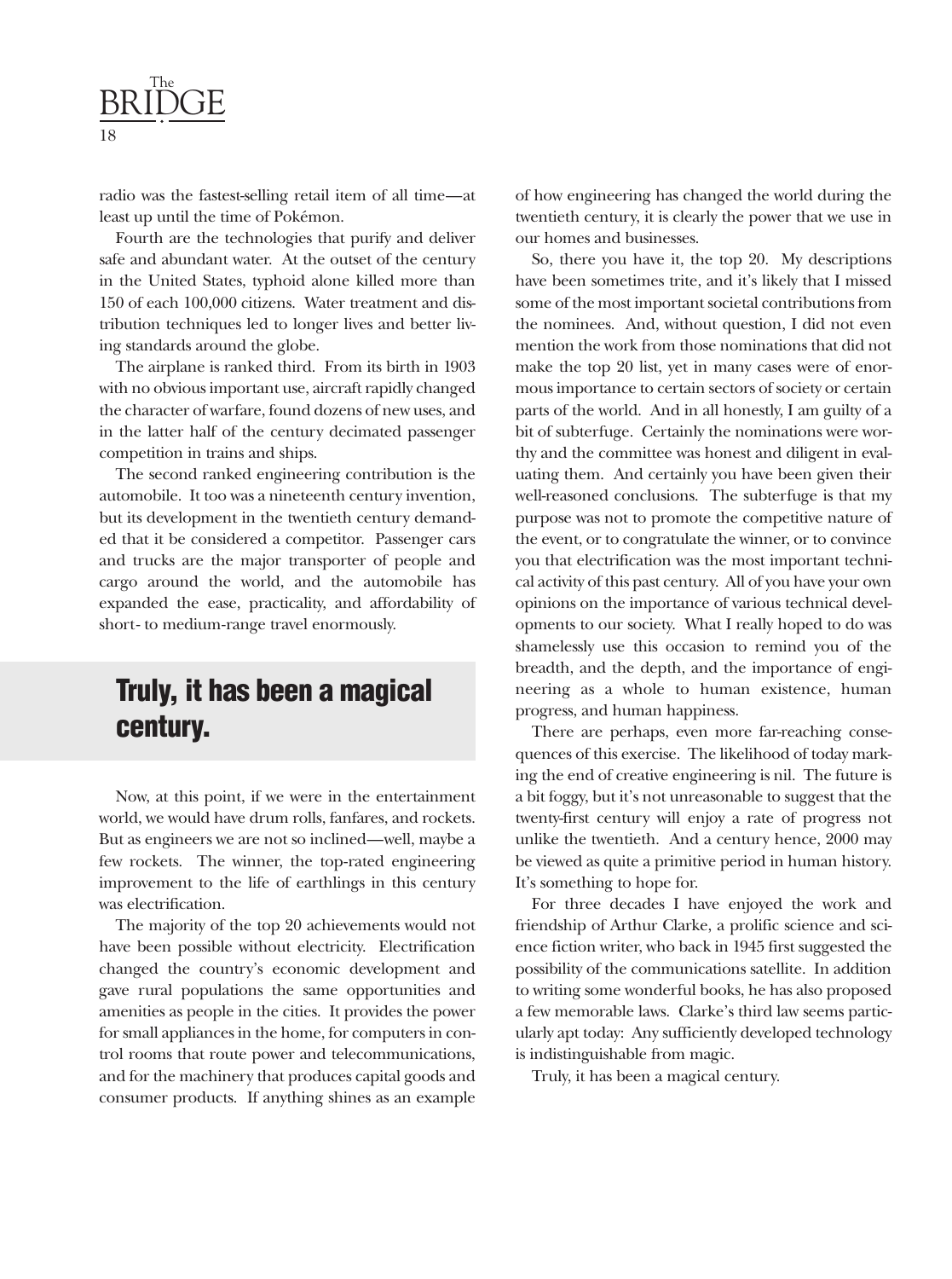radio was the fastest-selling retail item of all time—at least up until the time of Pokémon.

Fourth are the technologies that purify and deliver safe and abundant water. At the outset of the century in the United States, typhoid alone killed more than 150 of each 100,000 citizens. Water treatment and distribution techniques led to longer lives and better living standards around the globe.

The airplane is ranked third. From its birth in 1903 with no obvious important use, aircraft rapidly changed the character of warfare, found dozens of new uses, and in the latter half of the century decimated passenger competition in trains and ships.

The second ranked engineering contribution is the automobile. It too was a nineteenth century invention, but its development in the twentieth century demanded that it be considered a competitor. Passenger cars and trucks are the major transporter of people and cargo around the world, and the automobile has expanded the ease, practicality, and affordability of short- to medium-range travel enormously.

**Truly, it has been a magical century.**

Now, at this point, if we were in the entertainment world, we would have drum rolls, fanfares, and rockets. But as engineers we are not so inclined—well, maybe a few rockets. The winner, the top-rated engineering improvement to the life of earthlings in this century was electrification.

The majority of the top 20 achievements would not have been possible without electricity. Electrification changed the country's economic development and gave rural populations the same opportunities and amenities as people in the cities. It provides the power for small appliances in the home, for computers in control rooms that route power and telecommunications, and for the machinery that produces capital goods and consumer products. If anything shines as an example of how engineering has changed the world during the twentieth century, it is clearly the power that we use in our homes and businesses.

So, there you have it, the top 20. My descriptions have been sometimes trite, and it's likely that I missed some of the most important societal contributions from the nominees. And, without question, I did not even mention the work from those nominations that did not make the top 20 list, yet in many cases were of enormous importance to certain sectors of society or certain parts of the world. And in all honestly, I am guilty of a bit of subterfuge. Certainly the nominations were worthy and the committee was honest and diligent in evaluating them. And certainly you have been given their well-reasoned conclusions. The subterfuge is that my purpose was not to promote the competitive nature of the event, or to congratulate the winner, or to convince you that electrification was the most important technical activity of this past century. All of you have your own opinions on the importance of various technical developments to our society. What I really hoped to do was shamelessly use this occasion to remind you of the breadth, and the depth, and the importance of engineering as a whole to human existence, human progress, and human happiness.

There are perhaps, even more far-reaching consequences of this exercise. The likelihood of today marking the end of creative engineering is nil. The future is a bit foggy, but it's not unreasonable to suggest that the twenty-first century will enjoy a rate of progress not unlike the twentieth. And a century hence, 2000 may be viewed as quite a primitive period in human history. It's something to hope for.

For three decades I have enjoyed the work and friendship of Arthur Clarke, a prolific science and science fiction writer, who back in 1945 first suggested the possibility of the communications satellite. In addition to writing some wonderful books, he has also proposed a few memorable laws. Clarke's third law seems particularly apt today: Any sufficiently developed technology is indistinguishable from magic.

Truly, it has been a magical century.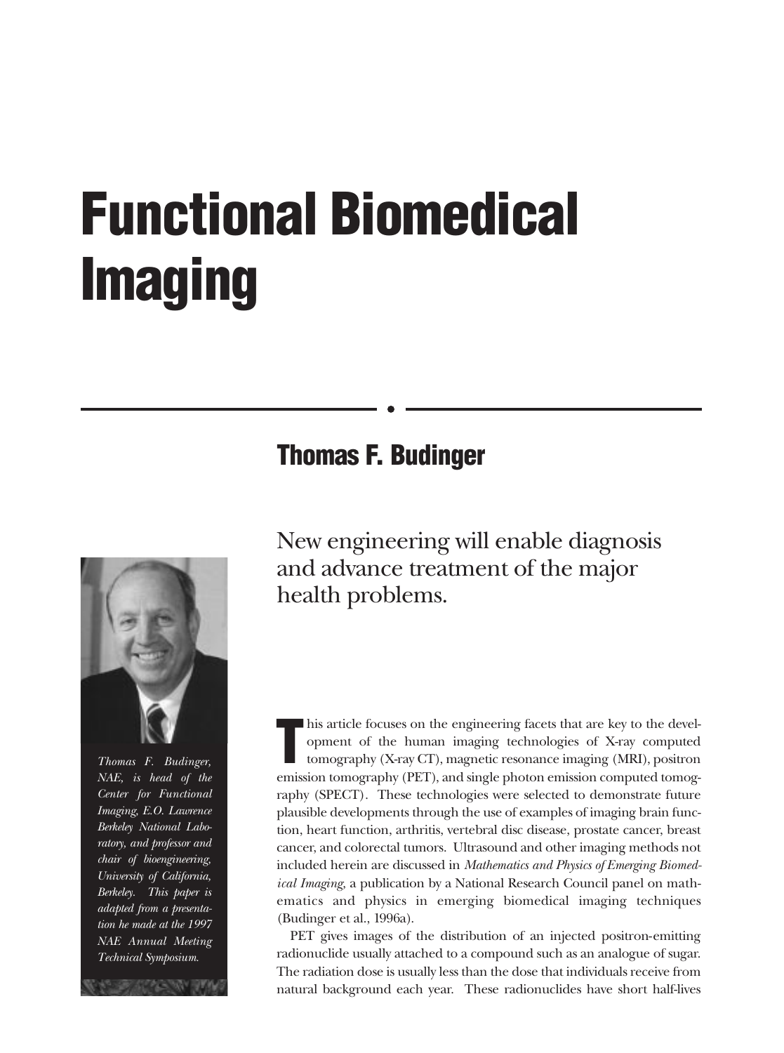# Functional Biomedical Imaging

## Thomas F. Budinger

New engineering will enable diagnosis and advance treatment of the major health problems.

*Thomas F. Budinger, NAE, is head of the Center for Functional Imaging, E.O. Lawrence Berkeley National Laboratory, and professor and chair of bioengineering, University of California, Berkeley. This paper is adapted from a presentation he made at the 1997 NAE Annual Meeting Technical Symposium.*

This article focuses on the engineering facets that are key to the development of the human imaging technologies of X-ray computed tomography (X-ray CT), magnetic resonance imaging (MRI), positron emission tomography (PET), and single photon emission computed tomography (SPECT). These technologies were selected to demonstrate future plausible developments through the use of examples of imaging brain function, heart function, arthritis, vertebral disc disease, prostate cancer, breast cancer, and colorectal tumors. Ultrasound and other imaging methods not included herein are discussed in *Mathematics and Physics of Emerging Biomedical Imaging,* a publication by a National Research Council panel on mathematics and physics in emerging biomedical imaging techniques (Budinger et al., 1996a).

PET gives images of the distribution of an injected positron-emitting radionuclide usually attached to a compound such as an analogue of sugar. The radiation dose is usually less than the dose that individuals receive from natural background each year. These radionuclides have short half-lives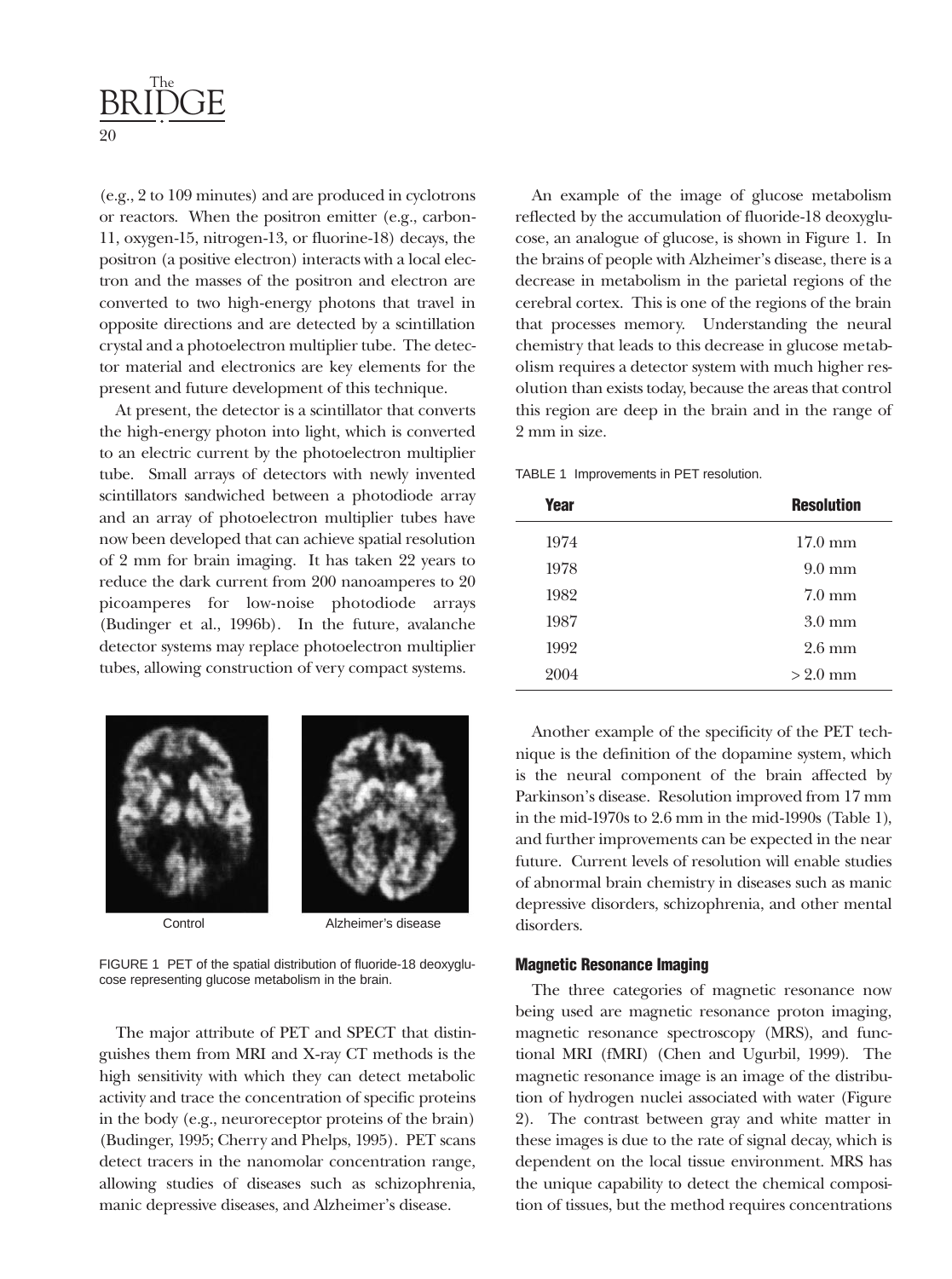(e.g., 2 to 109 minutes) and are produced in cyclotrons or reactors. When the positron emitter (e.g., carbon-11, oxygen-15, nitrogen-13, or fluorine-18) decays, the positron (a positive electron) interacts with a local electron and the masses of the positron and electron are converted to two high-energy photons that travel in opposite directions and are detected by a scintillation crystal and a photoelectron multiplier tube. The detector material and electronics are key elements for the present and future development of this technique.

At present, the detector is a scintillator that converts the high-energy photon into light, which is converted to an electric current by the photoelectron multiplier tube. Small arrays of detectors with newly invented scintillators sandwiched between a photodiode array and an array of photoelectron multiplier tubes have now been developed that can achieve spatial resolution of 2 mm for brain imaging. It has taken 22 years to reduce the dark current from 200 nanoamperes to 20 picoamperes for low-noise photodiode arrays (Budinger et al., 1996b). In the future, avalanche detector systems may replace photoelectron multiplier tubes, allowing construction of very compact systems.

Control Alzheimer's disease

FIGURE 1 PET of the spatial distribution of fluoride-18 deoxyglucose representing glucose metabolism in the brain.

The major attribute of PET and SPECT that distinguishes them from MRI and X-ray CT methods is the high sensitivity with which they can detect metabolic activity and trace the concentration of specific proteins in the body (e.g., neuroreceptor proteins of the brain) (Budinger, 1995; Cherry and Phelps, 1995). PET scans detect tracers in the nanomolar concentration range, allowing studies of diseases such as schizophrenia, manic depressive diseases, and Alzheimer's disease.

An example of the image of glucose metabolism reflected by the accumulation of fluoride-18 deoxyglucose, an analogue of glucose, is shown in Figure 1. In the brains of people with Alzheimer's disease, there is a decrease in metabolism in the parietal regions of the cerebral cortex. This is one of the regions of the brain that processes memory. Understanding the neural chemistry that leads to this decrease in glucose metabolism requires a detector system with much higher resolution than exists today, because the areas that control this region are deep in the brain and in the range of 2 mm in size.

TABLE 1 Improvements in PET resolution.

| Year | Resolution |
|---|---|
| 1974 | 17.0 mm |
| 1978 | 9.0 mm |
| 1982 | 7.0 mm |
| 1987 | 3.0 mm |
| 1992 | 2.6 mm |
| 2004 | > 2.0 mm |

Another example of the specificity of the PET technique is the definition of the dopamine system, which is the neural component of the brain affected by Parkinson's disease. Resolution improved from 17 mm in the mid-1970s to 2.6 mm in the mid-1990s (Table 1), and further improvements can be expected in the near future. Current levels of resolution will enable studies of abnormal brain chemistry in diseases such as manic depressive disorders, schizophrenia, and other mental disorders.

#### Magnetic Resonance Imaging

The three categories of magnetic resonance now being used are magnetic resonance proton imaging, magnetic resonance spectroscopy (MRS), and functional MRI (fMRI) (Chen and Ugurbil, 1999). The magnetic resonance image is an image of the distribution of hydrogen nuclei associated with water (Figure 2). The contrast between gray and white matter in these images is due to the rate of signal decay, which is dependent on the local tissue environment. MRS has the unique capability to detect the chemical composition of tissues, but the method requires concentrations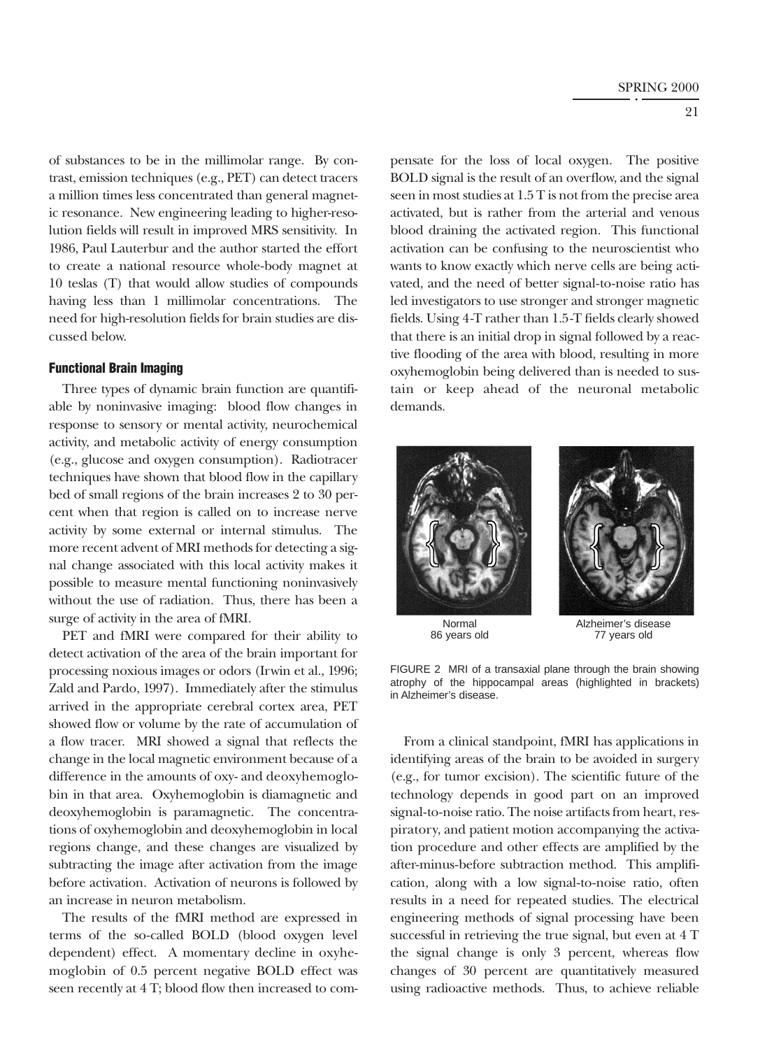of substances to be in the millimolar range. By contrast, emission techniques (e.g., PET) can detect tracers a million times less concentrated than general magnetic resonance. New engineering leading to higher-resolution fields will result in improved MRS sensitivity. In 1986, Paul Lauterbur and the author started the effort to create a national resource whole-body magnet at 10 teslas (T) that would allow studies of compounds having less than 1 millimolar concentrations. The need for high-resolution fields for brain studies are discussed below.

### Functional Brain Imaging

Three types of dynamic brain function are quantifiable by noninvasive imaging: blood flow changes in response to sensory or mental activity, neurochemical activity, and metabolic activity of energy consumption (e.g., glucose and oxygen consumption). Radiotracer techniques have shown that blood flow in the capillary bed of small regions of the brain increases 2 to 30 percent when that region is called on to increase nerve activity by some external or internal stimulus. The more recent advent of MRI methods for detecting a signal change associated with this local activity makes it possible to measure mental functioning noninvasively without the use of radiation. Thus, there has been a surge of activity in the area of fMRI.

PET and fMRI were compared for their ability to detect activation of the area of the brain important for processing noxious images or odors (Irwin et al., 1996; Zald and Pardo, 1997). Immediately after the stimulus arrived in the appropriate cerebral cortex area, PET showed flow or volume by the rate of accumulation of a flow tracer. MRI showed a signal that reflects the change in the local magnetic environment because of a difference in the amounts of oxy- and deoxyhemoglobin in that area. Oxyhemoglobin is diamagnetic and deoxyhemoglobin is paramagnetic. The concentrations of oxyhemoglobin and deoxyhemoglobin in local regions change, and these changes are visualized by subtracting the image after activation from the image before activation. Activation of neurons is followed by an increase in neuron metabolism.

The results of the fMRI method are expressed in terms of the so-called BOLD (blood oxygen level dependent) effect. A momentary decline in oxyhemoglobin of 0.5 percent negative BOLD effect was seen recently at 4 T; blood flow then increased to compensate for the loss of local oxygen. The positive BOLD signal is the result of an overflow, and the signal seen in most studies at 1.5 T is not from the precise area activated, but is rather from the arterial and venous blood draining the activated region. This functional activation can be confusing to the neuroscientist who wants to know exactly which nerve cells are being activated, and the need of better signal-to-noise ratio has led investigators to use stronger and stronger magnetic fields. Using 4-T rather than 1.5-T fields clearly showed that there is an initial drop in signal followed by a reactive flooding of the area with blood, resulting in more oxyhemoglobin being delivered than is needed to sustain or keep ahead of the neuronal metabolic demands.

Normal
86 years old

Alzheimer's disease
77 years old

FIGURE 2 MRI of a transaxial plane through the brain showing atrophy of the hippocampal areas (highlighted in brackets) in Alzheimer's disease.

From a clinical standpoint, fMRI has applications in identifying areas of the brain to be avoided in surgery (e.g., for tumor excision). The scientific future of the technology depends in good part on an improved signal-to-noise ratio. The noise artifacts from heart, respiratory, and patient motion accompanying the activation procedure and other effects are amplified by the after-minus-before subtraction method. This amplification, along with a low signal-to-noise ratio, often results in a need for repeated studies. The electrical engineering methods of signal processing have been successful in retrieving the true signal, but even at 4 T the signal change is only 3 percent, whereas flow changes of 30 percent are quantitatively measured using radioactive methods. Thus, to achieve reliable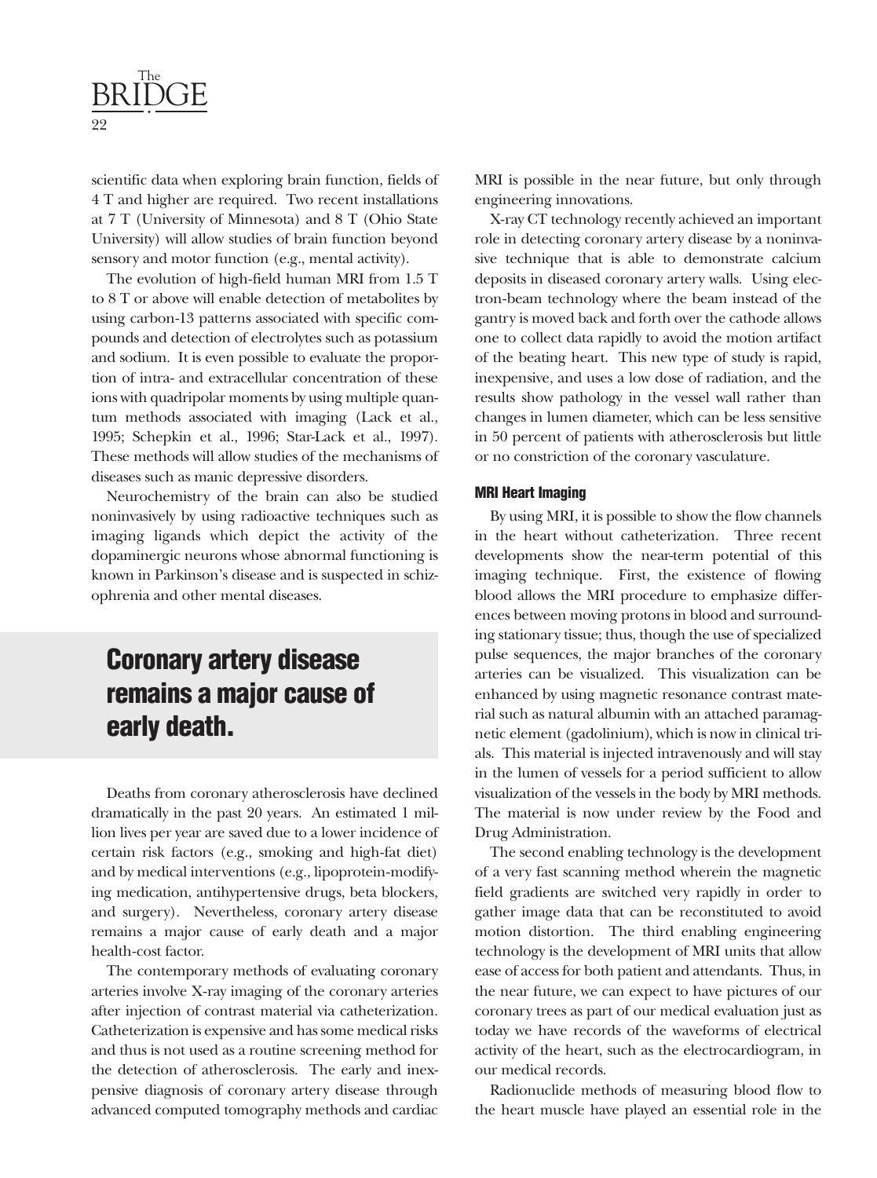scientific data when exploring brain function, fields of 4 T and higher are required. Two recent installations at 7 T (University of Minnesota) and 8 T (Ohio State University) will allow studies of brain function beyond sensory and motor function (e.g., mental activity).

The evolution of high-field human MRI from 1.5 T to 8 T or above will enable detection of metabolites by using carbon-13 patterns associated with specific compounds and detection of electrolytes such as potassium and sodium. It is even possible to evaluate the proportion of intra- and extracellular concentration of these ions with quadripolar moments by using multiple quantum methods associated with imaging (Lack et al., 1995; Schepkin et al., 1996; Star-Lack et al., 1997). These methods will allow studies of the mechanisms of diseases such as manic depressive disorders.

Neurochemistry of the brain can also be studied noninvasively by using radioactive techniques such as imaging ligands which depict the activity of the dopaminergic neurons whose abnormal functioning is known in Parkinson's disease and is suspected in schizophrenia and other mental diseases.

**Coronary artery disease remains a major cause of early death.**

Deaths from coronary atherosclerosis have declined dramatically in the past 20 years. An estimated 1 million lives per year are saved due to a lower incidence of certain risk factors (e.g., smoking and high-fat diet) and by medical interventions (e.g., lipoprotein-modifying medication, antihypertensive drugs, beta blockers, and surgery). Nevertheless, coronary artery disease remains a major cause of early death and a major health-cost factor.

The contemporary methods of evaluating coronary arteries involve X-ray imaging of the coronary arteries after injection of contrast material via catheterization. Catheterization is expensive and has some medical risks and thus is not used as a routine screening method for the detection of atherosclerosis. The early and inexpensive diagnosis of coronary artery disease through advanced computed tomography methods and cardiac MRI is possible in the near future, but only through engineering innovations.

X-ray CT technology recently achieved an important role in detecting coronary artery disease by a noninvasive technique that is able to demonstrate calcium deposits in diseased coronary artery walls. Using electron-beam technology where the beam instead of the gantry is moved back and forth over the cathode allows one to collect data rapidly to avoid the motion artifact of the beating heart. This new type of study is rapid, inexpensive, and uses a low dose of radiation, and the results show pathology in the vessel wall rather than changes in lumen diameter, which can be less sensitive in 50 percent of patients with atherosclerosis but little or no constriction of the coronary vasculature.

### MRI Heart Imaging

By using MRI, it is possible to show the flow channels in the heart without catheterization. Three recent developments show the near-term potential of this imaging technique. First, the existence of flowing blood allows the MRI procedure to emphasize differences between moving protons in blood and surrounding stationary tissue; thus, though the use of specialized pulse sequences, the major branches of the coronary arteries can be visualized. This visualization can be enhanced by using magnetic resonance contrast material such as natural albumin with an attached paramagnetic element (gadolinium), which is now in clinical trials. This material is injected intravenously and will stay in the lumen of vessels for a period sufficient to allow visualization of the vessels in the body by MRI methods. The material is now under review by the Food and Drug Administration.

The second enabling technology is the development of a very fast scanning method wherein the magnetic field gradients are switched very rapidly in order to gather image data that can be reconstituted to avoid motion distortion. The third enabling engineering technology is the development of MRI units that allow ease of access for both patient and attendants. Thus, in the near future, we can expect to have pictures of our coronary trees as part of our medical evaluation just as today we have records of the waveforms of electrical activity of the heart, such as the electrocardiogram, in our medical records.

Radionuclide methods of measuring blood flow to the heart muscle have played an essential role in the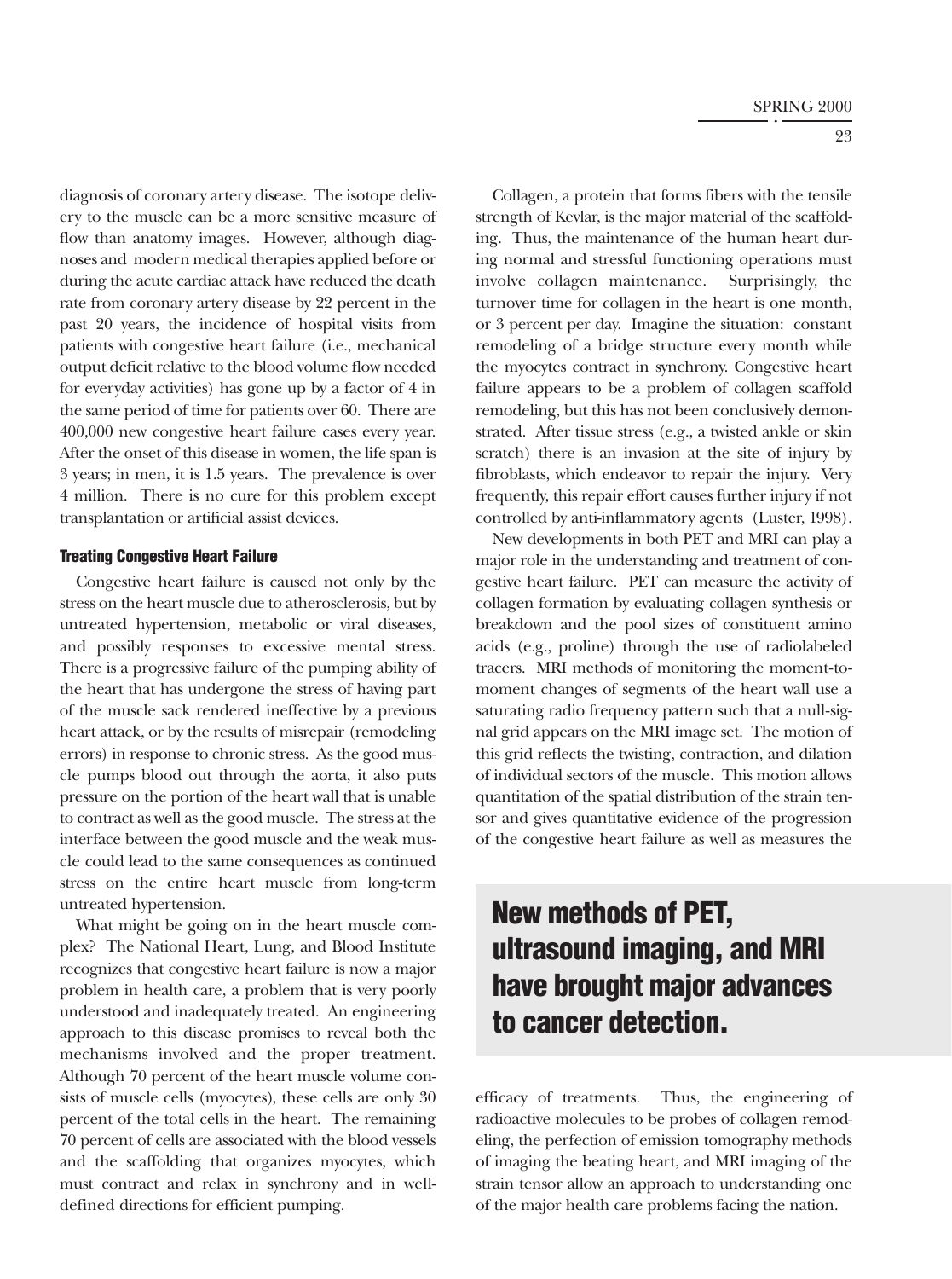diagnosis of coronary artery disease. The isotope delivery to the muscle can be a more sensitive measure of flow than anatomy images. However, although diagnoses and modern medical therapies applied before or during the acute cardiac attack have reduced the death rate from coronary artery disease by 22 percent in the past 20 years, the incidence of hospital visits from patients with congestive heart failure (i.e., mechanical output deficit relative to the blood volume flow needed for everyday activities) has gone up by a factor of 4 in the same period of time for patients over 60. There are 400,000 new congestive heart failure cases every year. After the onset of this disease in women, the life span is 3 years; in men, it is 1.5 years. The prevalence is over 4 million. There is no cure for this problem except transplantation or artificial assist devices.

### Treating Congestive Heart Failure

Congestive heart failure is caused not only by the stress on the heart muscle due to atherosclerosis, but by untreated hypertension, metabolic or viral diseases, and possibly responses to excessive mental stress. There is a progressive failure of the pumping ability of the heart that has undergone the stress of having part of the muscle sack rendered ineffective by a previous heart attack, or by the results of misrepair (remodeling errors) in response to chronic stress. As the good muscle pumps blood out through the aorta, it also puts pressure on the portion of the heart wall that is unable to contract as well as the good muscle. The stress at the interface between the good muscle and the weak muscle could lead to the same consequences as continued stress on the entire heart muscle from long-term untreated hypertension.

What might be going on in the heart muscle complex? The National Heart, Lung, and Blood Institute recognizes that congestive heart failure is now a major problem in health care, a problem that is very poorly understood and inadequately treated. An engineering approach to this disease promises to reveal both the mechanisms involved and the proper treatment. Although 70 percent of the heart muscle volume consists of muscle cells (myocytes), these cells are only 30 percent of the total cells in the heart. The remaining 70 percent of cells are associated with the blood vessels and the scaffolding that organizes myocytes, which must contract and relax in synchrony and in well-defined directions for efficient pumping.

Collagen, a protein that forms fibers with the tensile strength of Kevlar, is the major material of the scaffolding. Thus, the maintenance of the human heart during normal and stressful functioning operations must involve collagen maintenance. Surprisingly, the turnover time for collagen in the heart is one month, or 3 percent per day. Imagine the situation: constant remodeling of a bridge structure every month while the myocytes contract in synchrony. Congestive heart failure appears to be a problem of collagen scaffold remodeling, but this has not been conclusively demonstrated. After tissue stress (e.g., a twisted ankle or skin scratch) there is an invasion at the site of injury by fibroblasts, which endeavor to repair the injury. Very frequently, this repair effort causes further injury if not controlled by anti-inflammatory agents (Luster, 1998).

New developments in both PET and MRI can play a major role in the understanding and treatment of congestive heart failure. PET can measure the activity of collagen formation by evaluating collagen synthesis or breakdown and the pool sizes of constituent amino acids (e.g., proline) through the use of radiolabeled tracers. MRI methods of monitoring the moment-to-moment changes of segments of the heart wall use a saturating radio frequency pattern such that a null-signal grid appears on the MRI image set. The motion of this grid reflects the twisting, contraction, and dilation of individual sectors of the muscle. This motion allows quantitation of the spatial distribution of the strain tensor and gives quantitative evidence of the progression of the congestive heart failure as well as measures the efficacy of treatments. Thus, the engineering of radioactive molecules to be probes of collagen remodeling, the perfection of emission tomography methods of imaging the beating heart, and MRI imaging of the strain tensor allow an approach to understanding one of the major health care problems facing the nation.

**New methods of PET, ultrasound imaging, and MRI have brought major advances to cancer detection.**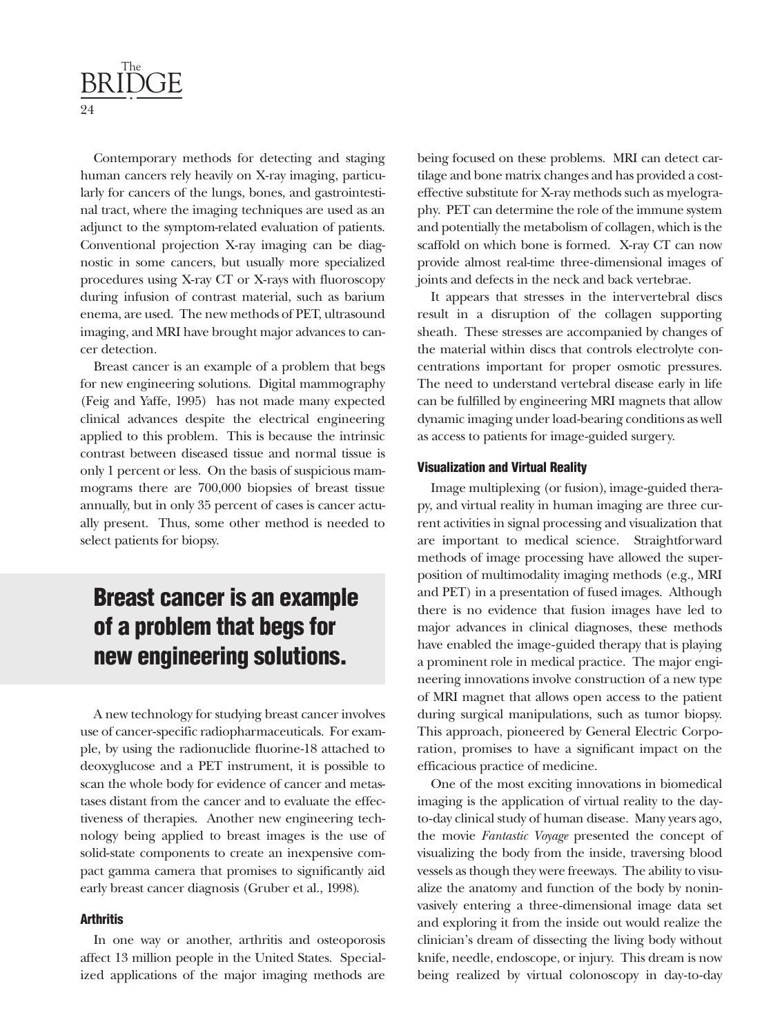Contemporary methods for detecting and staging human cancers rely heavily on X-ray imaging, particularly for cancers of the lungs, bones, and gastrointestinal tract, where the imaging techniques are used as an adjunct to the symptom-related evaluation of patients. Conventional projection X-ray imaging can be diagnostic in some cancers, but usually more specialized procedures using X-ray CT or X-rays with fluoroscopy during infusion of contrast material, such as barium enema, are used. The new methods of PET, ultrasound imaging, and MRI have brought major advances to cancer detection.

Breast cancer is an example of a problem that begs for new engineering solutions. Digital mammography (Feig and Yaffe, 1995) has not made many expected clinical advances despite the electrical engineering applied to this problem. This is because the intrinsic contrast between diseased tissue and normal tissue is only 1 percent or less. On the basis of suspicious mammograms there are 700,000 biopsies of breast tissue annually, but in only 35 percent of cases is cancer actually present. Thus, some other method is needed to select patients for biopsy.

> **Breast cancer is an example of a problem that begs for new engineering solutions.**

A new technology for studying breast cancer involves use of cancer-specific radiopharmaceuticals. For example, by using the radionuclide fluorine-18 attached to deoxyglucose and a PET instrument, it is possible to scan the whole body for evidence of cancer and metastases distant from the cancer and to evaluate the effectiveness of therapies. Another new engineering technology being applied to breast images is the use of solid-state components to create an inexpensive compact gamma camera that promises to significantly aid early breast cancer diagnosis (Gruber et al., 1998).

### Arthritis

In one way or another, arthritis and osteoporosis affect 13 million people in the United States. Specialized applications of the major imaging methods are being focused on these problems. MRI can detect cartilage and bone matrix changes and has provided a cost-effective substitute for X-ray methods such as myelography. PET can determine the role of the immune system and potentially the metabolism of collagen, which is the scaffold on which bone is formed. X-ray CT can now provide almost real-time three-dimensional images of joints and defects in the neck and back vertebrae.

It appears that stresses in the intervertebral discs result in a disruption of the collagen supporting sheath. These stresses are accompanied by changes of the material within discs that controls electrolyte concentrations important for proper osmotic pressures. The need to understand vertebral disease early in life can be fulfilled by engineering MRI magnets that allow dynamic imaging under load-bearing conditions as well as access to patients for image-guided surgery.

### Visualization and Virtual Reality

Image multiplexing (or fusion), image-guided therapy, and virtual reality in human imaging are three current activities in signal processing and visualization that are important to medical science. Straightforward methods of image processing have allowed the superposition of multimodality imaging methods (e.g., MRI and PET) in a presentation of fused images. Although there is no evidence that fusion images have led to major advances in clinical diagnoses, these methods have enabled the image-guided therapy that is playing a prominent role in medical practice. The major engineering innovations involve construction of a new type of MRI magnet that allows open access to the patient during surgical manipulations, such as tumor biopsy. This approach, pioneered by General Electric Corporation, promises to have a significant impact on the efficacious practice of medicine.

One of the most exciting innovations in biomedical imaging is the application of virtual reality to the day-to-day clinical study of human disease. Many years ago, the movie *Fantastic Voyage* presented the concept of visualizing the body from the inside, traversing blood vessels as though they were freeways. The ability to visualize the anatomy and function of the body by noninvasively entering a three-dimensional image data set and exploring it from the inside out would realize the clinician's dream of dissecting the living body without knife, needle, endoscope, or injury. This dream is now being realized by virtual colonoscopy in day-to-day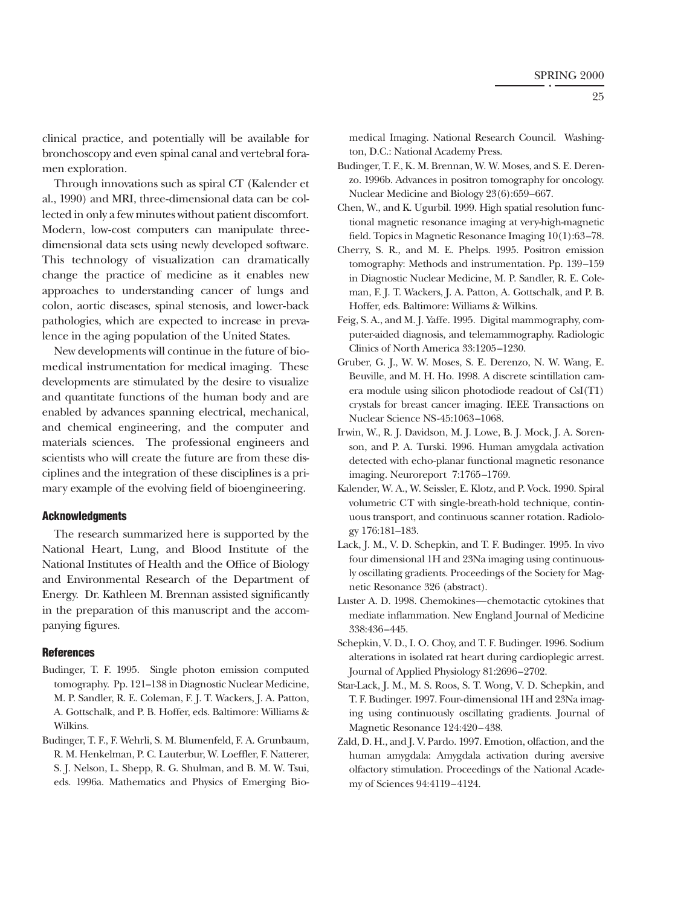clinical practice, and potentially will be available for bronchoscopy and even spinal canal and vertebral foramen exploration.

Through innovations such as spiral CT (Kalender et al., 1990) and MRI, three-dimensional data can be collected in only a few minutes without patient discomfort. Modern, low-cost computers can manipulate three-dimensional data sets using newly developed software. This technology of visualization can dramatically change the practice of medicine as it enables new approaches to understanding cancer of lungs and colon, aortic diseases, spinal stenosis, and lower-back pathologies, which are expected to increase in prevalence in the aging population of the United States.

New developments will continue in the future of biomedical instrumentation for medical imaging. These developments are stimulated by the desire to visualize and quantitate functions of the human body and are enabled by advances spanning electrical, mechanical, and chemical engineering, and the computer and materials sciences. The professional engineers and scientists who will create the future are from these disciplines and the integration of these disciplines is a primary example of the evolving field of bioengineering.

### Acknowledgments

The research summarized here is supported by the National Heart, Lung, and Blood Institute of the National Institutes of Health and the Office of Biology and Environmental Research of the Department of Energy. Dr. Kathleen M. Brennan assisted significantly in the preparation of this manuscript and the accompanying figures.

### References

Budinger, T. F. 1995. Single photon emission computed tomography. Pp. 121–138 in Diagnostic Nuclear Medicine, M. P. Sandler, R. E. Coleman, F. J. T. Wackers, J. A. Patton, A. Gottschalk, and P. B. Hoffer, eds. Baltimore: Williams & Wilkins.

Budinger, T. F., F. Wehrli, S. M. Blumenfeld, F. A. Grunbaum, R. M. Henkelman, P. C. Lauterbur, W. Loeffler, F. Natterer, S. J. Nelson, L. Shepp, R. G. Shulman, and B. M. W. Tsui, eds. 1996a. Mathematics and Physics of Emerging Biomedical Imaging. National Research Council. Washington, D.C.: National Academy Press.

Budinger, T. F., K. M. Brennan, W. W. Moses, and S. E. Derenzo. 1996b. Advances in positron tomography for oncology. Nuclear Medicine and Biology 23(6):659–667.

Chen, W., and K. Ugurbil. 1999. High spatial resolution functional magnetic resonance imaging at very-high-magnetic field. Topics in Magnetic Resonance Imaging 10(1):63–78.

Cherry, S. R., and M. E. Phelps. 1995. Positron emission tomography: Methods and instrumentation. Pp. 139–159 in Diagnostic Nuclear Medicine, M. P. Sandler, R. E. Coleman, F. J. T. Wackers, J. A. Patton, A. Gottschalk, and P. B. Hoffer, eds. Baltimore: Williams & Wilkins.

Feig, S. A., and M. J. Yaffe. 1995. Digital mammography, computer-aided diagnosis, and telemammography. Radiologic Clinics of North America 33:1205–1230.

Gruber, G. J., W. W. Moses, S. E. Derenzo, N. W. Wang, E. Beuville, and M. H. Ho. 1998. A discrete scintillation camera module using silicon photodiode readout of CsI(T1) crystals for breast cancer imaging. IEEE Transactions on Nuclear Science NS-45:1063–1068.

Irwin, W., R. J. Davidson, M. J. Lowe, B. J. Mock, J. A. Sorenson, and P. A. Turski. 1996. Human amygdala activation detected with echo-planar functional magnetic resonance imaging. Neuroreport 7:1765–1769.

Kalender, W. A., W. Seissler, E. Klotz, and P. Vock. 1990. Spiral volumetric CT with single-breath-hold technique, continuous transport, and continuous scanner rotation. Radiology 176:181–183.

Lack, J. M., V. D. Schepkin, and T. F. Budinger. 1995. In vivo four dimensional 1H and 23Na imaging using continuously oscillating gradients. Proceedings of the Society for Magnetic Resonance 326 (abstract).

Luster A. D. 1998. Chemokines—chemotactic cytokines that mediate inflammation. New England Journal of Medicine 338:436–445.

Schepkin, V. D., I. O. Choy, and T. F. Budinger. 1996. Sodium alterations in isolated rat heart during cardioplegic arrest. Journal of Applied Physiology 81:2696–2702.

Star-Lack, J. M., M. S. Roos, S. T. Wong, V. D. Schepkin, and T. F. Budinger. 1997. Four-dimensional 1H and 23Na imaging using continuously oscillating gradients. Journal of Magnetic Resonance 124:420–438.

Zald, D. H., and J. V. Pardo. 1997. Emotion, olfaction, and the human amygdala: Amygdala activation during aversive olfactory stimulation. Proceedings of the National Academy of Sciences 94:4119–4124.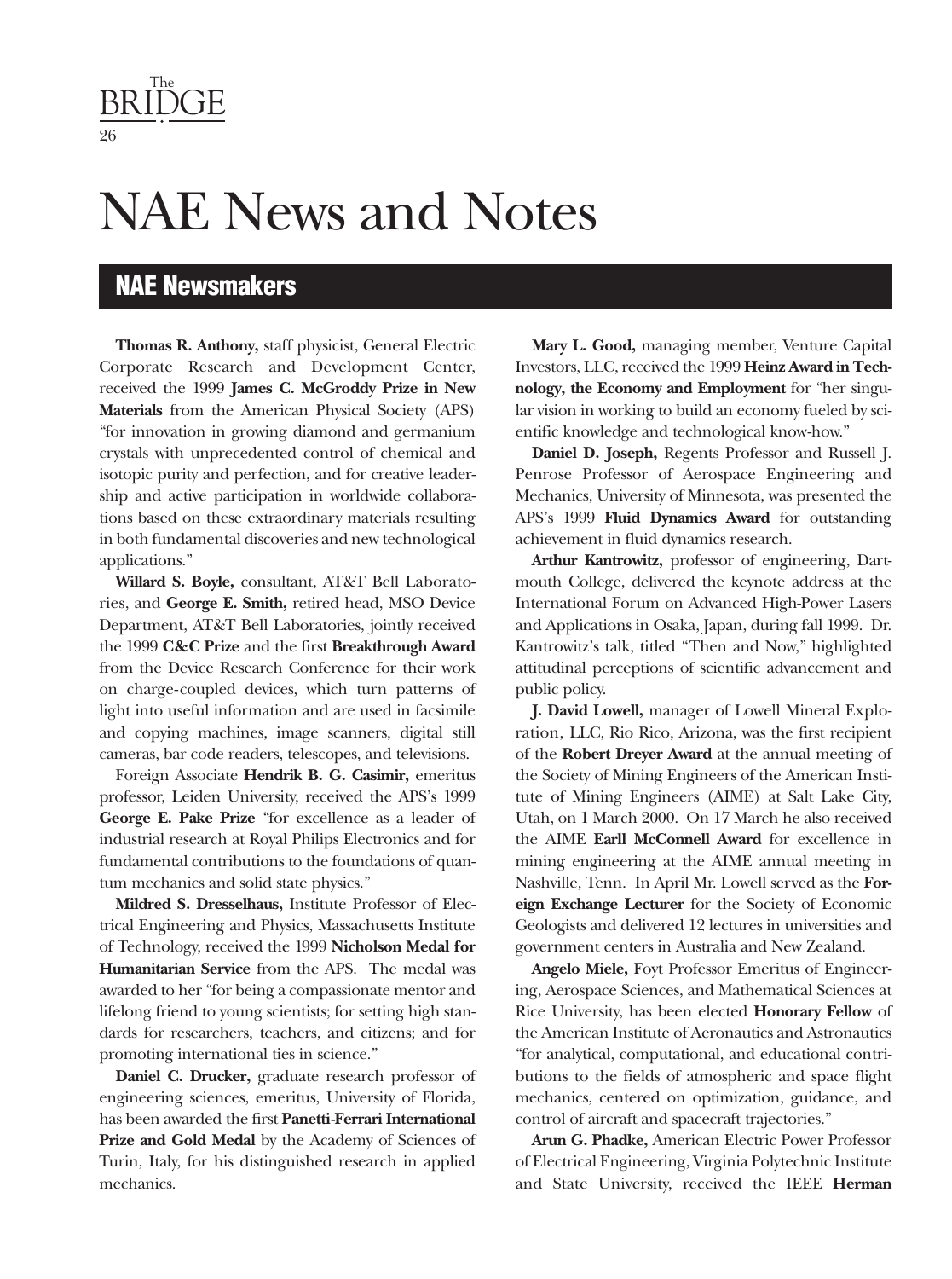# NAE News and Notes

## NAE Newsmakers

**Thomas R. Anthony,** staff physicist, General Electric Corporate Research and Development Center, received the 1999 **James C. McGroddy Prize in New Materials** from the American Physical Society (APS) "for innovation in growing diamond and germanium crystals with unprecedented control of chemical and isotopic purity and perfection, and for creative leadership and active participation in worldwide collaborations based on these extraordinary materials resulting in both fundamental discoveries and new technological applications."

**Willard S. Boyle,** consultant, AT&T Bell Laboratories, and **George E. Smith,** retired head, MSO Device Department, AT&T Bell Laboratories, jointly received the 1999 **C&C Prize** and the first **Breakthrough Award** from the Device Research Conference for their work on charge-coupled devices, which turn patterns of light into useful information and are used in facsimile and copying machines, image scanners, digital still cameras, bar code readers, telescopes, and televisions.

Foreign Associate **Hendrik B. G. Casimir,** emeritus professor, Leiden University, received the APS's 1999 **George E. Pake Prize** "for excellence as a leader of industrial research at Royal Philips Electronics and for fundamental contributions to the foundations of quantum mechanics and solid state physics."

**Mildred S. Dresselhaus,** Institute Professor of Electrical Engineering and Physics, Massachusetts Institute of Technology, received the 1999 **Nicholson Medal for Humanitarian Service** from the APS. The medal was awarded to her "for being a compassionate mentor and lifelong friend to young scientists; for setting high standards for researchers, teachers, and citizens; and for promoting international ties in science."

**Daniel C. Drucker,** graduate research professor of engineering sciences, emeritus, University of Florida, has been awarded the first **Panetti-Ferrari International Prize and Gold Medal** by the Academy of Sciences of Turin, Italy, for his distinguished research in applied mechanics.

**Mary L. Good,** managing member, Venture Capital Investors, LLC, received the 1999 **Heinz Award in Technology, the Economy and Employment** for "her singular vision in working to build an economy fueled by scientific knowledge and technological know-how."

**Daniel D. Joseph,** Regents Professor and Russell J. Penrose Professor of Aerospace Engineering and Mechanics, University of Minnesota, was presented the APS's 1999 **Fluid Dynamics Award** for outstanding achievement in fluid dynamics research.

**Arthur Kantrowitz,** professor of engineering, Dartmouth College, delivered the keynote address at the International Forum on Advanced High-Power Lasers and Applications in Osaka, Japan, during fall 1999. Dr. Kantrowitz's talk, titled "Then and Now," highlighted attitudinal perceptions of scientific advancement and public policy.

**J. David Lowell,** manager of Lowell Mineral Exploration, LLC, Rio Rico, Arizona, was the first recipient of the **Robert Dreyer Award** at the annual meeting of the Society of Mining Engineers of the American Institute of Mining Engineers (AIME) at Salt Lake City, Utah, on 1 March 2000. On 17 March he also received the AIME **Earll McConnell Award** for excellence in mining engineering at the AIME annual meeting in Nashville, Tenn. In April Mr. Lowell served as the **Foreign Exchange Lecturer** for the Society of Economic Geologists and delivered 12 lectures in universities and government centers in Australia and New Zealand.

**Angelo Miele,** Foyt Professor Emeritus of Engineering, Aerospace Sciences, and Mathematical Sciences at Rice University, has been elected **Honorary Fellow** of the American Institute of Aeronautics and Astronautics "for analytical, computational, and educational contributions to the fields of atmospheric and space flight mechanics, centered on optimization, guidance, and control of aircraft and spacecraft trajectories."

**Arun G. Phadke,** American Electric Power Professor of Electrical Engineering, Virginia Polytechnic Institute and State University, received the IEEE **Herman**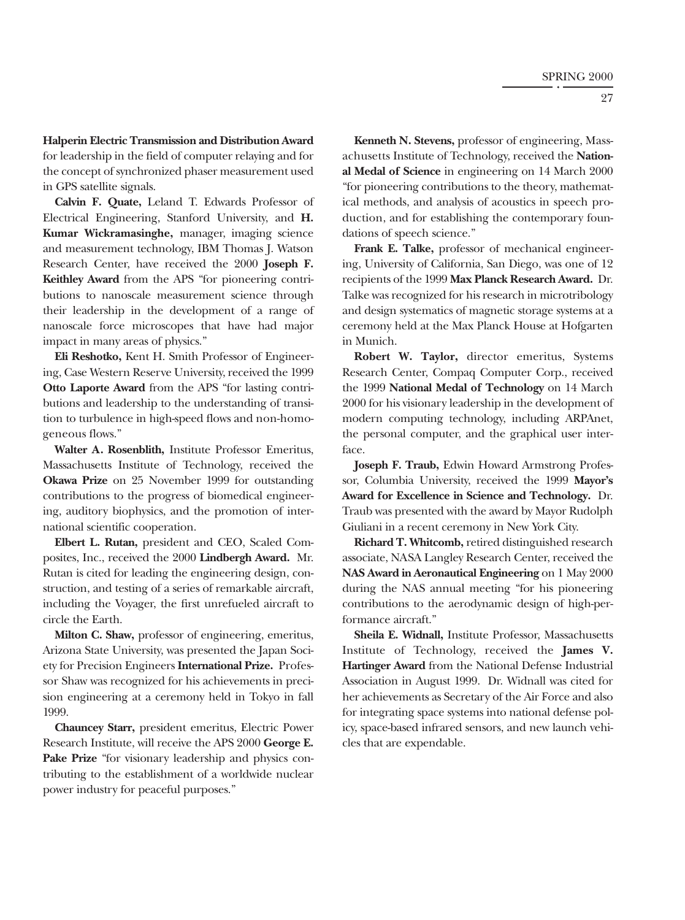**Halperin Electric Transmission and Distribution Award** for leadership in the field of computer relaying and for the concept of synchronized phaser measurement used in GPS satellite signals.

**Calvin F. Quate,** Leland T. Edwards Professor of Electrical Engineering, Stanford University, and **H. Kumar Wickramasinghe,** manager, imaging science and measurement technology, IBM Thomas J. Watson Research Center, have received the 2000 **Joseph F. Keithley Award** from the APS "for pioneering contributions to nanoscale measurement science through their leadership in the development of a range of nanoscale force microscopes that have had major impact in many areas of physics."

**Eli Reshotko,** Kent H. Smith Professor of Engineering, Case Western Reserve University, received the 1999 **Otto Laporte Award** from the APS "for lasting contributions and leadership to the understanding of transition to turbulence in high-speed flows and non-homogeneous flows."

**Walter A. Rosenblith,** Institute Professor Emeritus, Massachusetts Institute of Technology, received the **Okawa Prize** on 25 November 1999 for outstanding contributions to the progress of biomedical engineering, auditory biophysics, and the promotion of international scientific cooperation.

**Elbert L. Rutan,** president and CEO, Scaled Composites, Inc., received the 2000 **Lindbergh Award.** Mr. Rutan is cited for leading the engineering design, construction, and testing of a series of remarkable aircraft, including the Voyager, the first unrefueled aircraft to circle the Earth.

**Milton C. Shaw,** professor of engineering, emeritus, Arizona State University, was presented the Japan Society for Precision Engineers **International Prize.** Professor Shaw was recognized for his achievements in precision engineering at a ceremony held in Tokyo in fall 1999.

**Chauncey Starr,** president emeritus, Electric Power Research Institute, will receive the APS 2000 **George E. Pake Prize** "for visionary leadership and physics contributing to the establishment of a worldwide nuclear power industry for peaceful purposes."

**Kenneth N. Stevens,** professor of engineering, Massachusetts Institute of Technology, received the **National Medal of Science** in engineering on 14 March 2000 "for pioneering contributions to the theory, mathematical methods, and analysis of acoustics in speech production, and for establishing the contemporary foundations of speech science."

**Frank E. Talke,** professor of mechanical engineering, University of California, San Diego, was one of 12 recipients of the 1999 **Max Planck Research Award.** Dr. Talke was recognized for his research in microtribology and design systematics of magnetic storage systems at a ceremony held at the Max Planck House at Hofgarten in Munich.

**Robert W. Taylor,** director emeritus, Systems Research Center, Compaq Computer Corp., received the 1999 **National Medal of Technology** on 14 March 2000 for his visionary leadership in the development of modern computing technology, including ARPAnet, the personal computer, and the graphical user interface.

**Joseph F. Traub,** Edwin Howard Armstrong Professor, Columbia University, received the 1999 **Mayor's Award for Excellence in Science and Technology.** Dr. Traub was presented with the award by Mayor Rudolph Giuliani in a recent ceremony in New York City.

**Richard T. Whitcomb,** retired distinguished research associate, NASA Langley Research Center, received the **NAS Award in Aeronautical Engineering** on 1 May 2000 during the NAS annual meeting "for his pioneering contributions to the aerodynamic design of high-performance aircraft."

**Sheila E. Widnall,** Institute Professor, Massachusetts Institute of Technology, received the **James V. Hartinger Award** from the National Defense Industrial Association in August 1999. Dr. Widnall was cited for her achievements as Secretary of the Air Force and also for integrating space systems into national defense policy, space-based infrared sensors, and new launch vehicles that are expendable.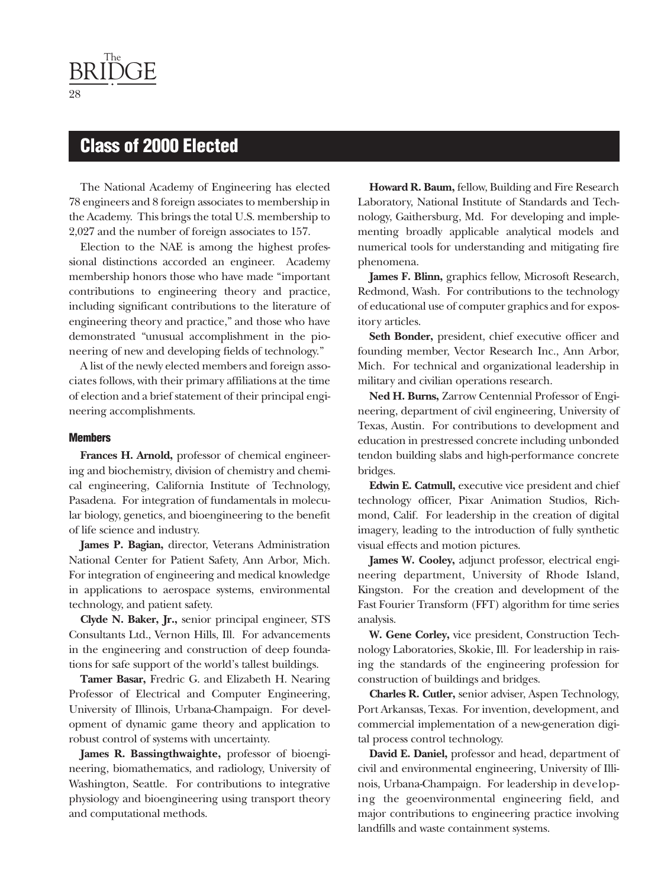## Class of 2000 Elected

The National Academy of Engineering has elected 78 engineers and 8 foreign associates to membership in the Academy. This brings the total U.S. membership to 2,027 and the number of foreign associates to 157.

Election to the NAE is among the highest professional distinctions accorded an engineer. Academy membership honors those who have made "important contributions to engineering theory and practice, including significant contributions to the literature of engineering theory and practice," and those who have demonstrated "unusual accomplishment in the pioneering of new and developing fields of technology."

A list of the newly elected members and foreign associates follows, with their primary affiliations at the time of election and a brief statement of their principal engineering accomplishments.

### Members

**Frances H. Arnold,** professor of chemical engineering and biochemistry, division of chemistry and chemical engineering, California Institute of Technology, Pasadena. For integration of fundamentals in molecular biology, genetics, and bioengineering to the benefit of life science and industry.

**James P. Bagian,** director, Veterans Administration National Center for Patient Safety, Ann Arbor, Mich. For integration of engineering and medical knowledge in applications to aerospace systems, environmental technology, and patient safety.

**Clyde N. Baker, Jr.,** senior principal engineer, STS Consultants Ltd., Vernon Hills, Ill. For advancements in the engineering and construction of deep foundations for safe support of the world's tallest buildings.

**Tamer Basar,** Fredric G. and Elizabeth H. Nearing Professor of Electrical and Computer Engineering, University of Illinois, Urbana-Champaign. For development of dynamic game theory and application to robust control of systems with uncertainty.

**James R. Bassingthwaighte,** professor of bioengineering, biomathematics, and radiology, University of Washington, Seattle. For contributions to integrative physiology and bioengineering using transport theory and computational methods.

**Howard R. Baum,** fellow, Building and Fire Research Laboratory, National Institute of Standards and Technology, Gaithersburg, Md. For developing and implementing broadly applicable analytical models and numerical tools for understanding and mitigating fire phenomena.

**James F. Blinn,** graphics fellow, Microsoft Research, Redmond, Wash. For contributions to the technology of educational use of computer graphics and for expository articles.

**Seth Bonder,** president, chief executive officer and founding member, Vector Research Inc., Ann Arbor, Mich. For technical and organizational leadership in military and civilian operations research.

**Ned H. Burns,** Zarrow Centennial Professor of Engineering, department of civil engineering, University of Texas, Austin. For contributions to development and education in prestressed concrete including unbonded tendon building slabs and high-performance concrete bridges.

**Edwin E. Catmull,** executive vice president and chief technology officer, Pixar Animation Studios, Richmond, Calif. For leadership in the creation of digital imagery, leading to the introduction of fully synthetic visual effects and motion pictures.

**James W. Cooley,** adjunct professor, electrical engineering department, University of Rhode Island, Kingston. For the creation and development of the Fast Fourier Transform (FFT) algorithm for time series analysis.

**W. Gene Corley,** vice president, Construction Technology Laboratories, Skokie, Ill. For leadership in raising the standards of the engineering profession for construction of buildings and bridges.

**Charles R. Cutler,** senior adviser, Aspen Technology, Port Arkansas, Texas. For invention, development, and commercial implementation of a new-generation digital process control technology.

**David E. Daniel,** professor and head, department of civil and environmental engineering, University of Illinois, Urbana-Champaign. For leadership in developing the geoenvironmental engineering field, and major contributions to engineering practice involving landfills and waste containment systems.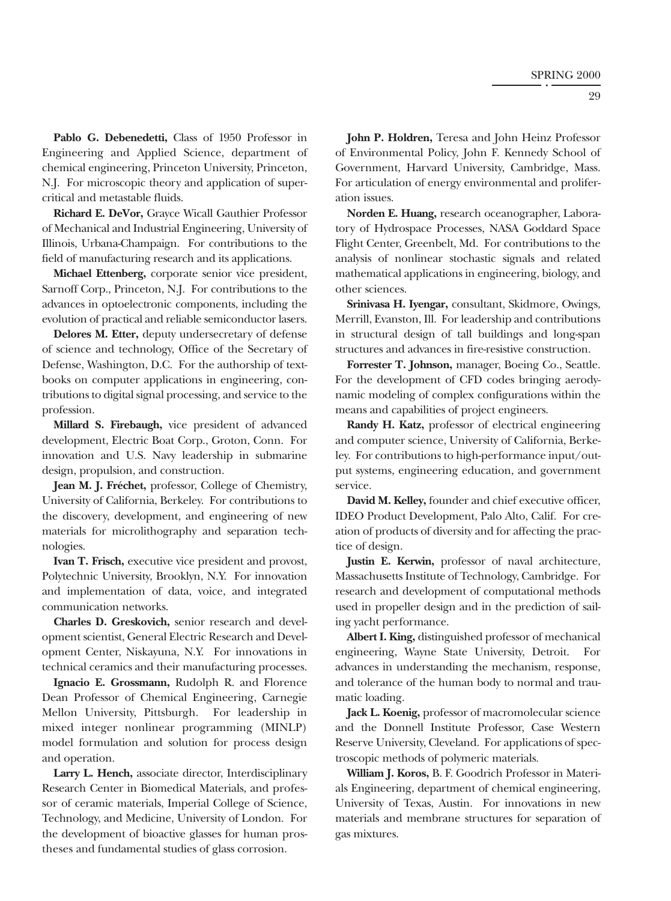**Pablo G. Debenedetti,** Class of 1950 Professor in Engineering and Applied Science, department of chemical engineering, Princeton University, Princeton, N.J. For microscopic theory and application of supercritical and metastable fluids.

**Richard E. DeVor,** Grayce Wicall Gauthier Professor of Mechanical and Industrial Engineering, University of Illinois, Urbana-Champaign. For contributions to the field of manufacturing research and its applications.

**Michael Ettenberg,** corporate senior vice president, Sarnoff Corp., Princeton, N.J. For contributions to the advances in optoelectronic components, including the evolution of practical and reliable semiconductor lasers.

**Delores M. Etter,** deputy undersecretary of defense of science and technology, Office of the Secretary of Defense, Washington, D.C. For the authorship of textbooks on computer applications in engineering, contributions to digital signal processing, and service to the profession.

**Millard S. Firebaugh,** vice president of advanced development, Electric Boat Corp., Groton, Conn. For innovation and U.S. Navy leadership in submarine design, propulsion, and construction.

**Jean M. J. Fréchet,** professor, College of Chemistry, University of California, Berkeley. For contributions to the discovery, development, and engineering of new materials for microlithography and separation technologies.

**Ivan T. Frisch,** executive vice president and provost, Polytechnic University, Brooklyn, N.Y. For innovation and implementation of data, voice, and integrated communication networks.

**Charles D. Greskovich,** senior research and development scientist, General Electric Research and Development Center, Niskayuna, N.Y. For innovations in technical ceramics and their manufacturing processes.

**Ignacio E. Grossmann,** Rudolph R. and Florence Dean Professor of Chemical Engineering, Carnegie Mellon University, Pittsburgh. For leadership in mixed integer nonlinear programming (MINLP) model formulation and solution for process design and operation.

**Larry L. Hench,** associate director, Interdisciplinary Research Center in Biomedical Materials, and professor of ceramic materials, Imperial College of Science, Technology, and Medicine, University of London. For the development of bioactive glasses for human prostheses and fundamental studies of glass corrosion.

**John P. Holdren,** Teresa and John Heinz Professor of Environmental Policy, John F. Kennedy School of Government, Harvard University, Cambridge, Mass. For articulation of energy environmental and proliferation issues.

**Norden E. Huang,** research oceanographer, Laboratory of Hydrospace Processes, NASA Goddard Space Flight Center, Greenbelt, Md. For contributions to the analysis of nonlinear stochastic signals and related mathematical applications in engineering, biology, and other sciences.

**Srinivasa H. Iyengar,** consultant, Skidmore, Owings, Merrill, Evanston, Ill. For leadership and contributions in structural design of tall buildings and long-span structures and advances in fire-resistive construction.

**Forrester T. Johnson,** manager, Boeing Co., Seattle. For the development of CFD codes bringing aerodynamic modeling of complex configurations within the means and capabilities of project engineers.

**Randy H. Katz,** professor of electrical engineering and computer science, University of California, Berkeley. For contributions to high-performance input/output systems, engineering education, and government service.

**David M. Kelley,** founder and chief executive officer, IDEO Product Development, Palo Alto, Calif. For creation of products of diversity and for affecting the practice of design.

**Justin E. Kerwin,** professor of naval architecture, Massachusetts Institute of Technology, Cambridge. For research and development of computational methods used in propeller design and in the prediction of sailing yacht performance.

**Albert I. King,** distinguished professor of mechanical engineering, Wayne State University, Detroit. For advances in understanding the mechanism, response, and tolerance of the human body to normal and traumatic loading.

**Jack L. Koenig,** professor of macromolecular science and the Donnell Institute Professor, Case Western Reserve University, Cleveland. For applications of spectroscopic methods of polymeric materials.

**William J. Koros,** B. F. Goodrich Professor in Materials Engineering, department of chemical engineering, University of Texas, Austin. For innovations in new materials and membrane structures for separation of gas mixtures.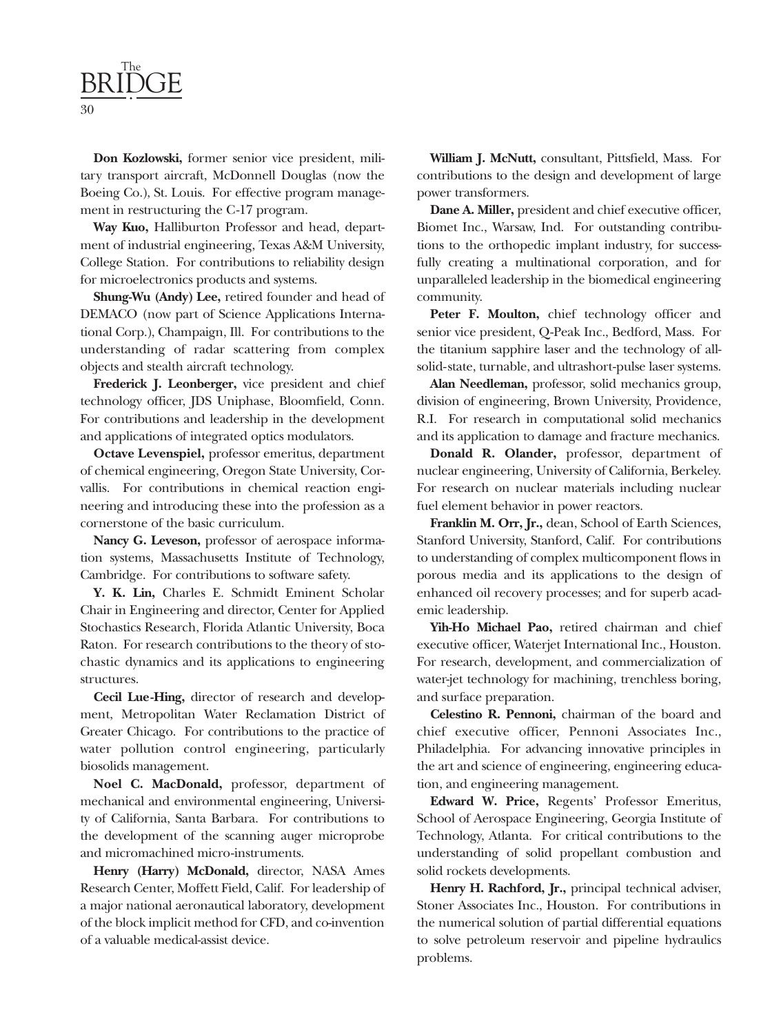**Don Kozlowski,** former senior vice president, military transport aircraft, McDonnell Douglas (now the Boeing Co.), St. Louis. For effective program management in restructuring the C-17 program.

**Way Kuo,** Halliburton Professor and head, department of industrial engineering, Texas A&M University, College Station. For contributions to reliability design for microelectronics products and systems.

**Shung-Wu (Andy) Lee,** retired founder and head of DEMACO (now part of Science Applications International Corp.), Champaign, Ill. For contributions to the understanding of radar scattering from complex objects and stealth aircraft technology.

**Frederick J. Leonberger,** vice president and chief technology officer, JDS Uniphase, Bloomfield, Conn. For contributions and leadership in the development and applications of integrated optics modulators.

**Octave Levenspiel,** professor emeritus, department of chemical engineering, Oregon State University, Corvallis. For contributions in chemical reaction engineering and introducing these into the profession as a cornerstone of the basic curriculum.

**Nancy G. Leveson,** professor of aerospace information systems, Massachusetts Institute of Technology, Cambridge. For contributions to software safety.

**Y. K. Lin,** Charles E. Schmidt Eminent Scholar Chair in Engineering and director, Center for Applied Stochastics Research, Florida Atlantic University, Boca Raton. For research contributions to the theory of stochastic dynamics and its applications to engineering structures.

**Cecil Lue-Hing,** director of research and development, Metropolitan Water Reclamation District of Greater Chicago. For contributions to the practice of water pollution control engineering, particularly biosolids management.

**Noel C. MacDonald,** professor, department of mechanical and environmental engineering, University of California, Santa Barbara. For contributions to the development of the scanning auger microprobe and micromachined micro-instruments.

**Henry (Harry) McDonald,** director, NASA Ames Research Center, Moffett Field, Calif. For leadership of a major national aeronautical laboratory, development of the block implicit method for CFD, and co-invention of a valuable medical-assist device.

**William J. McNutt,** consultant, Pittsfield, Mass. For contributions to the design and development of large power transformers.

**Dane A. Miller,** president and chief executive officer, Biomet Inc., Warsaw, Ind. For outstanding contributions to the orthopedic implant industry, for successfully creating a multinational corporation, and for unparalleled leadership in the biomedical engineering community.

**Peter F. Moulton,** chief technology officer and senior vice president, Q-Peak Inc., Bedford, Mass. For the titanium sapphire laser and the technology of all-solid-state, turnable, and ultrashort-pulse laser systems.

**Alan Needleman,** professor, solid mechanics group, division of engineering, Brown University, Providence, R.I. For research in computational solid mechanics and its application to damage and fracture mechanics.

**Donald R. Olander,** professor, department of nuclear engineering, University of California, Berkeley. For research on nuclear materials including nuclear fuel element behavior in power reactors.

**Franklin M. Orr, Jr.,** dean, School of Earth Sciences, Stanford University, Stanford, Calif. For contributions to understanding of complex multicomponent flows in porous media and its applications to the design of enhanced oil recovery processes; and for superb academic leadership.

**Yih-Ho Michael Pao,** retired chairman and chief executive officer, Waterjet International Inc., Houston. For research, development, and commercialization of water-jet technology for machining, trenchless boring, and surface preparation.

**Celestino R. Pennoni,** chairman of the board and chief executive officer, Pennoni Associates Inc., Philadelphia. For advancing innovative principles in the art and science of engineering, engineering education, and engineering management.

**Edward W. Price,** Regents' Professor Emeritus, School of Aerospace Engineering, Georgia Institute of Technology, Atlanta. For critical contributions to the understanding of solid propellant combustion and solid rockets developments.

**Henry H. Rachford, Jr.,** principal technical adviser, Stoner Associates Inc., Houston. For contributions in the numerical solution of partial differential equations to solve petroleum reservoir and pipeline hydraulics problems.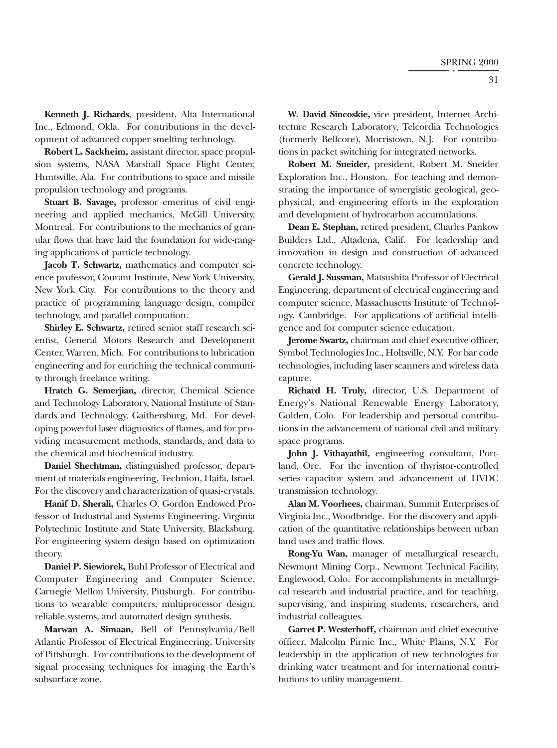**Kenneth J. Richards,** president, Alta International Inc., Edmond, Okla. For contributions in the development of advanced copper smelting technology.

**Robert L. Sackheim,** assistant director, space propulsion systems, NASA Marshall Space Flight Center, Huntsville, Ala. For contributions to space and missile propulsion technology and programs.

**Stuart B. Savage,** professor emeritus of civil engineering and applied mechanics, McGill University, Montreal. For contributions to the mechanics of granular flows that have laid the foundation for wide-ranging applications of particle technology.

**Jacob T. Schwartz,** mathematics and computer science professor, Courant Institute, New York University, New York City. For contributions to the theory and practice of programming language design, compiler technology, and parallel computation.

**Shirley E. Schwartz,** retired senior staff research scientist, General Motors Research and Development Center, Warren, Mich. For contributions to lubrication engineering and for enriching the technical community through freelance writing.

**Hratch G. Semerjian,** director, Chemical Science and Technology Laboratory, National Institute of Standards and Technology, Gaithersburg, Md. For developing powerful laser diagnostics of flames, and for providing measurement methods, standards, and data to the chemical and biochemical industry.

**Daniel Shechtman,** distinguished professor, department of materials engineering, Technion, Haifa, Israel. For the discovery and characterization of quasi-crystals.

**Hanif D. Sherali,** Charles O. Gordon Endowed Professor of Industrial and Systems Engineering, Virginia Polytechnic Institute and State University, Blacksburg. For engineering system design based on optimization theory.

**Daniel P. Siewiorek,** Buhl Professor of Electrical and Computer Engineering and Computer Science, Carnegie Mellon University, Pittsburgh. For contributions to wearable computers, multiprocessor design, reliable systems, and automated design synthesis.

**Marwan A. Simaan,** Bell of Pennsylvania/Bell Atlantic Professor of Electrical Engineering, University of Pittsburgh. For contributions to the development of signal processing techniques for imaging the Earth's subsurface zone.

**W. David Sincoskie,** vice president, Internet Architecture Research Laboratory, Telcordia Technologies (formerly Bellcore), Morristown, N.J. For contributions in packet switching for integrated networks.

**Robert M. Sneider,** president, Robert M. Sneider Exploration Inc., Houston. For teaching and demonstrating the importance of synergistic geological, geophysical, and engineering efforts in the exploration and development of hydrocarbon accumulations.

**Dean E. Stephan,** retired president, Charles Pankow Builders Ltd., Altadena, Calif. For leadership and innovation in design and construction of advanced concrete technology.

**Gerald J. Sussman,** Matsushita Professor of Electrical Engineering, department of electrical engineering and computer science, Massachusetts Institute of Technology, Cambridge. For applications of artificial intelligence and for computer science education.

**Jerome Swartz,** chairman and chief executive officer, Symbol Technologies Inc., Holtsville, N.Y. For bar code technologies, including laser scanners and wireless data capture.

**Richard H. Truly,** director, U.S. Department of Energy's National Renewable Energy Laboratory, Golden, Colo. For leadership and personal contributions in the advancement of national civil and military space programs.

**John J. Vithayathil,** engineering consultant, Portland, Ore. For the invention of thyristor-controlled series capacitor system and advancement of HVDC transmission technology.

**Alan M. Voorhees,** chairman, Summit Enterprises of Virginia Inc., Woodbridge. For the discovery and application of the quantitative relationships between urban land uses and traffic flows.

**Rong-Yu Wan,** manager of metallurgical research, Newmont Mining Corp., Newmont Technical Facility, Englewood, Colo. For accomplishments in metallurgical research and industrial practice, and for teaching, supervising, and inspiring students, researchers, and industrial colleagues.

**Garret P. Westerhoff,** chairman and chief executive officer, Malcolm Pirnie Inc., White Plains, N.Y. For leadership in the application of new technologies for drinking water treatment and for international contributions to utility management.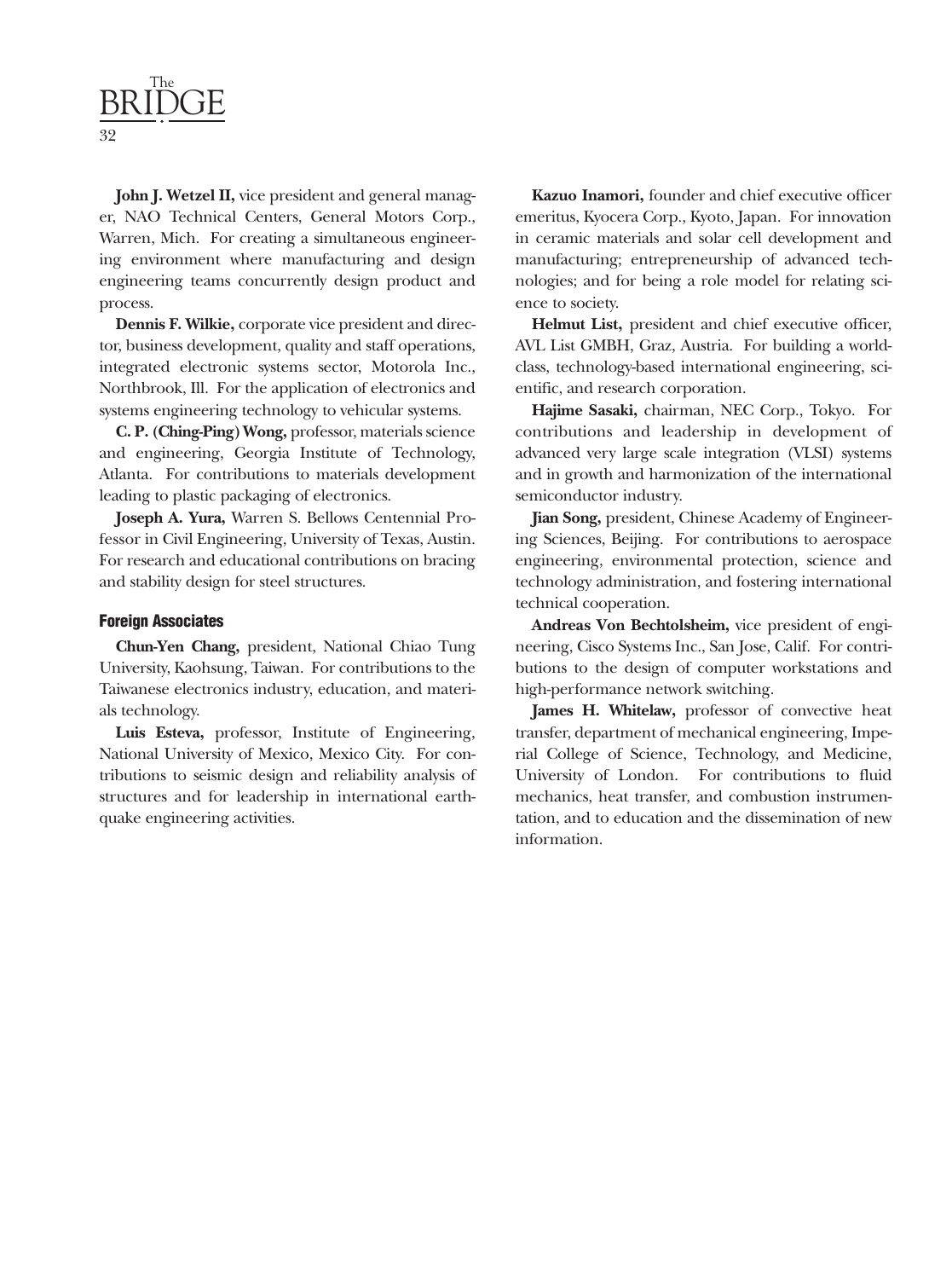**John J. Wetzel II,** vice president and general manager, NAO Technical Centers, General Motors Corp., Warren, Mich. For creating a simultaneous engineering environment where manufacturing and design engineering teams concurrently design product and process.

**Dennis F. Wilkie,** corporate vice president and director, business development, quality and staff operations, integrated electronic systems sector, Motorola Inc., Northbrook, Ill. For the application of electronics and systems engineering technology to vehicular systems.

**C. P. (Ching-Ping) Wong,** professor, materials science and engineering, Georgia Institute of Technology, Atlanta. For contributions to materials development leading to plastic packaging of electronics.

**Joseph A. Yura,** Warren S. Bellows Centennial Professor in Civil Engineering, University of Texas, Austin. For research and educational contributions on bracing and stability design for steel structures.

### Foreign Associates

**Chun-Yen Chang,** president, National Chiao Tung University, Kaohsung, Taiwan. For contributions to the Taiwanese electronics industry, education, and materials technology.

**Luis Esteva,** professor, Institute of Engineering, National University of Mexico, Mexico City. For contributions to seismic design and reliability analysis of structures and for leadership in international earthquake engineering activities.

**Kazuo Inamori,** founder and chief executive officer emeritus, Kyocera Corp., Kyoto, Japan. For innovation in ceramic materials and solar cell development and manufacturing; entrepreneurship of advanced technologies; and for being a role model for relating science to society.

**Helmut List,** president and chief executive officer, AVL List GMBH, Graz, Austria. For building a world-class, technology-based international engineering, scientific, and research corporation.

**Hajime Sasaki,** chairman, NEC Corp., Tokyo. For contributions and leadership in development of advanced very large scale integration (VLSI) systems and in growth and harmonization of the international semiconductor industry.

**Jian Song,** president, Chinese Academy of Engineering Sciences, Beijing. For contributions to aerospace engineering, environmental protection, science and technology administration, and fostering international technical cooperation.

**Andreas Von Bechtolsheim,** vice president of engineering, Cisco Systems Inc., San Jose, Calif. For contributions to the design of computer workstations and high-performance network switching.

**James H. Whitelaw,** professor of convective heat transfer, department of mechanical engineering, Imperial College of Science, Technology, and Medicine, University of London. For contributions to fluid mechanics, heat transfer, and combustion instrumentation, and to education and the dissemination of new information.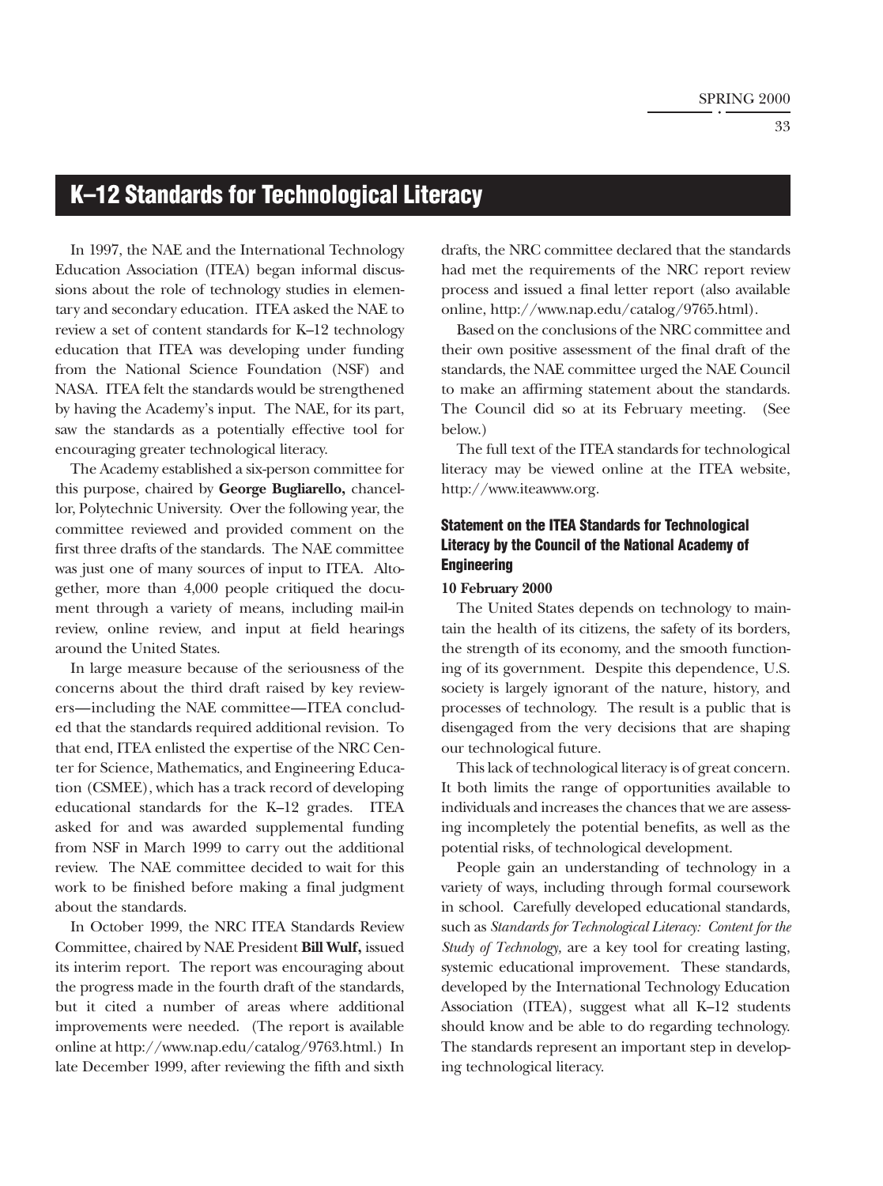# K–12 Standards for Technological Literacy

In 1997, the NAE and the International Technology Education Association (ITEA) began informal discussions about the role of technology studies in elementary and secondary education. ITEA asked the NAE to review a set of content standards for K–12 technology education that ITEA was developing under funding from the National Science Foundation (NSF) and NASA. ITEA felt the standards would be strengthened by having the Academy's input. The NAE, for its part, saw the standards as a potentially effective tool for encouraging greater technological literacy.

The Academy established a six-person committee for this purpose, chaired by **George Bugliarello,** chancellor, Polytechnic University. Over the following year, the committee reviewed and provided comment on the first three drafts of the standards. The NAE committee was just one of many sources of input to ITEA. Altogether, more than 4,000 people critiqued the document through a variety of means, including mail-in review, online review, and input at field hearings around the United States.

In large measure because of the seriousness of the concerns about the third draft raised by key reviewers—including the NAE committee—ITEA concluded that the standards required additional revision. To that end, ITEA enlisted the expertise of the NRC Center for Science, Mathematics, and Engineering Education (CSMEE), which has a track record of developing educational standards for the K–12 grades. ITEA asked for and was awarded supplemental funding from NSF in March 1999 to carry out the additional review. The NAE committee decided to wait for this work to be finished before making a final judgment about the standards.

In October 1999, the NRC ITEA Standards Review Committee, chaired by NAE President **Bill Wulf,** issued its interim report. The report was encouraging about the progress made in the fourth draft of the standards, but it cited a number of areas where additional improvements were needed. (The report is available online at http://www.nap.edu/catalog/9763.html.) In late December 1999, after reviewing the fifth and sixth drafts, the NRC committee declared that the standards had met the requirements of the NRC report review process and issued a final letter report (also available online, http://www.nap.edu/catalog/9765.html).

Based on the conclusions of the NRC committee and their own positive assessment of the final draft of the standards, the NAE committee urged the NAE Council to make an affirming statement about the standards. The Council did so at its February meeting. (See below.)

The full text of the ITEA standards for technological literacy may be viewed online at the ITEA website, http://www.iteawww.org.

### Statement on the ITEA Standards for Technological Literacy by the Council of the National Academy of Engineering

**10 February 2000**

The United States depends on technology to maintain the health of its citizens, the safety of its borders, the strength of its economy, and the smooth functioning of its government. Despite this dependence, U.S. society is largely ignorant of the nature, history, and processes of technology. The result is a public that is disengaged from the very decisions that are shaping our technological future.

This lack of technological literacy is of great concern. It both limits the range of opportunities available to individuals and increases the chances that we are assessing incompletely the potential benefits, as well as the potential risks, of technological development.

People gain an understanding of technology in a variety of ways, including through formal coursework in school. Carefully developed educational standards, such as *Standards for Technological Literacy: Content for the Study of Technology,* are a key tool for creating lasting, systemic educational improvement. These standards, developed by the International Technology Education Association (ITEA), suggest what all K–12 students should know and be able to do regarding technology. The standards represent an important step in developing technological literacy.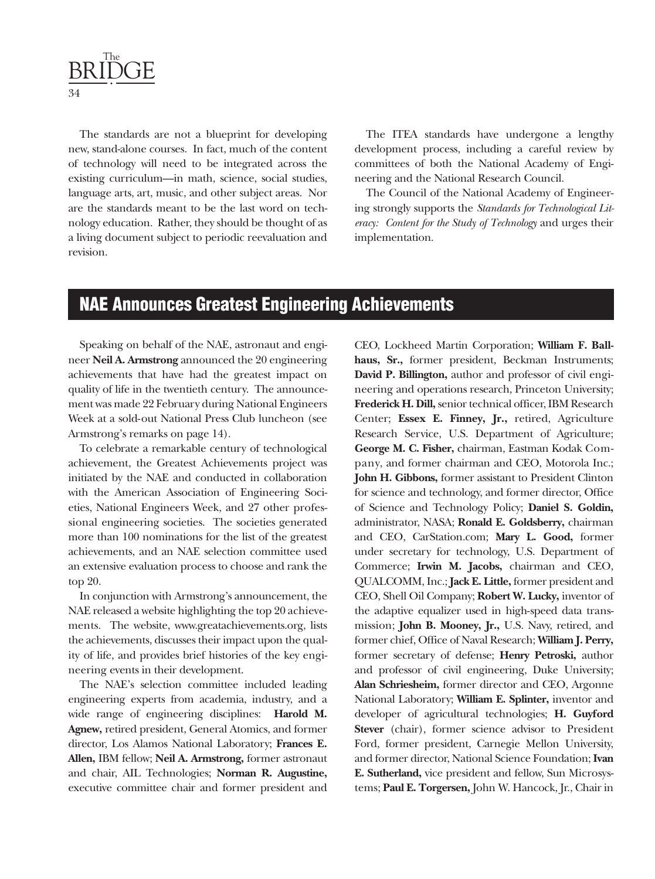The standards are not a blueprint for developing new, stand-alone courses. In fact, much of the content of technology will need to be integrated across the existing curriculum—in math, science, social studies, language arts, art, music, and other subject areas. Nor are the standards meant to be the last word on technology education. Rather, they should be thought of as a living document subject to periodic reevaluation and revision.

The ITEA standards have undergone a lengthy development process, including a careful review by committees of both the National Academy of Engineering and the National Research Council.

The Council of the National Academy of Engineering strongly supports the *Standards for Technological Literacy: Content for the Study of Technology* and urges their implementation.

## NAE Announces Greatest Engineering Achievements

Speaking on behalf of the NAE, astronaut and engineer **Neil A. Armstrong** announced the 20 engineering achievements that have had the greatest impact on quality of life in the twentieth century. The announcement was made 22 February during National Engineers Week at a sold-out National Press Club luncheon (see Armstrong's remarks on page 14).

To celebrate a remarkable century of technological achievement, the Greatest Achievements project was initiated by the NAE and conducted in collaboration with the American Association of Engineering Societies, National Engineers Week, and 27 other professional engineering societies. The societies generated more than 100 nominations for the list of the greatest achievements, and an NAE selection committee used an extensive evaluation process to choose and rank the top 20.

In conjunction with Armstrong's announcement, the NAE released a website highlighting the top 20 achievements. The website, www.greatachievements.org, lists the achievements, discusses their impact upon the quality of life, and provides brief histories of the key engineering events in their development.

The NAE's selection committee included leading engineering experts from academia, industry, and a wide range of engineering disciplines: **Harold M. Agnew,** retired president, General Atomics, and former director, Los Alamos National Laboratory; **Frances E. Allen,** IBM fellow; **Neil A. Armstrong,** former astronaut and chair, AIL Technologies; **Norman R. Augustine,** executive committee chair and former president and CEO, Lockheed Martin Corporation; **William F. Ballhaus, Sr.,** former president, Beckman Instruments; **David P. Billington,** author and professor of civil engineering and operations research, Princeton University; **Frederick H. Dill,** senior technical officer, IBM Research Center; **Essex E. Finney, Jr.,** retired, Agriculture Research Service, U.S. Department of Agriculture; **George M. C. Fisher,** chairman, Eastman Kodak Company, and former chairman and CEO, Motorola Inc.; **John H. Gibbons,** former assistant to President Clinton for science and technology, and former director, Office of Science and Technology Policy; **Daniel S. Goldin,** administrator, NASA; **Ronald E. Goldsberry,** chairman and CEO, CarStation.com; **Mary L. Good,** former under secretary for technology, U.S. Department of Commerce; **Irwin M. Jacobs,** chairman and CEO, QUALCOMM, Inc.; **Jack E. Little,** former president and CEO, Shell Oil Company; **Robert W. Lucky,** inventor of the adaptive equalizer used in high-speed data transmission; **John B. Mooney, Jr.,** U.S. Navy, retired, and former chief, Office of Naval Research; **William J. Perry,** former secretary of defense; **Henry Petroski,** author and professor of civil engineering, Duke University; **Alan Schriesheim,** former director and CEO, Argonne National Laboratory; **William E. Splinter,** inventor and developer of agricultural technologies; **H. Guyford Stever** (chair), former science advisor to President Ford, former president, Carnegie Mellon University, and former director, National Science Foundation; **Ivan E. Sutherland,** vice president and fellow, Sun Microsystems; **Paul E. Torgersen,** John W. Hancock, Jr., Chair in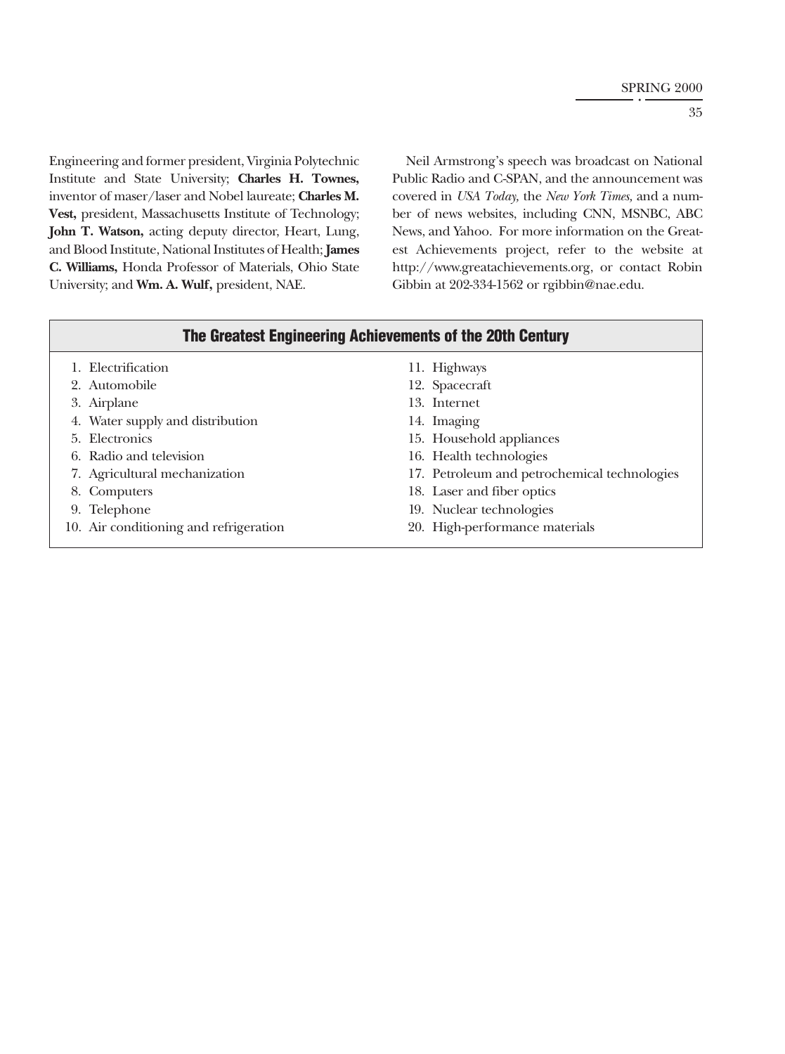Engineering and former president, Virginia Polytechnic Institute and State University; **Charles H. Townes,** inventor of maser/laser and Nobel laureate; **Charles M. Vest,** president, Massachusetts Institute of Technology; **John T. Watson,** acting deputy director, Heart, Lung, and Blood Institute, National Institutes of Health; **James C. Williams,** Honda Professor of Materials, Ohio State University; and **Wm. A. Wulf,** president, NAE.

Neil Armstrong's speech was broadcast on National Public Radio and C-SPAN, and the announcement was covered in *USA Today,* the *New York Times,* and a number of news websites, including CNN, MSNBC, ABC News, and Yahoo. For more information on the Greatest Achievements project, refer to the website at http://www.greatachievements.org, or contact Robin Gibbin at 202-334-1562 or rgibbin@nae.edu.

### The Greatest Engineering Achievements of the 20th Century

1. Electrification
2. Automobile
3. Airplane
4. Water supply and distribution
5. Electronics
6. Radio and television
7. Agricultural mechanization
8. Computers
9. Telephone
10. Air conditioning and refrigeration
11. Highways
12. Spacecraft
13. Internet
14. Imaging
15. Household appliances
16. Health technologies
17. Petroleum and petrochemical technologies
18. Laser and fiber optics
19. Nuclear technologies
20. High-performance materials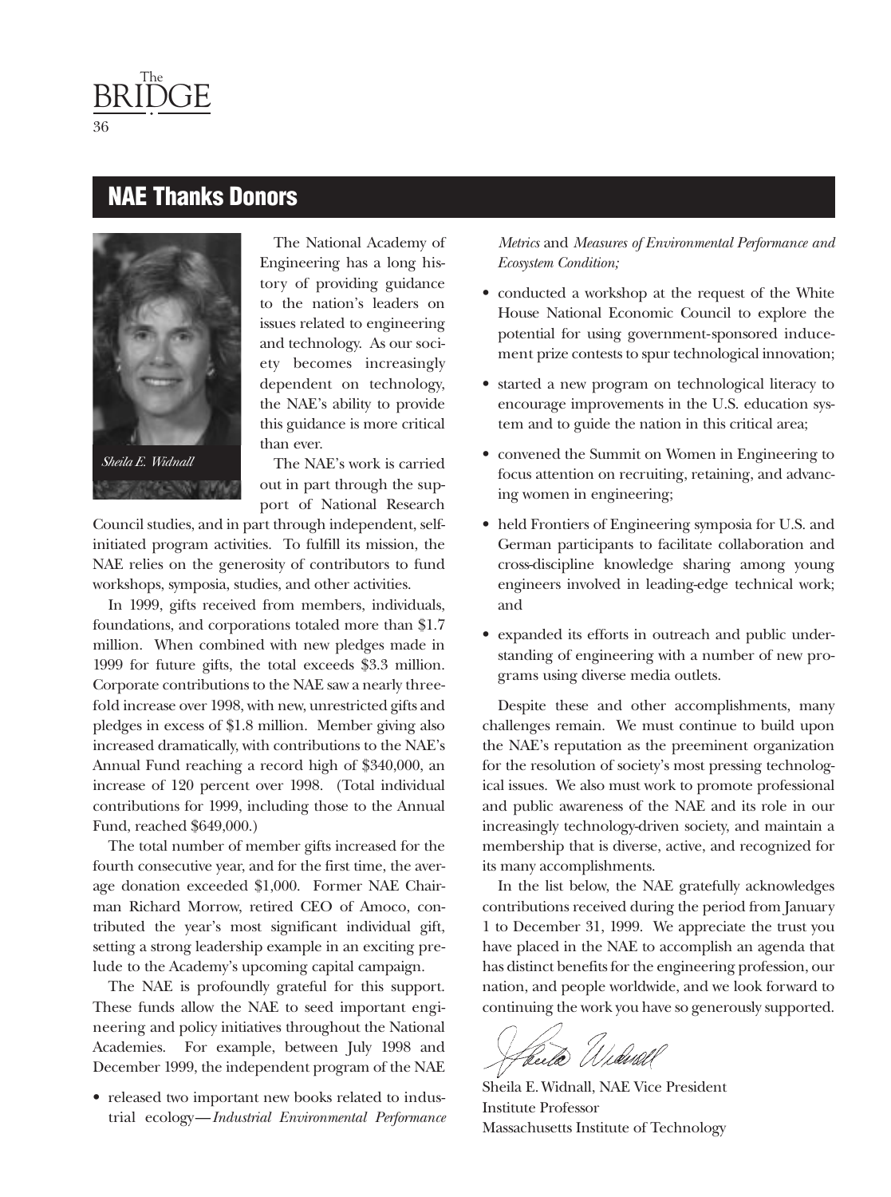## NAE Thanks Donors

*Sheila E. Widnall*

The National Academy of Engineering has a long history of providing guidance to the nation's leaders on issues related to engineering and technology. As our society becomes increasingly dependent on technology, the NAE's ability to provide this guidance is more critical than ever.

The NAE's work is carried out in part through the support of National Research Council studies, and in part through independent, self-initiated program activities. To fulfill its mission, the NAE relies on the generosity of contributors to fund workshops, symposia, studies, and other activities.

In 1999, gifts received from members, individuals, foundations, and corporations totaled more than $1.7 million. When combined with new pledges made in 1999 for future gifts, the total exceeds $3.3 million. Corporate contributions to the NAE saw a nearly threefold increase over 1998, with new, unrestricted gifts and pledges in excess of $1.8 million. Member giving also increased dramatically, with contributions to the NAE's Annual Fund reaching a record high of $340,000, an increase of 120 percent over 1998. (Total individual contributions for 1999, including those to the Annual Fund, reached $649,000.)

The total number of member gifts increased for the fourth consecutive year, and for the first time, the average donation exceeded $1,000. Former NAE Chairman Richard Morrow, retired CEO of Amoco, contributed the year's most significant individual gift, setting a strong leadership example in an exciting prelude to the Academy's upcoming capital campaign.

The NAE is profoundly grateful for this support. These funds allow the NAE to seed important engineering and policy initiatives throughout the National Academies. For example, between July 1998 and December 1999, the independent program of the NAE

- released two important new books related to industrial ecology—*Industrial Environmental Performance Metrics* and *Measures of Environmental Performance and Ecosystem Condition;*
- conducted a workshop at the request of the White House National Economic Council to explore the potential for using government-sponsored inducement prize contests to spur technological innovation;
- started a new program on technological literacy to encourage improvements in the U.S. education system and to guide the nation in this critical area;
- convened the Summit on Women in Engineering to focus attention on recruiting, retaining, and advancing women in engineering;
- held Frontiers of Engineering symposia for U.S. and German participants to facilitate collaboration and cross-discipline knowledge sharing among young engineers involved in leading-edge technical work; and
- expanded its efforts in outreach and public understanding of engineering with a number of new programs using diverse media outlets.

Despite these and other accomplishments, many challenges remain. We must continue to build upon the NAE's reputation as the preeminent organization for the resolution of society's most pressing technological issues. We also must work to promote professional and public awareness of the NAE and its role in our increasingly technology-driven society, and maintain a membership that is diverse, active, and recognized for its many accomplishments.

In the list below, the NAE gratefully acknowledges contributions received during the period from January 1 to December 31, 1999. We appreciate the trust you have placed in the NAE to accomplish an agenda that has distinct benefits for the engineering profession, our nation, and people worldwide, and we look forward to continuing the work you have so generously supported.

Sheila E. Widnall, NAE Vice President
Institute Professor
Massachusetts Institute of Technology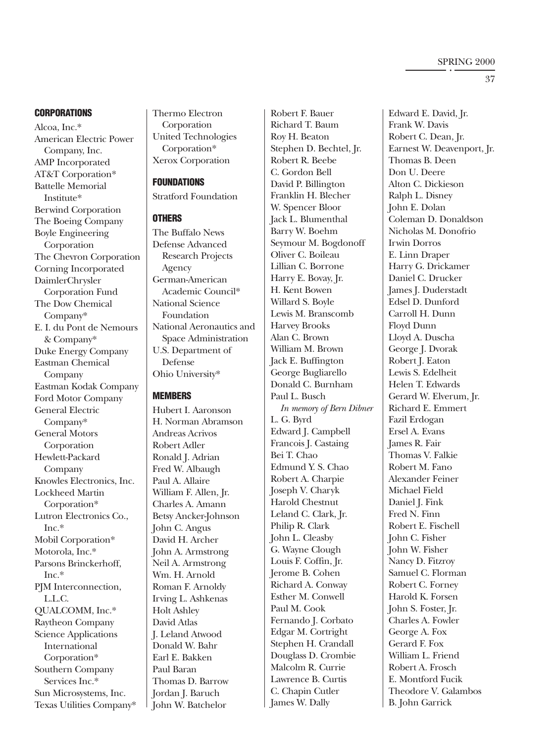### CORPORATIONS

Alcoa, Inc.*
American Electric Power Company, Inc.
AMP Incorporated
AT&T Corporation*
Battelle Memorial Institute*
Berwind Corporation
The Boeing Company
Boyle Engineering Corporation
The Chevron Corporation
Corning Incorporated
DaimlerChrysler Corporation Fund
The Dow Chemical Company*
E. I. du Pont de Nemours & Company*
Duke Energy Company
Eastman Chemical Company
Eastman Kodak Company
Ford Motor Company
General Electric Company*
General Motors Corporation
Hewlett-Packard Company
Knowles Electronics, Inc.
Lockheed Martin Corporation*
Lutron Electronics Co., Inc.*
Mobil Corporation*
Motorola, Inc.*
Parsons Brinckerhoff, Inc.*
PJM Interconnection, L.L.C.
QUALCOMM, Inc.*
Raytheon Company
Science Applications International Corporation*
Southern Company Services Inc.*
Sun Microsystems, Inc.
Texas Utilities Company*
Thermo Electron Corporation
United Technologies Corporation*
Xerox Corporation

### FOUNDATIONS

Stratford Foundation

### OTHERS

The Buffalo News
Defense Advanced Research Projects Agency
German-American Academic Council*
National Science Foundation
National Aeronautics and Space Administration
U.S. Department of Defense
Ohio University*

### MEMBERS

Hubert I. Aaronson
H. Norman Abramson
Andreas Acrivos
Robert Adler
Ronald J. Adrian
Fred W. Albaugh
Paul A. Allaire
William F. Allen, Jr.
Charles A. Amann
Betsy Ancker-Johnson
John C. Angus
David H. Archer
John A. Armstrong
Neil A. Armstrong
Wm. H. Arnold
Roman F. Arnoldy
Irving L. Ashkenas
Holt Ashley
David Atlas
J. Leland Atwood
Donald W. Bahr
Earl E. Bakken
Paul Baran
Thomas D. Barrow
Jordan J. Baruch
John W. Batchelor
Robert F. Bauer
Richard T. Baum
Roy H. Beaton
Stephen D. Bechtel, Jr.
Robert R. Beebe
C. Gordon Bell
David P. Billington
Franklin H. Blecher
W. Spencer Bloor
Jack L. Blumenthal
Barry W. Boehm
Seymour M. Bogdonoff
Oliver C. Boileau
Lillian C. Borrone
Harry E. Bovay, Jr.
H. Kent Bowen
Willard S. Boyle
Lewis M. Branscomb
Harvey Brooks
Alan C. Brown
William M. Brown
Jack E. Buffington
George Bugliarello
Donald C. Burnham
Paul L. Busch
*In memory of Bern Dibner*
L. G. Byrd
Edward J. Campbell
Francois J. Castaing
Bei T. Chao
Edmund Y. S. Chao
Robert A. Charpie
Joseph V. Charyk
Harold Chestnut
Leland C. Clark, Jr.
Philip R. Clark
John L. Cleasby
G. Wayne Clough
Louis F. Coffin, Jr.
Jerome B. Cohen
Richard A. Conway
Esther M. Conwell
Paul M. Cook
Fernando J. Corbato
Edgar M. Cortright
Stephen H. Crandall
Douglass D. Crombie
Malcolm R. Currie
Lawrence B. Curtis
C. Chapin Cutler
James W. Dally
Edward E. David, Jr.
Frank W. Davis
Robert C. Dean, Jr.
Earnest W. Deavenport, Jr.
Thomas B. Deen
Don U. Deere
Alton C. Dickieson
Ralph L. Disney
John E. Dolan
Coleman D. Donaldson
Nicholas M. Donofrio
Irwin Dorros
E. Linn Draper
Harry G. Drickamer
Daniel C. Drucker
James J. Duderstadt
Edsel D. Dunford
Carroll H. Dunn
Floyd Dunn
Lloyd A. Duscha
George J. Dvorak
Robert J. Eaton
Lewis S. Edelheit
Helen T. Edwards
Gerard W. Elverum, Jr.
Richard E. Emmert
Fazil Erdogan
Ersel A. Evans
James R. Fair
Thomas V. Falkie
Robert M. Fano
Alexander Feiner
Michael Field
Daniel J. Fink
Fred N. Finn
Robert E. Fischell
John C. Fisher
John W. Fisher
Nancy D. Fitzroy
Samuel C. Florman
Robert C. Forney
Harold K. Forsen
John S. Foster, Jr.
Charles A. Fowler
George A. Fox
Gerard F. Fox
William L. Friend
Robert A. Frosch
E. Montford Fucik
Theodore V. Galambos
B. John Garrick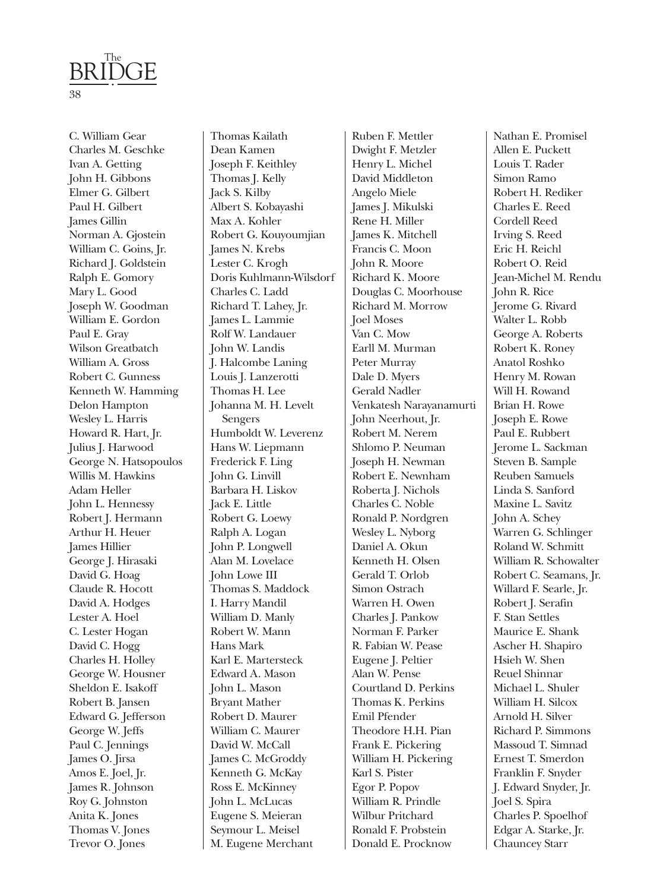C. William Gear
Charles M. Geschke
Ivan A. Getting
John H. Gibbons
Elmer G. Gilbert
Paul H. Gilbert
James Gillin
Norman A. Gjostein
William C. Goins, Jr.
Richard J. Goldstein
Ralph E. Gomory
Mary L. Good
Joseph W. Goodman
William E. Gordon
Paul E. Gray
Wilson Greatbatch
William A. Gross
Robert C. Gunness
Kenneth W. Hamming
Delon Hampton
Wesley L. Harris
Howard R. Hart, Jr.
Julius J. Harwood
George N. Hatsopoulos
Willis M. Hawkins
Adam Heller
John L. Hennessy
Robert J. Hermann
Arthur H. Heuer
James Hillier
George J. Hirasaki
David G. Hoag
Claude R. Hocott
David A. Hodges
Lester A. Hoel
C. Lester Hogan
David C. Hogg
Charles H. Holley
George W. Housner
Sheldon E. Isakoff
Robert B. Jansen
Edward G. Jefferson
George W. Jeffs
Paul C. Jennings
James O. Jirsa
Amos E. Joel, Jr.
James R. Johnson
Roy G. Johnston
Anita K. Jones
Thomas V. Jones
Trevor O. Jones

Thomas Kailath
Dean Kamen
Joseph F. Keithley
Thomas J. Kelly
Jack S. Kilby
Albert S. Kobayashi
Max A. Kohler
Robert G. Kouyoumjian
James N. Krebs
Lester C. Krogh
Doris Kuhlmann-Wilsdorf
Charles C. Ladd
Richard T. Lahey, Jr.
James L. Lammie
Rolf W. Landauer
John W. Landis
J. Halcombe Laning
Louis J. Lanzerotti
Thomas H. Lee
Johanna M. H. Levelt Sengers
Humboldt W. Leverenz
Hans W. Liepmann
Frederick F. Ling
John G. Linvill
Barbara H. Liskov
Jack E. Little
Robert G. Loewy
Ralph A. Logan
John P. Longwell
Alan M. Lovelace
John Lowe III
Thomas S. Maddock
I. Harry Mandil
William D. Manly
Robert W. Mann
Hans Mark
Karl E. Martersteck
Edward A. Mason
John L. Mason
Bryant Mather
Robert D. Maurer
William C. Maurer
David W. McCall
James C. McGroddy
Kenneth G. McKay
Ross E. McKinney
John L. McLucas
Eugene S. Meieran
Seymour L. Meisel
M. Eugene Merchant

Ruben F. Mettler
Dwight F. Metzler
Henry L. Michel
David Middleton
Angelo Miele
James J. Mikulski
Rene H. Miller
James K. Mitchell
Francis C. Moon
John R. Moore
Richard K. Moore
Douglas C. Moorhouse
Richard M. Morrow
Joel Moses
Van C. Mow
Earll M. Murman
Peter Murray
Dale D. Myers
Gerald Nadler
Venkatesh Narayanamurti
John Neerhout, Jr.
Robert M. Nerem
Shlomo P. Neuman
Joseph H. Newman
Robert E. Newnham
Roberta J. Nichols
Charles C. Noble
Ronald P. Nordgren
Wesley L. Nyborg
Daniel A. Okun
Kenneth H. Olsen
Gerald T. Orlob
Simon Ostrach
Warren H. Owen
Charles J. Pankow
Norman F. Parker
R. Fabian W. Pease
Eugene J. Peltier
Alan W. Pense
Courtland D. Perkins
Thomas K. Perkins
Emil Pfender
Theodore H.H. Pian
Frank E. Pickering
William H. Pickering
Karl S. Pister
Egor P. Popov
William R. Prindle
Wilbur Pritchard
Ronald F. Probstein
Donald E. Procknow

Nathan E. Promisel
Allen E. Puckett
Louis T. Rader
Simon Ramo
Robert H. Rediker
Charles E. Reed
Cordell Reed
Irving S. Reed
Eric H. Reichl
Robert O. Reid
Jean-Michel M. Rendu
John R. Rice
Jerome G. Rivard
Walter L. Robb
George A. Roberts
Robert K. Roney
Anatol Roshko
Henry M. Rowan
Will H. Rowand
Brian H. Rowe
Joseph E. Rowe
Paul E. Rubbert
Jerome L. Sackman
Steven B. Sample
Reuben Samuels
Linda S. Sanford
Maxine L. Savitz
John A. Schey
Warren G. Schlinger
Roland W. Schmitt
William R. Schowalter
Robert C. Seamans, Jr.
Willard F. Searle, Jr.
Robert J. Serafin
F. Stan Settles
Maurice E. Shank
Ascher H. Shapiro
Hsieh W. Shen
Reuel Shinnar
Michael L. Shuler
William H. Silcox
Arnold H. Silver
Richard P. Simmons
Massoud T. Simnad
Ernest T. Smerdon
Franklin F. Snyder
J. Edward Snyder, Jr.
Joel S. Spira
Charles P. Spoelhof
Edgar A. Starke, Jr.
Chauncey Starr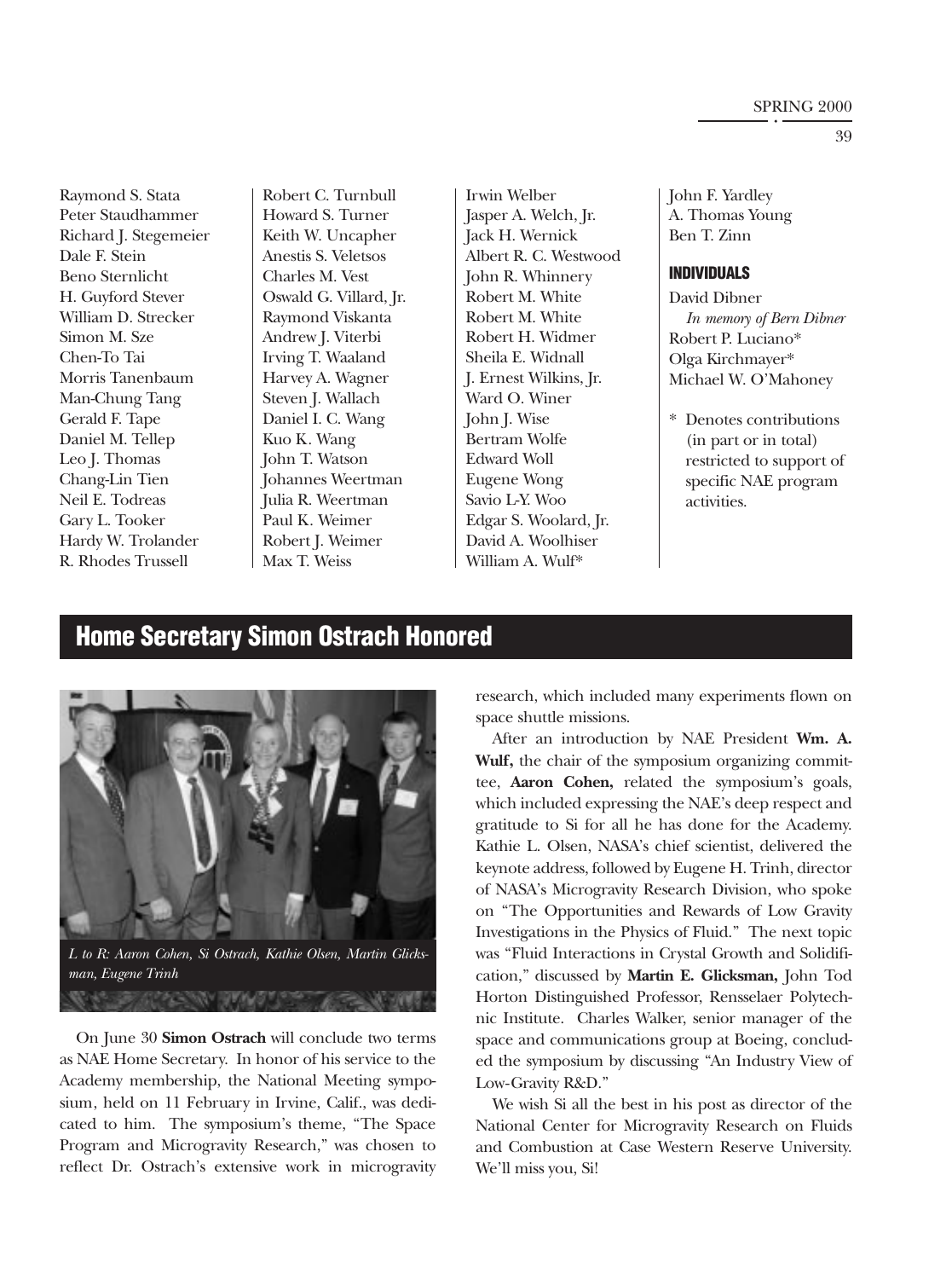Raymond S. Stata
Peter Staudhammer
Richard J. Stegemeier
Dale F. Stein
Beno Sternlicht
H. Guyford Stever
William D. Strecker
Simon M. Sze
Chen-To Tai
Morris Tanenbaum
Man-Chung Tang
Gerald F. Tape
Daniel M. Tellep
Leo J. Thomas
Chang-Lin Tien
Neil E. Todreas
Gary L. Tooker
Hardy W. Trolander
R. Rhodes Trussell
Robert C. Turnbull
Howard S. Turner
Keith W. Uncapher
Anestis S. Veletsos
Charles M. Vest
Oswald G. Villard, Jr.
Raymond Viskanta
Andrew J. Viterbi
Irving T. Waaland
Harvey A. Wagner
Steven J. Wallach
Daniel I. C. Wang
Kuo K. Wang
John T. Watson
Johannes Weertman
Julia R. Weertman
Paul K. Weimer
Robert J. Weimer
Max T. Weiss
Irwin Welber
Jasper A. Welch, Jr.
Jack H. Wernick
Albert R. C. Westwood
John R. Whinnery
Robert M. White
Robert M. White
Robert H. Widmer
Sheila E. Widnall
J. Ernest Wilkins, Jr.
Ward O. Winer
John J. Wise
Bertram Wolfe
Edward Woll
Eugene Wong
Savio L-Y. Woo
Edgar S. Woolard, Jr.
David A. Woolhiser
William A. Wulf*
John F. Yardley
A. Thomas Young
Ben T. Zinn

### INDIVIDUALS

David Dibner
*In memory of Bern Dibner*
Robert P. Luciano*
Olga Kirchmayer*
Michael W. O'Mahoney

\* Denotes contributions (in part or in total) restricted to support of specific NAE program activities.

## Home Secretary Simon Ostrach Honored

*L to R: Aaron Cohen, Si Ostrach, Kathie Olsen, Martin Glicksman, Eugene Trinh*

On June 30 **Simon Ostrach** will conclude two terms as NAE Home Secretary. In honor of his service to the Academy membership, the National Meeting symposium, held on 11 February in Irvine, Calif., was dedicated to him. The symposium's theme, "The Space Program and Microgravity Research," was chosen to reflect Dr. Ostrach's extensive work in microgravity research, which included many experiments flown on space shuttle missions.

After an introduction by NAE President **Wm. A. Wulf,** the chair of the symposium organizing committee, **Aaron Cohen,** related the symposium's goals, which included expressing the NAE's deep respect and gratitude to Si for all he has done for the Academy. Kathie L. Olsen, NASA's chief scientist, delivered the keynote address, followed by Eugene H. Trinh, director of NASA's Microgravity Research Division, who spoke on "The Opportunities and Rewards of Low Gravity Investigations in the Physics of Fluid." The next topic was "Fluid Interactions in Crystal Growth and Solidification," discussed by **Martin E. Glicksman,** John Tod Horton Distinguished Professor, Rensselaer Polytechnic Institute. Charles Walker, senior manager of the space and communications group at Boeing, concluded the symposium by discussing "An Industry View of Low-Gravity R&D."

We wish Si all the best in his post as director of the National Center for Microgravity Research on Fluids and Combustion at Case Western Reserve University. We'll miss you, Si!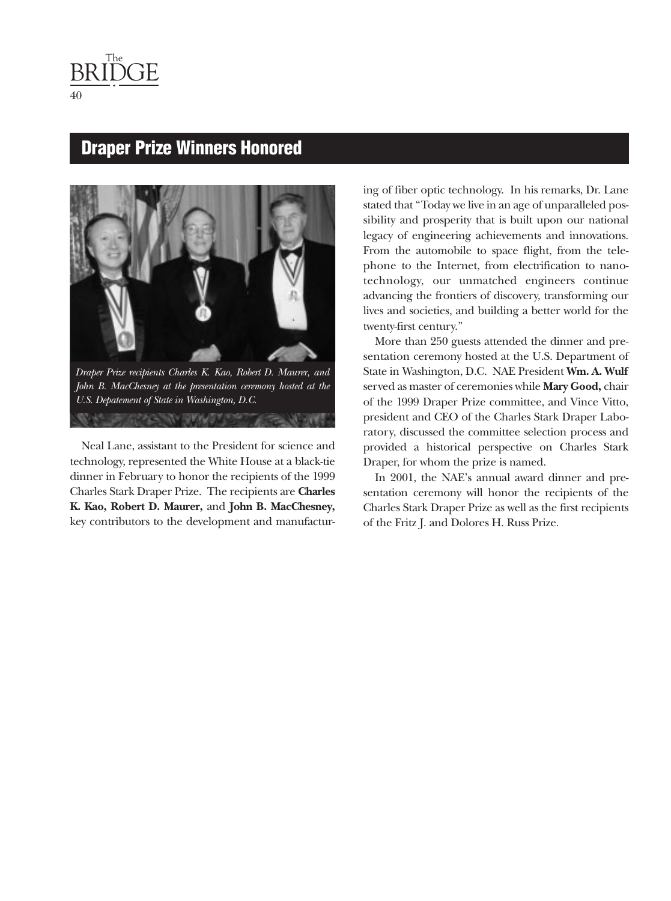## Draper Prize Winners Honored

*Draper Prize recipients Charles K. Kao, Robert D. Maurer, and John B. MacChesney at the presentation ceremony hosted at the U.S. Depatement of State in Washington, D.C.*

Neal Lane, assistant to the President for science and technology, represented the White House at a black-tie dinner in February to honor the recipients of the 1999 Charles Stark Draper Prize. The recipients are **Charles K. Kao, Robert D. Maurer,** and **John B. MacChesney,** key contributors to the development and manufacturing of fiber optic technology. In his remarks, Dr. Lane stated that "Today we live in an age of unparalleled possibility and prosperity that is built upon our national legacy of engineering achievements and innovations. From the automobile to space flight, from the telephone to the Internet, from electrification to nanotechnology, our unmatched engineers continue advancing the frontiers of discovery, transforming our lives and societies, and building a better world for the twenty-first century."

More than 250 guests attended the dinner and presentation ceremony hosted at the U.S. Department of State in Washington, D.C. NAE President **Wm. A. Wulf** served as master of ceremonies while **Mary Good,** chair of the 1999 Draper Prize committee, and Vince Vitto, president and CEO of the Charles Stark Draper Laboratory, discussed the committee selection process and provided a historical perspective on Charles Stark Draper, for whom the prize is named.

In 2001, the NAE's annual award dinner and presentation ceremony will honor the recipients of the Charles Stark Draper Prize as well as the first recipients of the Fritz J. and Dolores H. Russ Prize.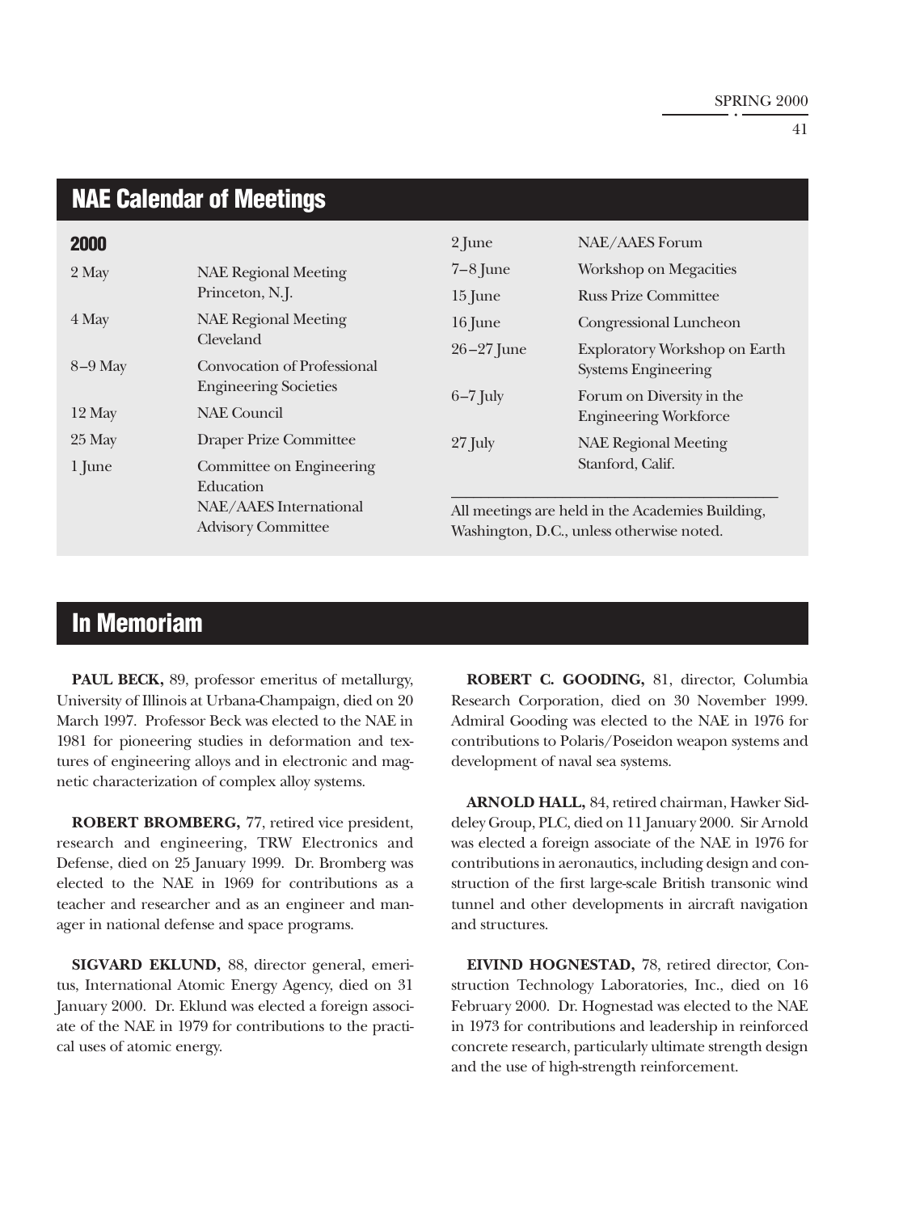## NAE Calendar of Meetings

**2000**

| | |
|---|---|
| 2 May | NAE Regional Meeting<br>Princeton, N.J. |
| 4 May | NAE Regional Meeting<br>Cleveland |
| 8–9 May | Convocation of Professional Engineering Societies |
| 12 May | NAE Council |
| 25 May | Draper Prize Committee |
| 1 June | Committee on Engineering Education<br>NAE/AAES International Advisory Committee |
| 2 June | NAE/AAES Forum |
| 7–8 June | Workshop on Megacities |
| 15 June | Russ Prize Committee |
| 16 June | Congressional Luncheon |
| 26–27 June | Exploratory Workshop on Earth Systems Engineering |
| 6–7 July | Forum on Diversity in the Engineering Workforce |
| 27 July | NAE Regional Meeting<br>Stanford, Calif. |

All meetings are held in the Academies Building, Washington, D.C., unless otherwise noted.

## In Memoriam

**PAUL BECK,** 89, professor emeritus of metallurgy, University of Illinois at Urbana-Champaign, died on 20 March 1997. Professor Beck was elected to the NAE in 1981 for pioneering studies in deformation and textures of engineering alloys and in electronic and magnetic characterization of complex alloy systems.

**ROBERT BROMBERG,** 77, retired vice president, research and engineering, TRW Electronics and Defense, died on 25 January 1999. Dr. Bromberg was elected to the NAE in 1969 for contributions as a teacher and researcher and as an engineer and manager in national defense and space programs.

**SIGVARD EKLUND,** 88, director general, emeritus, International Atomic Energy Agency, died on 31 January 2000. Dr. Eklund was elected a foreign associate of the NAE in 1979 for contributions to the practical uses of atomic energy.

**ROBERT C. GOODING,** 81, director, Columbia Research Corporation, died on 30 November 1999. Admiral Gooding was elected to the NAE in 1976 for contributions to Polaris/Poseidon weapon systems and development of naval sea systems.

**ARNOLD HALL,** 84, retired chairman, Hawker Siddeley Group, PLC, died on 11 January 2000. Sir Arnold was elected a foreign associate of the NAE in 1976 for contributions in aeronautics, including design and construction of the first large-scale British transonic wind tunnel and other developments in aircraft navigation and structures.

**EIVIND HOGNESTAD,** 78, retired director, Construction Technology Laboratories, Inc., died on 16 February 2000. Dr. Hognestad was elected to the NAE in 1973 for contributions and leadership in reinforced concrete research, particularly ultimate strength design and the use of high-strength reinforcement.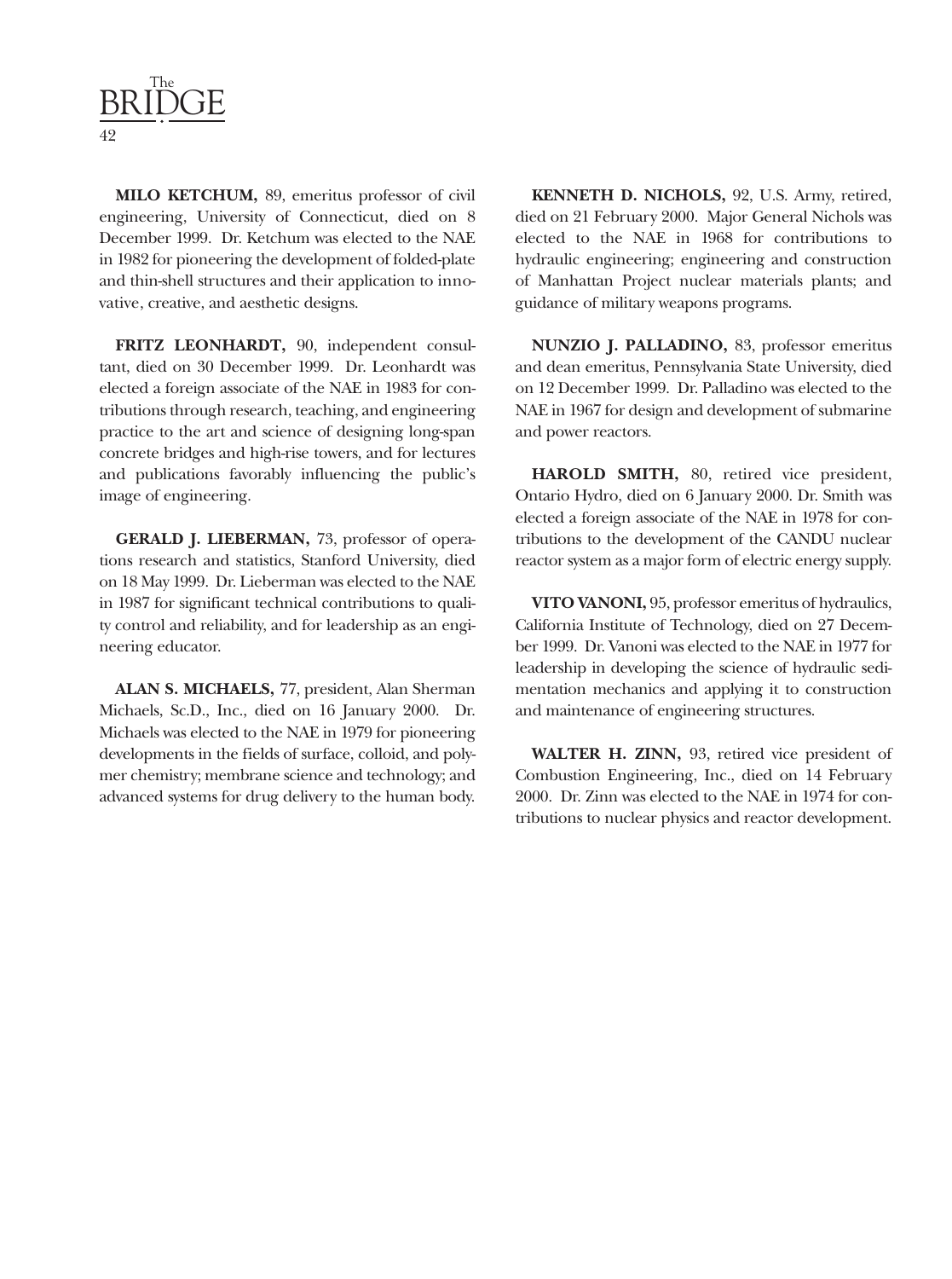**MILO KETCHUM,** 89, emeritus professor of civil engineering, University of Connecticut, died on 8 December 1999. Dr. Ketchum was elected to the NAE in 1982 for pioneering the development of folded-plate and thin-shell structures and their application to innovative, creative, and aesthetic designs.

**FRITZ LEONHARDT,** 90, independent consultant, died on 30 December 1999. Dr. Leonhardt was elected a foreign associate of the NAE in 1983 for contributions through research, teaching, and engineering practice to the art and science of designing long-span concrete bridges and high-rise towers, and for lectures and publications favorably influencing the public's image of engineering.

**GERALD J. LIEBERMAN,** 73, professor of operations research and statistics, Stanford University, died on 18 May 1999. Dr. Lieberman was elected to the NAE in 1987 for significant technical contributions to quality control and reliability, and for leadership as an engineering educator.

**ALAN S. MICHAELS,** 77, president, Alan Sherman Michaels, Sc.D., Inc., died on 16 January 2000. Dr. Michaels was elected to the NAE in 1979 for pioneering developments in the fields of surface, colloid, and polymer chemistry; membrane science and technology; and advanced systems for drug delivery to the human body.

**KENNETH D. NICHOLS,** 92, U.S. Army, retired, died on 21 February 2000. Major General Nichols was elected to the NAE in 1968 for contributions to hydraulic engineering; engineering and construction of Manhattan Project nuclear materials plants; and guidance of military weapons programs.

**NUNZIO J. PALLADINO,** 83, professor emeritus and dean emeritus, Pennsylvania State University, died on 12 December 1999. Dr. Palladino was elected to the NAE in 1967 for design and development of submarine and power reactors.

**HAROLD SMITH,** 80, retired vice president, Ontario Hydro, died on 6 January 2000. Dr. Smith was elected a foreign associate of the NAE in 1978 for contributions to the development of the CANDU nuclear reactor system as a major form of electric energy supply.

**VITO VANONI,** 95, professor emeritus of hydraulics, California Institute of Technology, died on 27 December 1999. Dr. Vanoni was elected to the NAE in 1977 for leadership in developing the science of hydraulic sedimentation mechanics and applying it to construction and maintenance of engineering structures.

**WALTER H. ZINN,** 93, retired vice president of Combustion Engineering, Inc., died on 14 February 2000. Dr. Zinn was elected to the NAE in 1974 for contributions to nuclear physics and reactor development.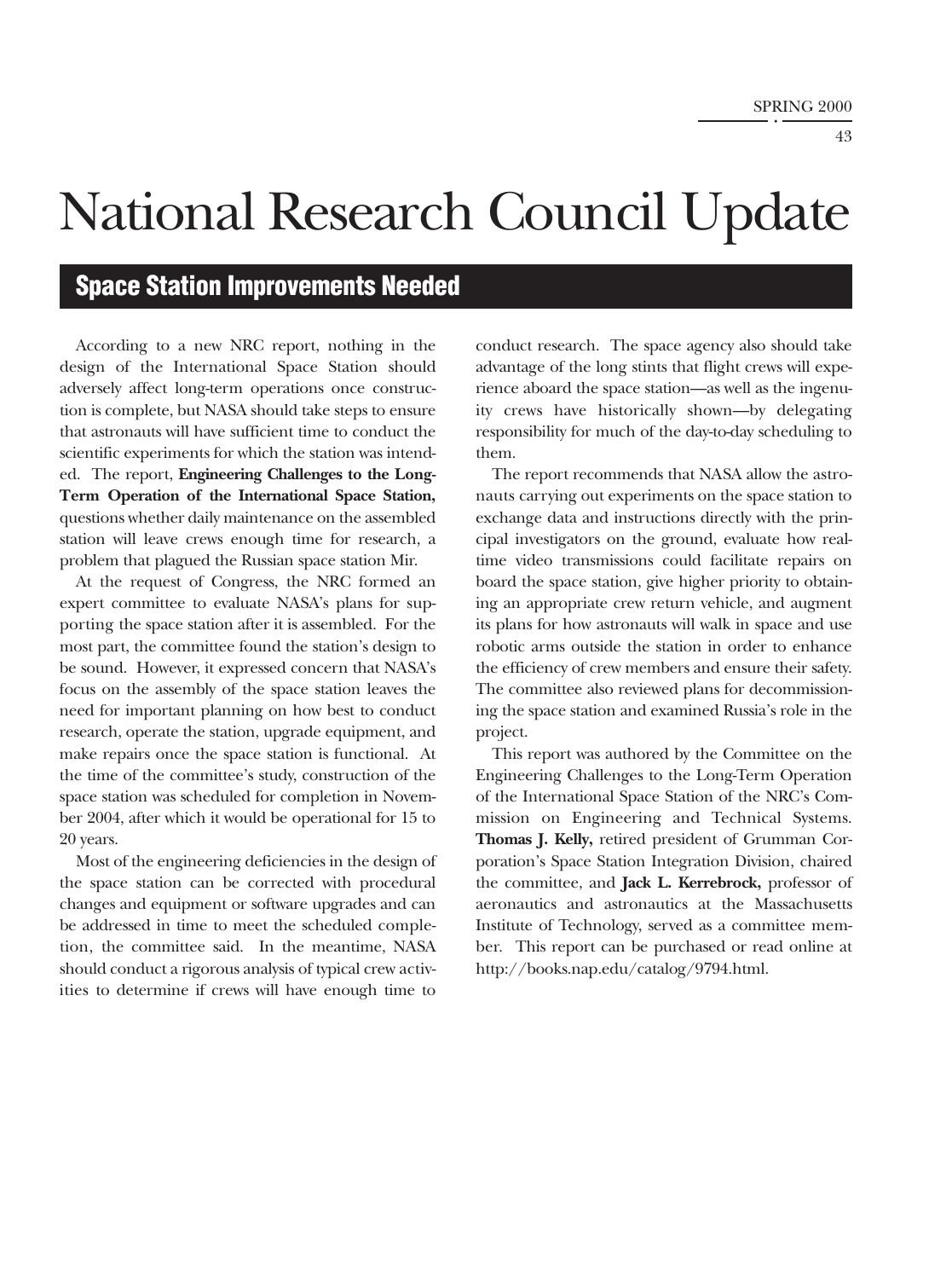# National Research Council Update

## Space Station Improvements Needed

According to a new NRC report, nothing in the design of the International Space Station should adversely affect long-term operations once construction is complete, but NASA should take steps to ensure that astronauts will have sufficient time to conduct the scientific experiments for which the station was intended. The report, **Engineering Challenges to the Long-Term Operation of the International Space Station,** questions whether daily maintenance on the assembled station will leave crews enough time for research, a problem that plagued the Russian space station Mir.

At the request of Congress, the NRC formed an expert committee to evaluate NASA's plans for supporting the space station after it is assembled. For the most part, the committee found the station's design to be sound. However, it expressed concern that NASA's focus on the assembly of the space station leaves the need for important planning on how best to conduct research, operate the station, upgrade equipment, and make repairs once the space station is functional. At the time of the committee's study, construction of the space station was scheduled for completion in November 2004, after which it would be operational for 15 to 20 years.

Most of the engineering deficiencies in the design of the space station can be corrected with procedural changes and equipment or software upgrades and can be addressed in time to meet the scheduled completion, the committee said. In the meantime, NASA should conduct a rigorous analysis of typical crew activities to determine if crews will have enough time to conduct research. The space agency also should take advantage of the long stints that flight crews will experience aboard the space station—as well as the ingenuity crews have historically shown—by delegating responsibility for much of the day-to-day scheduling to them.

The report recommends that NASA allow the astronauts carrying out experiments on the space station to exchange data and instructions directly with the principal investigators on the ground, evaluate how real-time video transmissions could facilitate repairs on board the space station, give higher priority to obtaining an appropriate crew return vehicle, and augment its plans for how astronauts will walk in space and use robotic arms outside the station in order to enhance the efficiency of crew members and ensure their safety. The committee also reviewed plans for decommissioning the space station and examined Russia's role in the project.

This report was authored by the Committee on the Engineering Challenges to the Long-Term Operation of the International Space Station of the NRC's Commission on Engineering and Technical Systems. **Thomas J. Kelly,** retired president of Grumman Corporation's Space Station Integration Division, chaired the committee, and **Jack L. Kerrebrock,** professor of aeronautics and astronautics at the Massachusetts Institute of Technology, served as a committee member. This report can be purchased or read online at http://books.nap.edu/catalog/9794.html.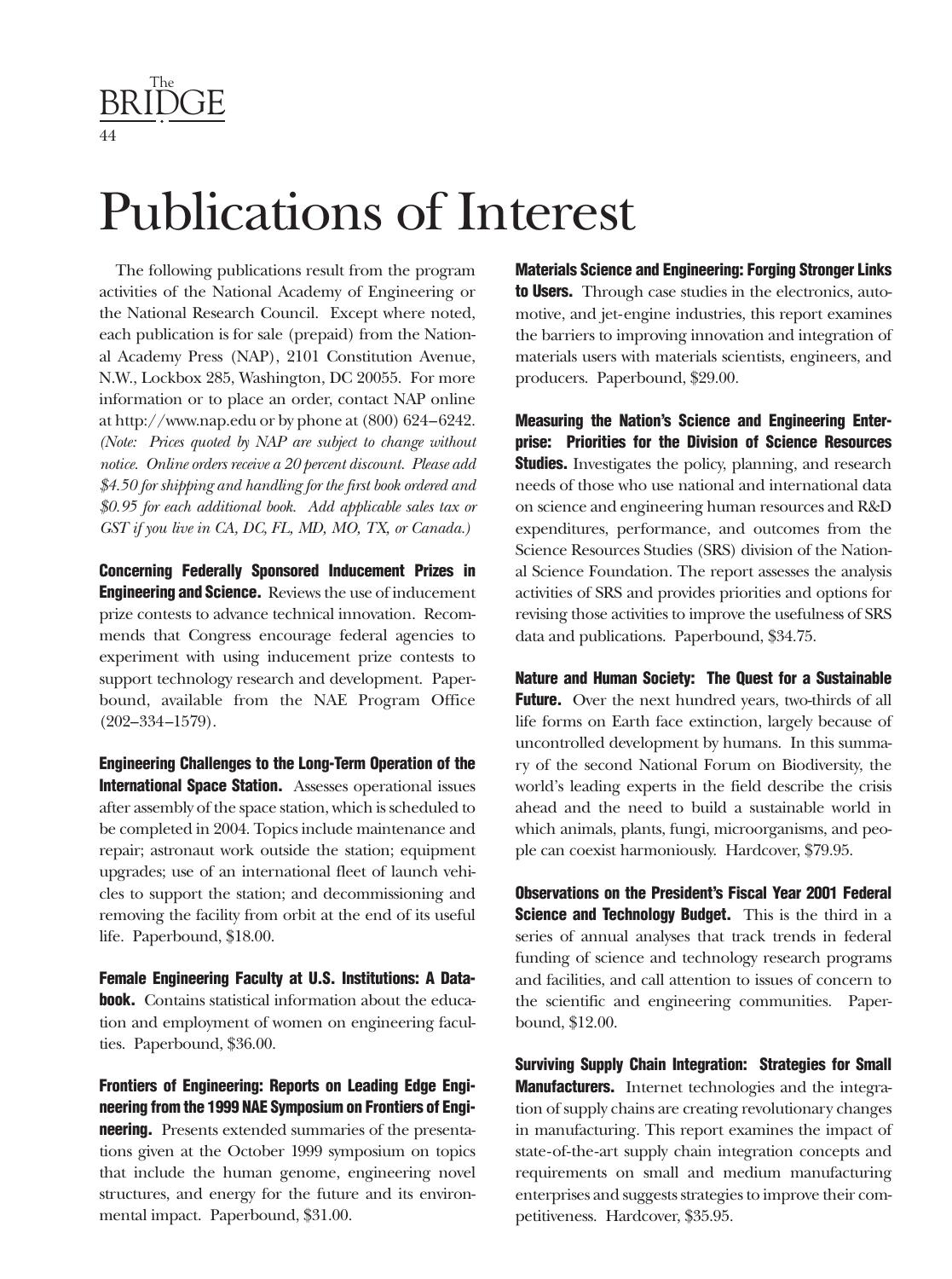# Publications of Interest

The following publications result from the program activities of the National Academy of Engineering or the National Research Council. Except where noted, each publication is for sale (prepaid) from the National Academy Press (NAP), 2101 Constitution Avenue, N.W., Lockbox 285, Washington, DC 20055. For more information or to place an order, contact NAP online at http://www.nap.edu or by phone at (800) 624–6242. *(Note: Prices quoted by NAP are subject to change without notice. Online orders receive a 20 percent discount. Please add $4.50 for shipping and handling for the first book ordered and $0.95 for each additional book. Add applicable sales tax or GST if you live in CA, DC, FL, MD, MO, TX, or Canada.)*

**Concerning Federally Sponsored Inducement Prizes in Engineering and Science.** Reviews the use of inducement prize contests to advance technical innovation. Recommends that Congress encourage federal agencies to experiment with using inducement prize contests to support technology research and development. Paperbound, available from the NAE Program Office (202–334–1579).

**Engineering Challenges to the Long-Term Operation of the International Space Station.** Assesses operational issues after assembly of the space station, which is scheduled to be completed in 2004. Topics include maintenance and repair; astronaut work outside the station; equipment upgrades; use of an international fleet of launch vehicles to support the station; and decommissioning and removing the facility from orbit at the end of its useful life. Paperbound, $18.00.

**Female Engineering Faculty at U.S. Institutions: A Databook.** Contains statistical information about the education and employment of women on engineering faculties. Paperbound, $36.00.

**Frontiers of Engineering: Reports on Leading Edge Engineering from the 1999 NAE Symposium on Frontiers of Engineering.** Presents extended summaries of the presentations given at the October 1999 symposium on topics that include the human genome, engineering novel structures, and energy for the future and its environmental impact. Paperbound, $31.00.

**Materials Science and Engineering: Forging Stronger Links to Users.** Through case studies in the electronics, automotive, and jet-engine industries, this report examines the barriers to improving innovation and integration of materials users with materials scientists, engineers, and producers. Paperbound, $29.00.

**Measuring the Nation's Science and Engineering Enterprise: Priorities for the Division of Science Resources Studies.** Investigates the policy, planning, and research needs of those who use national and international data on science and engineering human resources and R&D expenditures, performance, and outcomes from the Science Resources Studies (SRS) division of the National Science Foundation. The report assesses the analysis activities of SRS and provides priorities and options for revising those activities to improve the usefulness of SRS data and publications. Paperbound, $34.75.

**Nature and Human Society: The Quest for a Sustainable Future.** Over the next hundred years, two-thirds of all life forms on Earth face extinction, largely because of uncontrolled development by humans. In this summary of the second National Forum on Biodiversity, the world's leading experts in the field describe the crisis ahead and the need to build a sustainable world in which animals, plants, fungi, microorganisms, and people can coexist harmoniously. Hardcover, $79.95.

**Observations on the President's Fiscal Year 2001 Federal Science and Technology Budget.** This is the third in a series of annual analyses that track trends in federal funding of science and technology research programs and facilities, and call attention to issues of concern to the scientific and engineering communities. Paperbound, $12.00.

**Surviving Supply Chain Integration: Strategies for Small Manufacturers.** Internet technologies and the integration of supply chains are creating revolutionary changes in manufacturing. This report examines the impact of state-of-the-art supply chain integration concepts and requirements on small and medium manufacturing enterprises and suggests strategies to improve their competitiveness. Hardcover, $35.95.